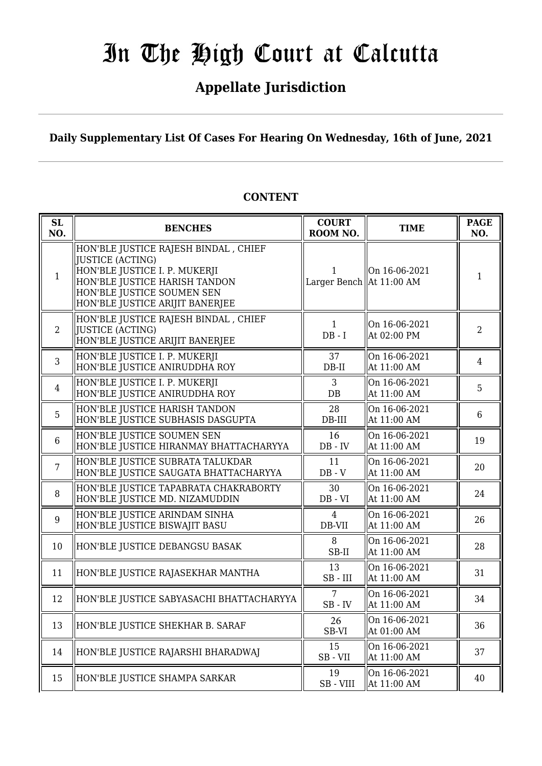# In The High Court at Calcutta

## Appellate Jurisdiction

**Daily Supplementary List Of Cases For Hearing On Wednesday, 16th of June, 2021**

### CONTENT

| SL NO. | BENCHES | COURT ROOM NO. | TIME | PAGE NO. |
|---|---|---|---|---|
| 1 | HON'BLE JUSTICE RAJESH BINDAL , CHIEF JUSTICE (ACTING)<br>HON'BLE JUSTICE I. P. MUKERJI<br>HON'BLE JUSTICE HARISH TANDON<br>HON'BLE JUSTICE SOUMEN SEN<br>HON'BLE JUSTICE ARIJIT BANERJEE | 1<br>Larger Bench | On 16-06-2021<br>At 11:00 AM | 1 |
| 2 | HON'BLE JUSTICE RAJESH BINDAL , CHIEF JUSTICE (ACTING)<br>HON'BLE JUSTICE ARIJIT BANERJEE | 1<br>DB - I | On 16-06-2021<br>At 02:00 PM | 2 |
| 3 | HON'BLE JUSTICE I. P. MUKERJI<br>HON'BLE JUSTICE ANIRUDDHA ROY | 37<br>DB-II | On 16-06-2021<br>At 11:00 AM | 4 |
| 4 | HON'BLE JUSTICE I. P. MUKERJI<br>HON'BLE JUSTICE ANIRUDDHA ROY | 3<br>DB | On 16-06-2021<br>At 11:00 AM | 5 |
| 5 | HON'BLE JUSTICE HARISH TANDON<br>HON'BLE JUSTICE SUBHASIS DASGUPTA | 28<br>DB-III | On 16-06-2021<br>At 11:00 AM | 6 |
| 6 | HON'BLE JUSTICE SOUMEN SEN<br>HON'BLE JUSTICE HIRANMAY BHATTACHARYYA | 16<br>DB - IV | On 16-06-2021<br>At 11:00 AM | 19 |
| 7 | HON'BLE JUSTICE SUBRATA TALUKDAR<br>HON'BLE JUSTICE SAUGATA BHATTACHARYYA | 11<br>DB - V | On 16-06-2021<br>At 11:00 AM | 20 |
| 8 | HON'BLE JUSTICE TAPABRATA CHAKRABORTY<br>HON'BLE JUSTICE MD. NIZAMUDDIN | 30<br>DB - VI | On 16-06-2021<br>At 11:00 AM | 24 |
| 9 | HON'BLE JUSTICE ARINDAM SINHA<br>HON'BLE JUSTICE BISWAJIT BASU | 4<br>DB-VII | On 16-06-2021<br>At 11:00 AM | 26 |
| 10 | HON'BLE JUSTICE DEBANGSU BASAK | 8<br>SB-II | On 16-06-2021<br>At 11:00 AM | 28 |
| 11 | HON'BLE JUSTICE RAJASEKHAR MANTHA | 13<br>SB - III | On 16-06-2021<br>At 11:00 AM | 31 |
| 12 | HON'BLE JUSTICE SABYASACHI BHATTACHARYYA | 7<br>SB - IV | On 16-06-2021<br>At 11:00 AM | 34 |
| 13 | HON'BLE JUSTICE SHEKHAR B. SARAF | 26<br>SB-VI | On 16-06-2021<br>At 01:00 AM | 36 |
| 14 | HON'BLE JUSTICE RAJARSHI BHARADWAJ | 15<br>SB - VII | On 16-06-2021<br>At 11:00 AM | 37 |
| 15 | HON'BLE JUSTICE SHAMPA SARKAR | 19<br>SB - VIII | On 16-06-2021<br>At 11:00 AM | 40 |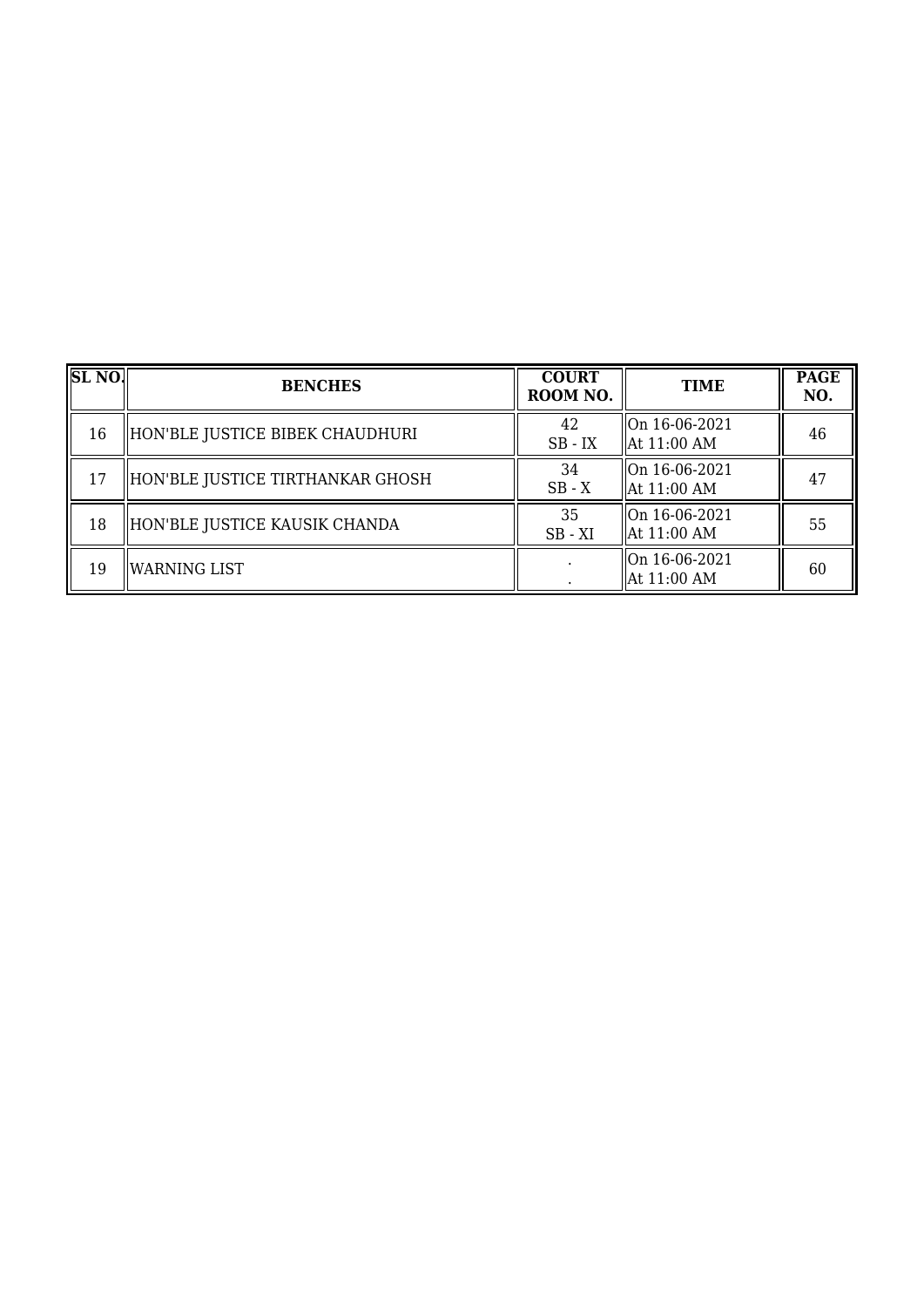| SL NO. | BENCHES | COURT ROOM NO. | TIME | PAGE NO. |
| --- | --- | --- | --- | --- |
| 16 | HON'BLE JUSTICE BIBEK CHAUDHURI | 42<br>SB - IX | On 16-06-2021<br>At 11:00 AM | 46 |
| 17 | HON'BLE JUSTICE TIRTHANKAR GHOSH | 34<br>SB - X | On 16-06-2021<br>At 11:00 AM | 47 |
| 18 | HON'BLE JUSTICE KAUSIK CHANDA | 35<br>SB - XI | On 16-06-2021<br>At 11:00 AM | 55 |
| 19 | WARNING LIST | .<br>. | On 16-06-2021<br>At 11:00 AM | 60 |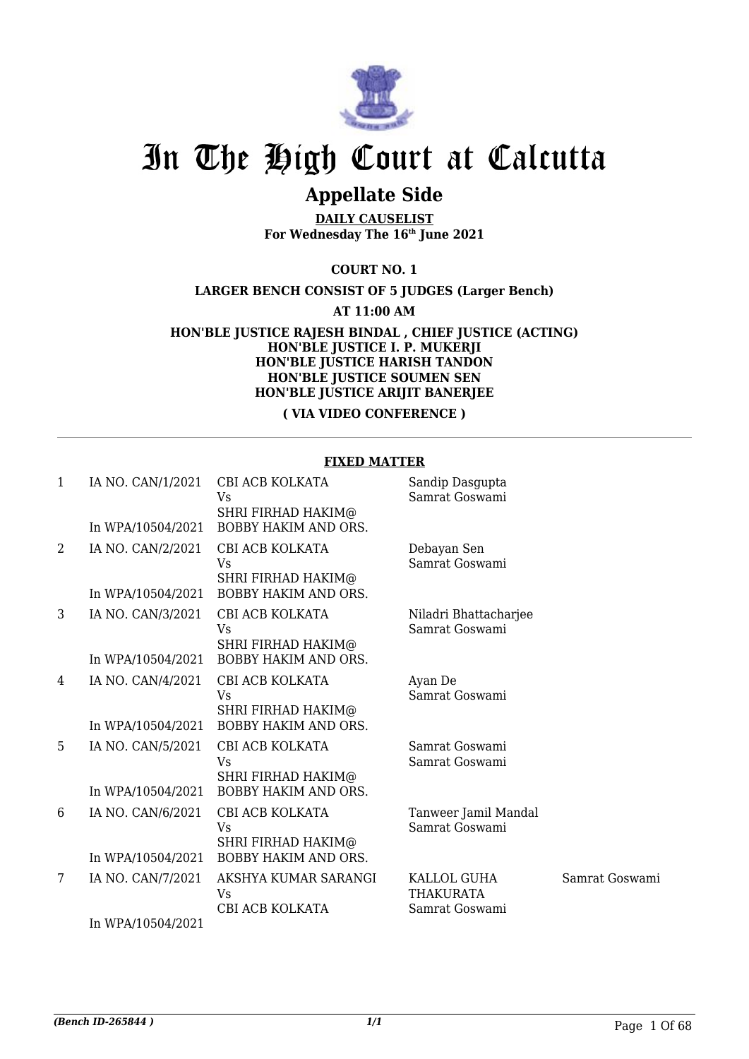# In The High Court at Calcutta

## Appellate Side

**DAILY CAUSELIST**
**For Wednesday The 16th June 2021**

**COURT NO. 1**

**LARGER BENCH CONSIST OF 5 JUDGES (Larger Bench)**

**AT 11:00 AM**

**HON'BLE JUSTICE RAJESH BINDAL , CHIEF JUSTICE (ACTING)**
**HON'BLE JUSTICE I. P. MUKERJI**
**HON'BLE JUSTICE HARISH TANDON**
**HON'BLE JUSTICE SOUMEN SEN**
**HON'BLE JUSTICE ARIJIT BANERJEE**

**( VIA VIDEO CONFERENCE )**

**FIXED MATTER**

| | | | | |
|---|---|---|---|---|
| 1 | IA NO. CAN/1/2021<br>In WPA/10504/2021 | CBI ACB KOLKATA<br>Vs<br>SHRI FIRHAD HAKIM@<br>BOBBY HAKIM AND ORS. | Sandip Dasgupta<br>Samrat Goswami | |
| 2 | IA NO. CAN/2/2021<br>In WPA/10504/2021 | CBI ACB KOLKATA<br>Vs<br>SHRI FIRHAD HAKIM@<br>BOBBY HAKIM AND ORS. | Debayan Sen<br>Samrat Goswami | |
| 3 | IA NO. CAN/3/2021<br>In WPA/10504/2021 | CBI ACB KOLKATA<br>Vs<br>SHRI FIRHAD HAKIM@<br>BOBBY HAKIM AND ORS. | Niladri Bhattacharjee<br>Samrat Goswami | |
| 4 | IA NO. CAN/4/2021<br>In WPA/10504/2021 | CBI ACB KOLKATA<br>Vs<br>SHRI FIRHAD HAKIM@<br>BOBBY HAKIM AND ORS. | Ayan De<br>Samrat Goswami | |
| 5 | IA NO. CAN/5/2021<br>In WPA/10504/2021 | CBI ACB KOLKATA<br>Vs<br>SHRI FIRHAD HAKIM@<br>BOBBY HAKIM AND ORS. | Samrat Goswami<br>Samrat Goswami | |
| 6 | IA NO. CAN/6/2021<br>In WPA/10504/2021 | CBI ACB KOLKATA<br>Vs<br>SHRI FIRHAD HAKIM@<br>BOBBY HAKIM AND ORS. | Tanweer Jamil Mandal<br>Samrat Goswami | |
| 7 | IA NO. CAN/7/2021<br>In WPA/10504/2021 | AKSHYA KUMAR SARANGI<br>Vs<br>CBI ACB KOLKATA | KALLOL GUHA<br>THAKURATA<br>Samrat Goswami | Samrat Goswami |

(Bench ID-265844 )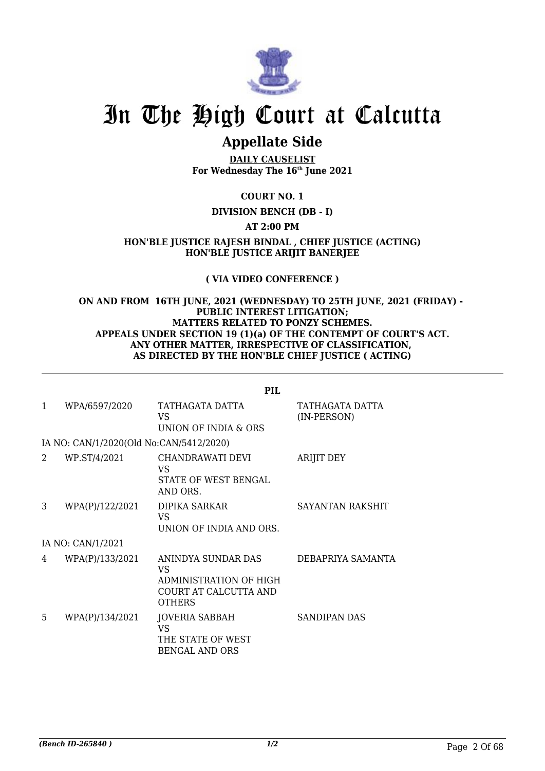# In The High Court at Calcutta

## Appellate Side

**DAILY CAUSELIST**
**For Wednesday The 16th June 2021**

**COURT NO. 1**

**DIVISION BENCH (DB - I)**

**AT 2:00 PM**

**HON'BLE JUSTICE RAJESH BINDAL , CHIEF JUSTICE (ACTING)**
**HON'BLE JUSTICE ARIJIT BANERJEE**

**( VIA VIDEO CONFERENCE )**

**ON AND FROM 16TH JUNE, 2021 (WEDNESDAY) TO 25TH JUNE, 2021 (FRIDAY) - PUBLIC INTEREST LITIGATION;**
**MATTERS RELATED TO PONZY SCHEMES.**
**APPEALS UNDER SECTION 19 (1)(a) OF THE CONTEMPT OF COURT'S ACT.**
**ANY OTHER MATTER, IRRESPECTIVE OF CLASSIFICATION, AS DIRECTED BY THE HON'BLE CHIEF JUSTICE ( ACTING)**

**PIL**

| | | | |
|---|---|---|---|
| 1 | WPA/6597/2020 | TATHAGATA DATTA<br>VS<br>UNION OF INDIA & ORS | TATHAGATA DATTA (IN-PERSON) |
| | IA NO: CAN/1/2020(Old No:CAN/5412/2020) | | |
| 2 | WP.ST/4/2021 | CHANDRAWATI DEVI<br>VS<br>STATE OF WEST BENGAL AND ORS. | ARIJIT DEY |
| 3 | WPA(P)/122/2021 | DIPIKA SARKAR<br>VS<br>UNION OF INDIA AND ORS. | SAYANTAN RAKSHIT |
| | IA NO: CAN/1/2021 | | |
| 4 | WPA(P)/133/2021 | ANINDYA SUNDAR DAS<br>VS<br>ADMINISTRATION OF HIGH COURT AT CALCUTTA AND OTHERS | DEBAPRIYA SAMANTA |
| 5 | WPA(P)/134/2021 | JOVERIA SABBAH<br>VS<br>THE STATE OF WEST BENGAL AND ORS | SANDIPAN DAS |

*(Bench ID-265840 )* 1/2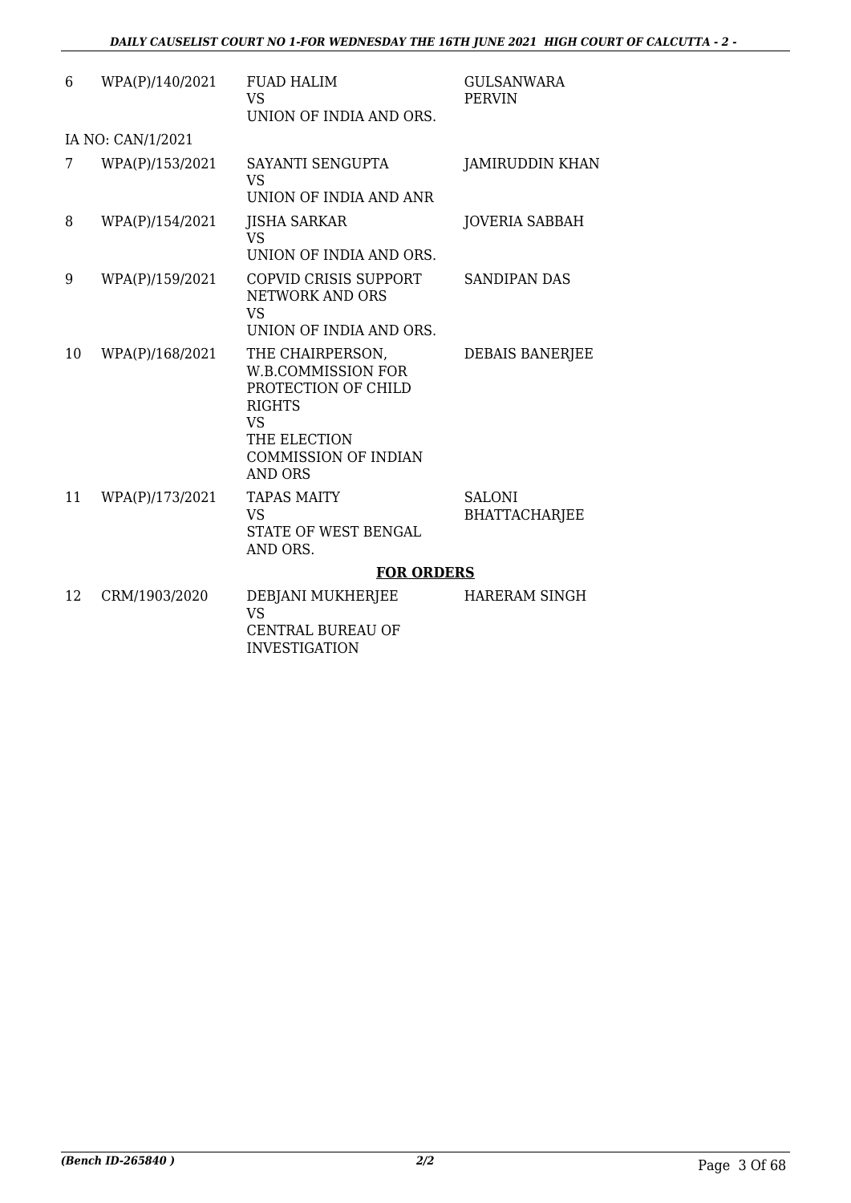| | | | |
|---|---|---|---|
| 6 | WPA(P)/140/2021 | FUAD HALIM<br>VS<br>UNION OF INDIA AND ORS. | GULSANWARA PERVIN |
| IA NO: CAN/1/2021 | | | |
| 7 | WPA(P)/153/2021 | SAYANTI SENGUPTA<br>VS<br>UNION OF INDIA AND ANR | JAMIRUDDIN KHAN |
| 8 | WPA(P)/154/2021 | JISHA SARKAR<br>VS<br>UNION OF INDIA AND ORS. | JOVERIA SABBAH |
| 9 | WPA(P)/159/2021 | COPVID CRISIS SUPPORT NETWORK AND ORS<br>VS<br>UNION OF INDIA AND ORS. | SANDIPAN DAS |
| 10 | WPA(P)/168/2021 | THE CHAIRPERSON, W.B.COMMISSION FOR PROTECTION OF CHILD RIGHTS<br>VS<br>THE ELECTION COMMISSION OF INDIAN AND ORS | DEBAIS BANERJEE |
| 11 | WPA(P)/173/2021 | TAPAS MAITY<br>VS<br>STATE OF WEST BENGAL AND ORS. | SALONI BHATTACHARJEE |

**FOR ORDERS**

| | | | |
|---|---|---|---|
| 12 | CRM/1903/2020 | DEBJANI MUKHERJEE<br>VS<br>CENTRAL BUREAU OF INVESTIGATION | HARERAM SINGH |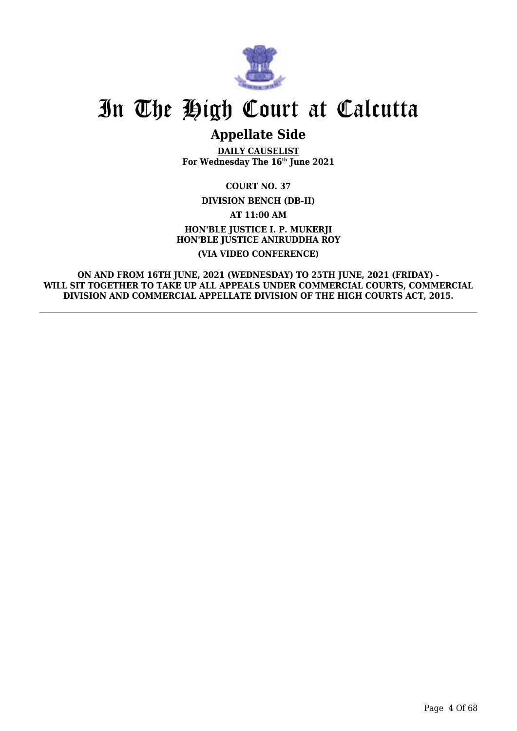# In The High Court at Calcutta

## Appellate Side

**DAILY CAUSELIST**
**For Wednesday The 16th June 2021**

**COURT NO. 37**

**DIVISION BENCH (DB-II)**

**AT 11:00 AM**

**HON'BLE JUSTICE I. P. MUKERJI**
**HON'BLE JUSTICE ANIRUDDHA ROY**

**(VIA VIDEO CONFERENCE)**

**ON AND FROM 16TH JUNE, 2021 (WEDNESDAY) TO 25TH JUNE, 2021 (FRIDAY) - WILL SIT TOGETHER TO TAKE UP ALL APPEALS UNDER COMMERCIAL COURTS, COMMERCIAL DIVISION AND COMMERCIAL APPELLATE DIVISION OF THE HIGH COURTS ACT, 2015.**

---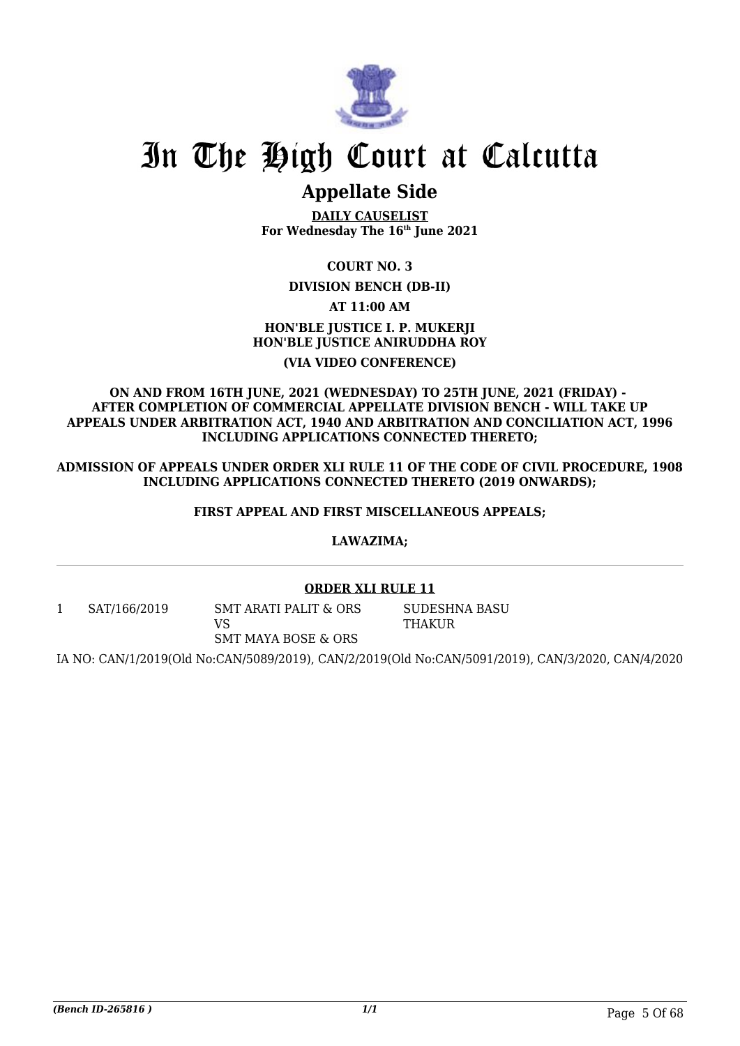# In The High Court at Calcutta

## Appellate Side

**DAILY CAUSELIST**
**For Wednesday The 16th June 2021**

**COURT NO. 3**

**DIVISION BENCH (DB-II)**

**AT 11:00 AM**

**HON'BLE JUSTICE I. P. MUKERJI**
**HON'BLE JUSTICE ANIRUDDHA ROY**

**(VIA VIDEO CONFERENCE)**

**ON AND FROM 16TH JUNE, 2021 (WEDNESDAY) TO 25TH JUNE, 2021 (FRIDAY) - AFTER COMPLETION OF COMMERCIAL APPELLATE DIVISION BENCH - WILL TAKE UP APPEALS UNDER ARBITRATION ACT, 1940 AND ARBITRATION AND CONCILIATION ACT, 1996 INCLUDING APPLICATIONS CONNECTED THERETO;**

**ADMISSION OF APPEALS UNDER ORDER XLI RULE 11 OF THE CODE OF CIVIL PROCEDURE, 1908 INCLUDING APPLICATIONS CONNECTED THERETO (2019 ONWARDS);**

**FIRST APPEAL AND FIRST MISCELLANEOUS APPEALS;**

**LAWAZIMA;**

**ORDER XLI RULE 11**

| | | | |
|---|---|---|---|
| 1 | SAT/166/2019 | SMT ARATI PALIT & ORS<br>VS<br>SMT MAYA BOSE & ORS | SUDESHNA BASU THAKUR |

IA NO: CAN/1/2019(Old No:CAN/5089/2019), CAN/2/2019(Old No:CAN/5091/2019), CAN/3/2020, CAN/4/2020

*(Bench ID-265816 )*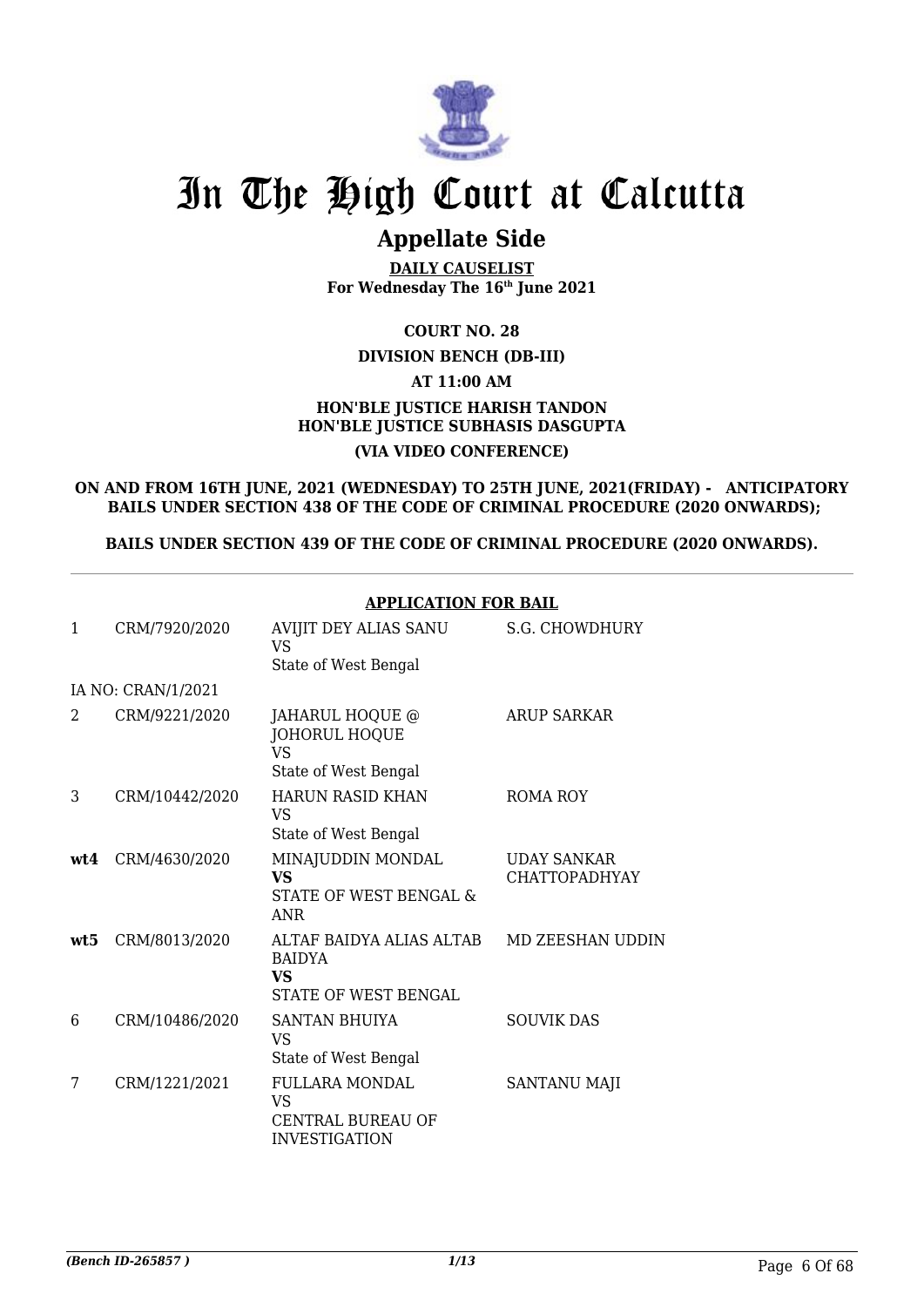# In The High Court at Calcutta

## Appellate Side

**DAILY CAUSELIST**
**For Wednesday The 16th June 2021**

**COURT NO. 28**

**DIVISION BENCH (DB-III)**

**AT 11:00 AM**

**HON'BLE JUSTICE HARISH TANDON**
**HON'BLE JUSTICE SUBHASIS DASGUPTA**

**(VIA VIDEO CONFERENCE)**

**ON AND FROM 16TH JUNE, 2021 (WEDNESDAY) TO 25TH JUNE, 2021(FRIDAY) - ANTICIPATORY BAILS UNDER SECTION 438 OF THE CODE OF CRIMINAL PROCEDURE (2020 ONWARDS);**

**BAILS UNDER SECTION 439 OF THE CODE OF CRIMINAL PROCEDURE (2020 ONWARDS).**

**APPLICATION FOR BAIL**

| | | | |
|---|---|---|---|
| 1 | CRM/7920/2020 | AVIJIT DEY ALIAS SANU<br>VS<br>State of West Bengal | S.G. CHOWDHURY |
| | IA NO: CRAN/1/2021 | | |
| 2 | CRM/9221/2020 | JAHARUL HOQUE @ JOHORUL HOQUE<br>VS<br>State of West Bengal | ARUP SARKAR |
| 3 | CRM/10442/2020 | HARUN RASID KHAN<br>VS<br>State of West Bengal | ROMA ROY |
| **wt4** | CRM/4630/2020 | MINAJUDDIN MONDAL<br>**VS**<br>STATE OF WEST BENGAL & ANR | UDAY SANKAR CHATTOPADHYAY |
| **wt5** | CRM/8013/2020 | ALTAF BAIDYA ALIAS ALTAB BAIDYA<br>**VS**<br>STATE OF WEST BENGAL | MD ZEESHAN UDDIN |
| 6 | CRM/10486/2020 | SANTAN BHUIYA<br>VS<br>State of West Bengal | SOUVIK DAS |
| 7 | CRM/1221/2021 | FULLARA MONDAL<br>VS<br>CENTRAL BUREAU OF INVESTIGATION | SANTANU MAJI |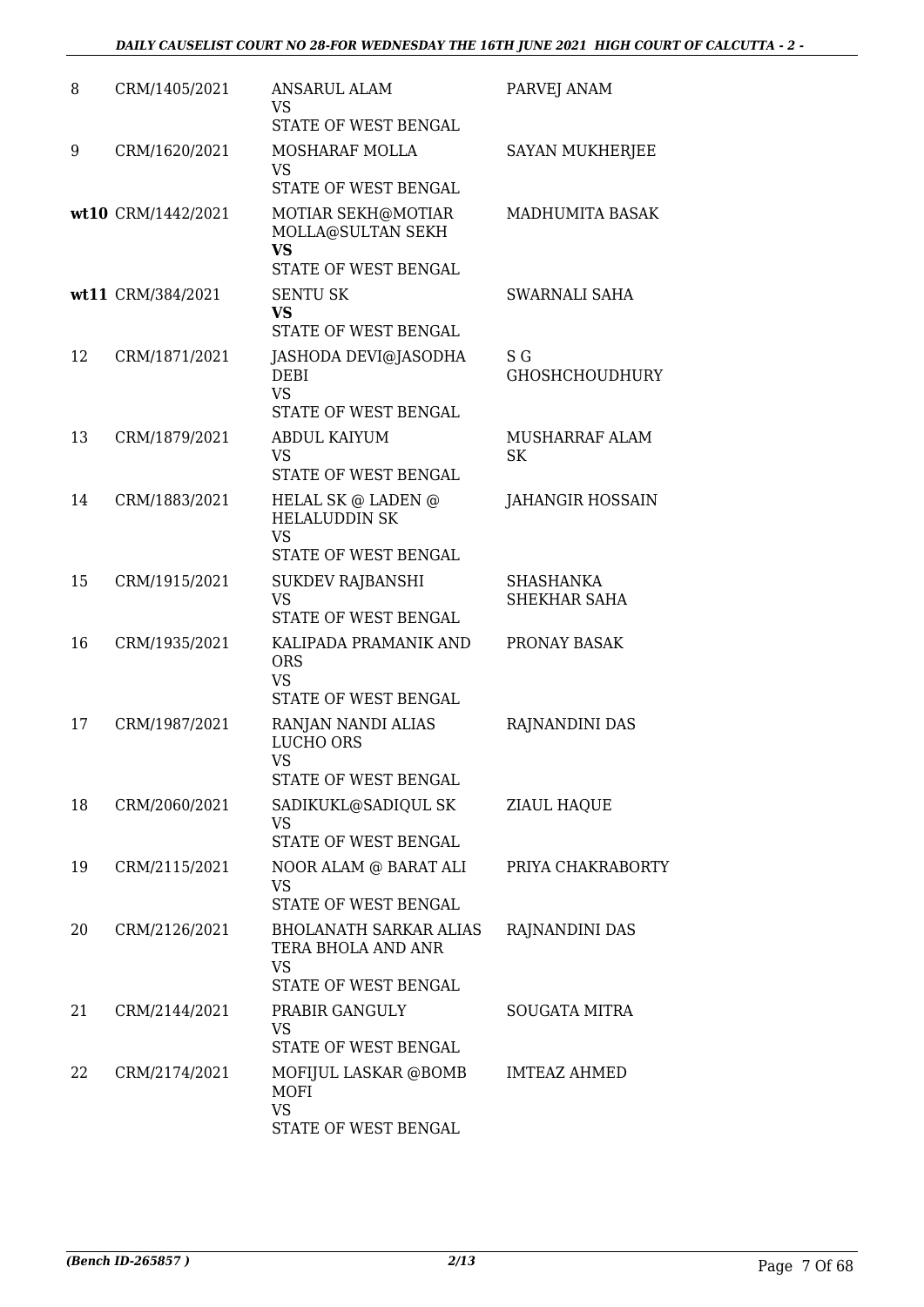| | | | |
|---|---|---|---|
| 8 | CRM/1405/2021 | ANSARUL ALAM<br>VS<br>STATE OF WEST BENGAL | PARVEJ ANAM |
| 9 | CRM/1620/2021 | MOSHARAF MOLLA<br>VS<br>STATE OF WEST BENGAL | SAYAN MUKHERJEE |
| **wt10** | CRM/1442/2021 | MOTIAR SEKH@MOTIAR MOLLA@SULTAN SEKH<br>**VS**<br>STATE OF WEST BENGAL | MADHUMITA BASAK |
| **wt11** | CRM/384/2021 | SENTU SK<br>**VS**<br>STATE OF WEST BENGAL | SWARNALI SAHA |
| 12 | CRM/1871/2021 | JASHODA DEVI@JASODHA DEBI<br>VS<br>STATE OF WEST BENGAL | S G GHOSHCHOUDHURY |
| 13 | CRM/1879/2021 | ABDUL KAIYUM<br>VS<br>STATE OF WEST BENGAL | MUSHARRAF ALAM SK |
| 14 | CRM/1883/2021 | HELAL SK @ LADEN @ HELALUDDIN SK<br>VS<br>STATE OF WEST BENGAL | JAHANGIR HOSSAIN |
| 15 | CRM/1915/2021 | SUKDEV RAJBANSHI<br>VS<br>STATE OF WEST BENGAL | SHASHANKA SHEKHAR SAHA |
| 16 | CRM/1935/2021 | KALIPADA PRAMANIK AND ORS<br>VS<br>STATE OF WEST BENGAL | PRONAY BASAK |
| 17 | CRM/1987/2021 | RANJAN NANDI ALIAS LUCHO ORS<br>VS<br>STATE OF WEST BENGAL | RAJNANDINI DAS |
| 18 | CRM/2060/2021 | SADIKUKL@SADIQUL SK<br>VS<br>STATE OF WEST BENGAL | ZIAUL HAQUE |
| 19 | CRM/2115/2021 | NOOR ALAM @ BARAT ALI<br>VS<br>STATE OF WEST BENGAL | PRIYA CHAKRABORTY |
| 20 | CRM/2126/2021 | BHOLANATH SARKAR ALIAS TERA BHOLA AND ANR<br>VS<br>STATE OF WEST BENGAL | RAJNANDINI DAS |
| 21 | CRM/2144/2021 | PRABIR GANGULY<br>VS<br>STATE OF WEST BENGAL | SOUGATA MITRA |
| 22 | CRM/2174/2021 | MOFIJUL LASKAR @BOMB MOFI<br>VS<br>STATE OF WEST BENGAL | IMTEAZ AHMED |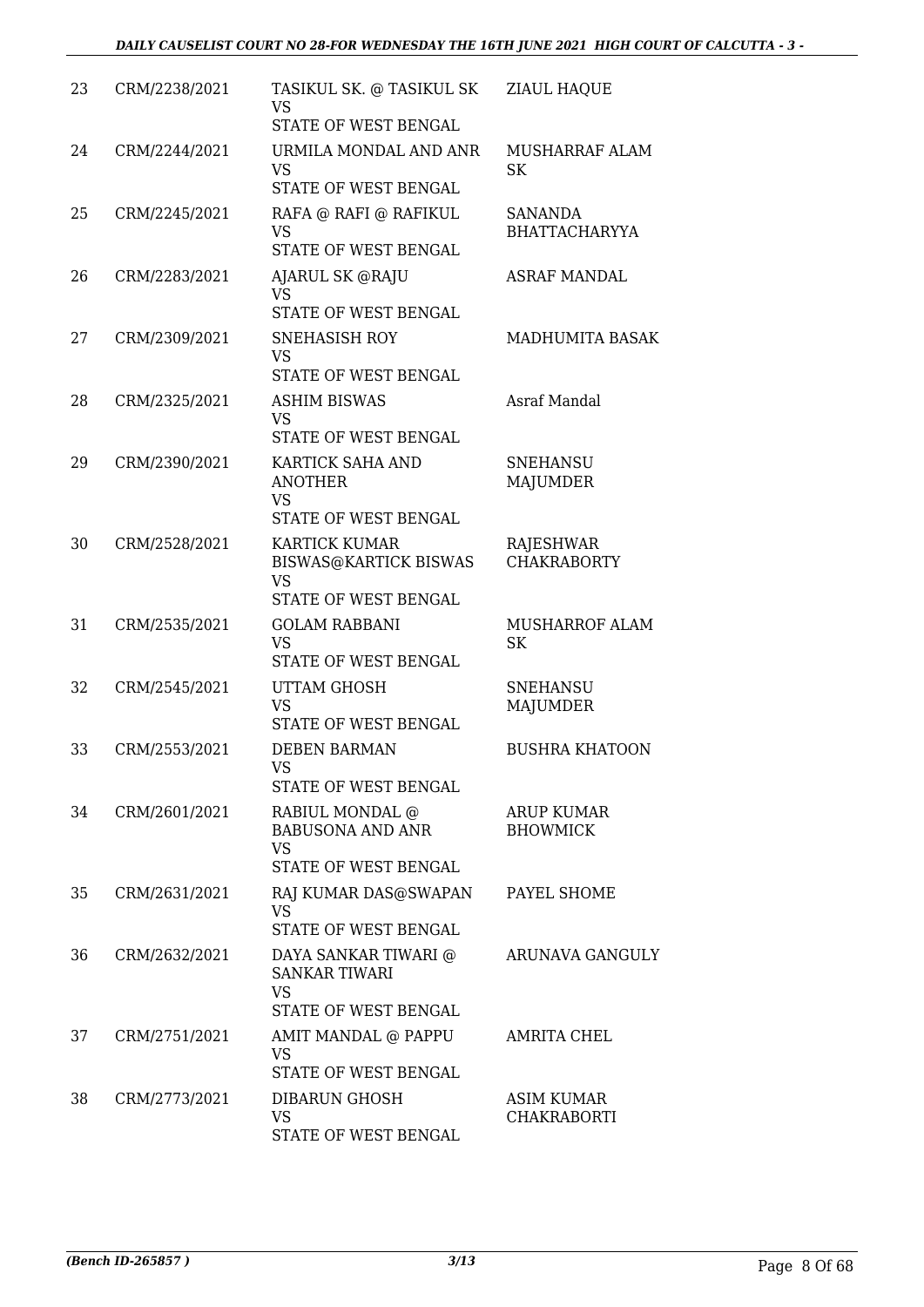| | | | |
|---|---|---|---|
| 23 | CRM/2238/2021 | TASIKUL SK. @ TASIKUL SK<br>VS<br>STATE OF WEST BENGAL | ZIAUL HAQUE |
| 24 | CRM/2244/2021 | URMILA MONDAL AND ANR<br>VS<br>STATE OF WEST BENGAL | MUSHARRAF ALAM SK |
| 25 | CRM/2245/2021 | RAFA @ RAFI @ RAFIKUL<br>VS<br>STATE OF WEST BENGAL | SANANDA BHATTACHARYYA |
| 26 | CRM/2283/2021 | AJARUL SK @RAJU<br>VS<br>STATE OF WEST BENGAL | ASRAF MANDAL |
| 27 | CRM/2309/2021 | SNEHASISH ROY<br>VS<br>STATE OF WEST BENGAL | MADHUMITA BASAK |
| 28 | CRM/2325/2021 | ASHIM BISWAS<br>VS<br>STATE OF WEST BENGAL | Asraf Mandal |
| 29 | CRM/2390/2021 | KARTICK SAHA AND ANOTHER<br>VS<br>STATE OF WEST BENGAL | SNEHANSU MAJUMDER |
| 30 | CRM/2528/2021 | KARTICK KUMAR BISWAS@KARTICK BISWAS<br>VS<br>STATE OF WEST BENGAL | RAJESHWAR CHAKRABORTY |
| 31 | CRM/2535/2021 | GOLAM RABBANI<br>VS<br>STATE OF WEST BENGAL | MUSHARROF ALAM SK |
| 32 | CRM/2545/2021 | UTTAM GHOSH<br>VS<br>STATE OF WEST BENGAL | SNEHANSU MAJUMDER |
| 33 | CRM/2553/2021 | DEBEN BARMAN<br>VS<br>STATE OF WEST BENGAL | BUSHRA KHATOON |
| 34 | CRM/2601/2021 | RABIUL MONDAL @ BABUSONA AND ANR<br>VS<br>STATE OF WEST BENGAL | ARUP KUMAR BHOWMICK |
| 35 | CRM/2631/2021 | RAJ KUMAR DAS@SWAPAN<br>VS<br>STATE OF WEST BENGAL | PAYEL SHOME |
| 36 | CRM/2632/2021 | DAYA SANKAR TIWARI @ SANKAR TIWARI<br>VS<br>STATE OF WEST BENGAL | ARUNAVA GANGULY |
| 37 | CRM/2751/2021 | AMIT MANDAL @ PAPPU<br>VS<br>STATE OF WEST BENGAL | AMRITA CHEL |
| 38 | CRM/2773/2021 | DIBARUN GHOSH<br>VS<br>STATE OF WEST BENGAL | ASIM KUMAR CHAKRABORTI |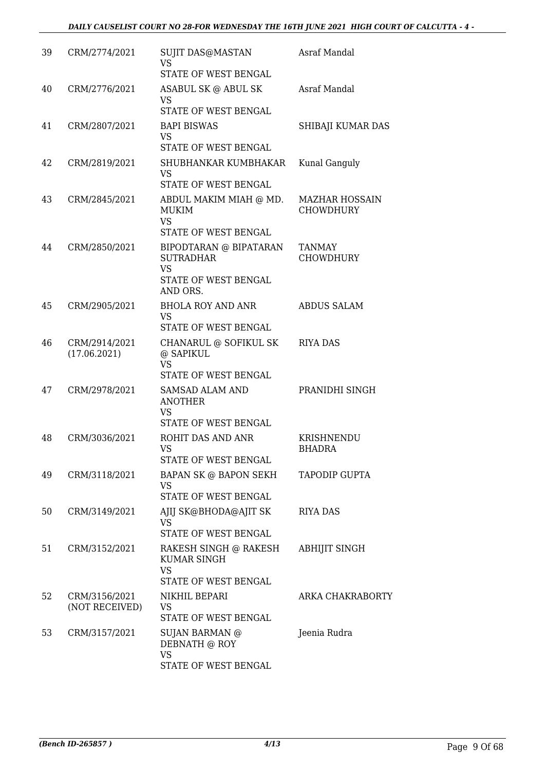| 39 | CRM/2774/2021 | SUJIT DAS@MASTAN<br>VS<br>STATE OF WEST BENGAL | Asraf Mandal |
|---|---|---|---|
| 40 | CRM/2776/2021 | ASABUL SK @ ABUL SK<br>VS<br>STATE OF WEST BENGAL | Asraf Mandal |
| 41 | CRM/2807/2021 | BAPI BISWAS<br>VS<br>STATE OF WEST BENGAL | SHIBAJI KUMAR DAS |
| 42 | CRM/2819/2021 | SHUBHANKAR KUMBHAKAR<br>VS<br>STATE OF WEST BENGAL | Kunal Ganguly |
| 43 | CRM/2845/2021 | ABDUL MAKIM MIAH @ MD. MUKIM<br>VS<br>STATE OF WEST BENGAL | MAZHAR HOSSAIN CHOWDHURY |
| 44 | CRM/2850/2021 | BIPODTARAN @ BIPATARAN SUTRADHAR<br>VS<br>STATE OF WEST BENGAL AND ORS. | TANMAY CHOWDHURY |
| 45 | CRM/2905/2021 | BHOLA ROY AND ANR<br>VS<br>STATE OF WEST BENGAL | ABDUS SALAM |
| 46 | CRM/2914/2021<br>(17.06.2021) | CHANARUL @ SOFIKUL SK @ SAPIKUL<br>VS<br>STATE OF WEST BENGAL | RIYA DAS |
| 47 | CRM/2978/2021 | SAMSAD ALAM AND ANOTHER<br>VS<br>STATE OF WEST BENGAL | PRANIDHI SINGH |
| 48 | CRM/3036/2021 | ROHIT DAS AND ANR<br>VS<br>STATE OF WEST BENGAL | KRISHNENDU BHADRA |
| 49 | CRM/3118/2021 | BAPAN SK @ BAPON SEKH<br>VS<br>STATE OF WEST BENGAL | TAPODIP GUPTA |
| 50 | CRM/3149/2021 | AJIJ SK@BHODA@AJIT SK<br>VS<br>STATE OF WEST BENGAL | RIYA DAS |
| 51 | CRM/3152/2021 | RAKESH SINGH @ RAKESH KUMAR SINGH<br>VS<br>STATE OF WEST BENGAL | ABHIJIT SINGH |
| 52 | CRM/3156/2021<br>(NOT RECEIVED) | NIKHIL BEPARI<br>VS<br>STATE OF WEST BENGAL | ARKA CHAKRABORTY |
| 53 | CRM/3157/2021 | SUJAN BARMAN @ DEBNATH @ ROY<br>VS<br>STATE OF WEST BENGAL | Jeenia Rudra |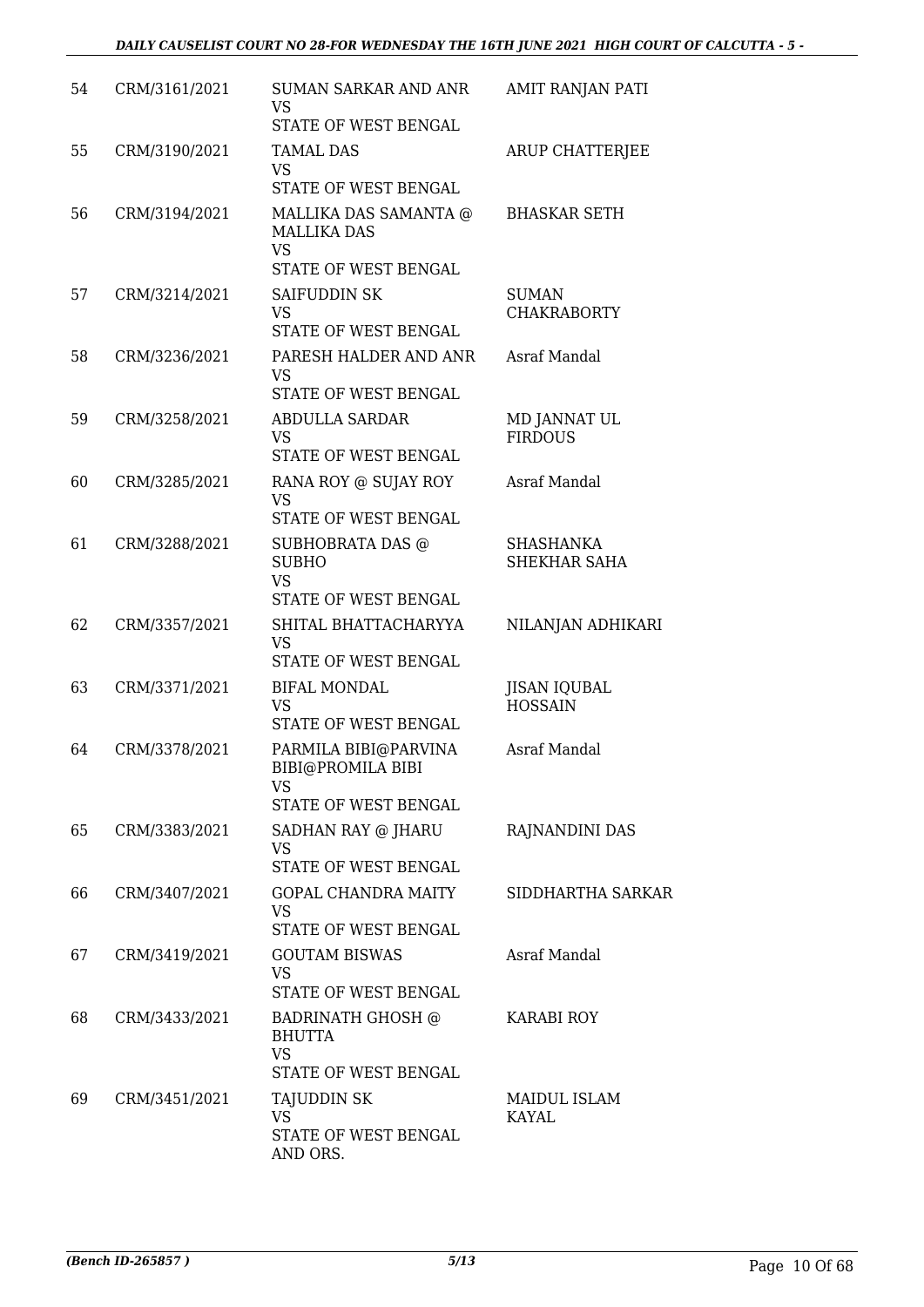| 54 | CRM/3161/2021 | SUMAN SARKAR AND ANR<br>VS<br>STATE OF WEST BENGAL | AMIT RANJAN PATI |
|---|---|---|---|
| 55 | CRM/3190/2021 | TAMAL DAS<br>VS<br>STATE OF WEST BENGAL | ARUP CHATTERJEE |
| 56 | CRM/3194/2021 | MALLIKA DAS SAMANTA @ MALLIKA DAS<br>VS<br>STATE OF WEST BENGAL | BHASKAR SETH |
| 57 | CRM/3214/2021 | SAIFUDDIN SK<br>VS<br>STATE OF WEST BENGAL | SUMAN CHAKRABORTY |
| 58 | CRM/3236/2021 | PARESH HALDER AND ANR<br>VS<br>STATE OF WEST BENGAL | Asraf Mandal |
| 59 | CRM/3258/2021 | ABDULLA SARDAR<br>VS<br>STATE OF WEST BENGAL | MD JANNAT UL FIRDOUS |
| 60 | CRM/3285/2021 | RANA ROY @ SUJAY ROY<br>VS<br>STATE OF WEST BENGAL | Asraf Mandal |
| 61 | CRM/3288/2021 | SUBHOBRATA DAS @ SUBHO<br>VS<br>STATE OF WEST BENGAL | SHASHANKA SHEKHAR SAHA |
| 62 | CRM/3357/2021 | SHITAL BHATTACHARYYA<br>VS<br>STATE OF WEST BENGAL | NILANJAN ADHIKARI |
| 63 | CRM/3371/2021 | BIFAL MONDAL<br>VS<br>STATE OF WEST BENGAL | JISAN IQUBAL HOSSAIN |
| 64 | CRM/3378/2021 | PARMILA BIBI@PARVINA BIBI@PROMILA BIBI<br>VS<br>STATE OF WEST BENGAL | Asraf Mandal |
| 65 | CRM/3383/2021 | SADHAN RAY @ JHARU<br>VS<br>STATE OF WEST BENGAL | RAJNANDINI DAS |
| 66 | CRM/3407/2021 | GOPAL CHANDRA MAITY<br>VS<br>STATE OF WEST BENGAL | SIDDHARTHA SARKAR |
| 67 | CRM/3419/2021 | GOUTAM BISWAS<br>VS<br>STATE OF WEST BENGAL | Asraf Mandal |
| 68 | CRM/3433/2021 | BADRINATH GHOSH @ BHUTTA<br>VS<br>STATE OF WEST BENGAL | KARABI ROY |
| 69 | CRM/3451/2021 | TAJUDDIN SK<br>VS<br>STATE OF WEST BENGAL AND ORS. | MAIDUL ISLAM KAYAL |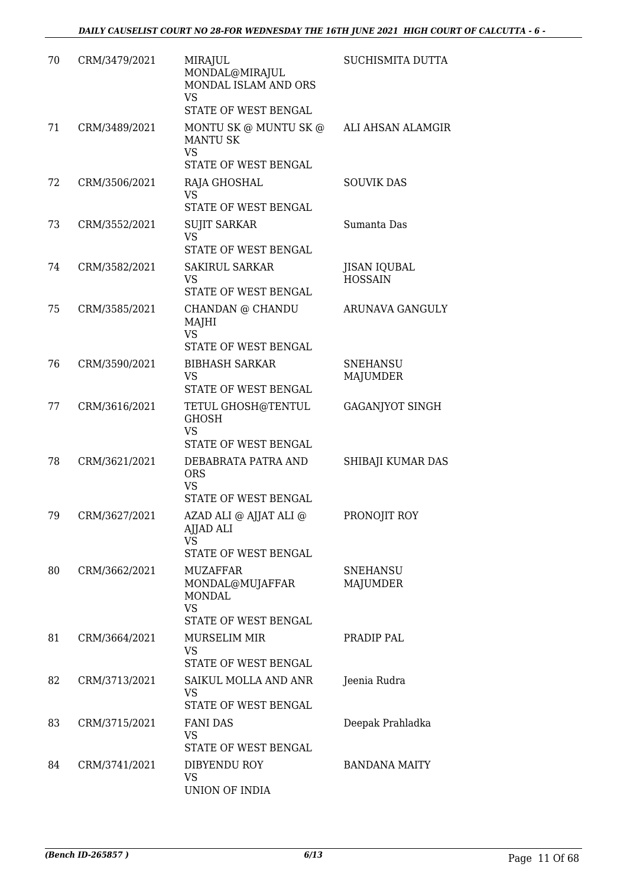| 70 | CRM/3479/2021 | MIRAJUL MONDAL@MIRAJUL MONDAL ISLAM AND ORS VS STATE OF WEST BENGAL | SUCHISMITA DUTTA |
|---|---|---|---|
| 71 | CRM/3489/2021 | MONTU SK @ MUNTU SK @ MANTU SK VS STATE OF WEST BENGAL | ALI AHSAN ALAMGIR |
| 72 | CRM/3506/2021 | RAJA GHOSHAL VS STATE OF WEST BENGAL | SOUVIK DAS |
| 73 | CRM/3552/2021 | SUJIT SARKAR VS STATE OF WEST BENGAL | Sumanta Das |
| 74 | CRM/3582/2021 | SAKIRUL SARKAR VS STATE OF WEST BENGAL | JISAN IQUBAL HOSSAIN |
| 75 | CRM/3585/2021 | CHANDAN @ CHANDU MAJHI VS STATE OF WEST BENGAL | ARUNAVA GANGULY |
| 76 | CRM/3590/2021 | BIBHASH SARKAR VS STATE OF WEST BENGAL | SNEHANSU MAJUMDER |
| 77 | CRM/3616/2021 | TETUL GHOSH@TENTUL GHOSH VS STATE OF WEST BENGAL | GAGANJYOT SINGH |
| 78 | CRM/3621/2021 | DEBABRATA PATRA AND ORS VS STATE OF WEST BENGAL | SHIBAJI KUMAR DAS |
| 79 | CRM/3627/2021 | AZAD ALI @ AJJAT ALI @ AJJAD ALI VS STATE OF WEST BENGAL | PRONOJIT ROY |
| 80 | CRM/3662/2021 | MUZAFFAR MONDAL@MUJAFFAR MONDAL VS STATE OF WEST BENGAL | SNEHANSU MAJUMDER |
| 81 | CRM/3664/2021 | MURSELIM MIR VS STATE OF WEST BENGAL | PRADIP PAL |
| 82 | CRM/3713/2021 | SAIKUL MOLLA AND ANR VS STATE OF WEST BENGAL | Jeenia Rudra |
| 83 | CRM/3715/2021 | FANI DAS VS STATE OF WEST BENGAL | Deepak Prahladka |
| 84 | CRM/3741/2021 | DIBYENDU ROY VS UNION OF INDIA | BANDANA MAITY |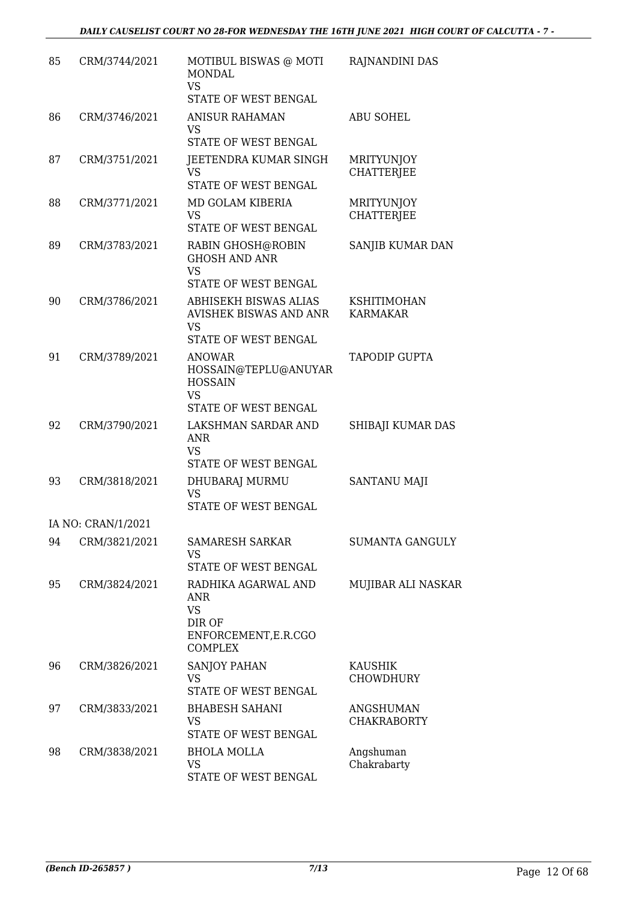| | | | |
|---|---|---|---|
| 85 | CRM/3744/2021 | MOTIBUL BISWAS @ MOTI MONDAL<br>VS<br>STATE OF WEST BENGAL | RAJNANDINI DAS |
| 86 | CRM/3746/2021 | ANISUR RAHAMAN<br>VS<br>STATE OF WEST BENGAL | ABU SOHEL |
| 87 | CRM/3751/2021 | JEETENDRA KUMAR SINGH<br>VS<br>STATE OF WEST BENGAL | MRITYUNJOY CHATTERJEE |
| 88 | CRM/3771/2021 | MD GOLAM KIBERIA<br>VS<br>STATE OF WEST BENGAL | MRITYUNJOY CHATTERJEE |
| 89 | CRM/3783/2021 | RABIN GHOSH@ROBIN GHOSH AND ANR<br>VS<br>STATE OF WEST BENGAL | SANJIB KUMAR DAN |
| 90 | CRM/3786/2021 | ABHISEKH BISWAS ALIAS AVISHEK BISWAS AND ANR<br>VS<br>STATE OF WEST BENGAL | KSHITIMOHAN KARMAKAR |
| 91 | CRM/3789/2021 | ANOWAR HOSSAIN@TEPLU@ANUYAR HOSSAIN<br>VS<br>STATE OF WEST BENGAL | TAPODIP GUPTA |
| 92 | CRM/3790/2021 | LAKSHMAN SARDAR AND ANR<br>VS<br>STATE OF WEST BENGAL | SHIBAJI KUMAR DAS |
| 93 | CRM/3818/2021 | DHUBARAJ MURMU<br>VS<br>STATE OF WEST BENGAL | SANTANU MAJI |
| | IA NO: CRAN/1/2021 | | |
| 94 | CRM/3821/2021 | SAMARESH SARKAR<br>VS<br>STATE OF WEST BENGAL | SUMANTA GANGULY |
| 95 | CRM/3824/2021 | RADHIKA AGARWAL AND ANR<br>VS<br>DIR OF ENFORCEMENT,E.R.CGO COMPLEX | MUJIBAR ALI NASKAR |
| 96 | CRM/3826/2021 | SANJOY PAHAN<br>VS<br>STATE OF WEST BENGAL | KAUSHIK CHOWDHURY |
| 97 | CRM/3833/2021 | BHABESH SAHANI<br>VS<br>STATE OF WEST BENGAL | ANGSHUMAN CHAKRABORTY |
| 98 | CRM/3838/2021 | BHOLA MOLLA<br>VS<br>STATE OF WEST BENGAL | Angshuman Chakrabarty |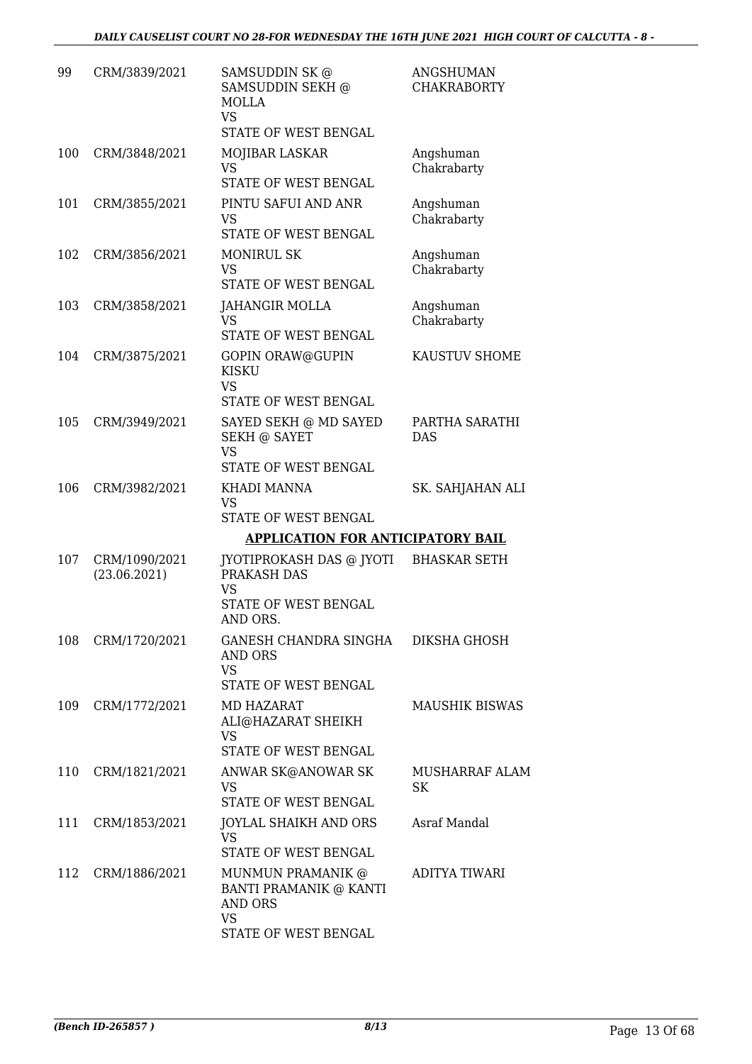| | | | |
|---|---|---|---|
| 99 | CRM/3839/2021 | SAMSUDDIN SK @ SAMSUDDIN SEKH @ MOLLA<br>VS<br>STATE OF WEST BENGAL | ANGSHUMAN CHAKRABORTY |
| 100 | CRM/3848/2021 | MOJIBAR LASKAR<br>VS<br>STATE OF WEST BENGAL | Angshuman Chakrabarty |
| 101 | CRM/3855/2021 | PINTU SAFUI AND ANR<br>VS<br>STATE OF WEST BENGAL | Angshuman Chakrabarty |
| 102 | CRM/3856/2021 | MONIRUL SK<br>VS<br>STATE OF WEST BENGAL | Angshuman Chakrabarty |
| 103 | CRM/3858/2021 | JAHANGIR MOLLA<br>VS<br>STATE OF WEST BENGAL | Angshuman Chakrabarty |
| 104 | CRM/3875/2021 | GOPIN ORAW@GUPIN KISKU<br>VS<br>STATE OF WEST BENGAL | KAUSTUV SHOME |
| 105 | CRM/3949/2021 | SAYED SEKH @ MD SAYED SEKH @ SAYET<br>VS<br>STATE OF WEST BENGAL | PARTHA SARATHI DAS |
| 106 | CRM/3982/2021 | KHADI MANNA<br>VS<br>STATE OF WEST BENGAL | SK. SAHJAHAN ALI |

**APPLICATION FOR ANTICIPATORY BAIL**

| | | | |
|---|---|---|---|
| 107 | CRM/1090/2021<br>(23.06.2021) | JYOTIPROKASH DAS @ JYOTI PRAKASH DAS<br>VS<br>STATE OF WEST BENGAL AND ORS. | BHASKAR SETH |
| 108 | CRM/1720/2021 | GANESH CHANDRA SINGHA AND ORS<br>VS<br>STATE OF WEST BENGAL | DIKSHA GHOSH |
| 109 | CRM/1772/2021 | MD HAZARAT ALI@HAZARAT SHEIKH<br>VS<br>STATE OF WEST BENGAL | MAUSHIK BISWAS |
| 110 | CRM/1821/2021 | ANWAR SK@ANOWAR SK<br>VS<br>STATE OF WEST BENGAL | MUSHARRAF ALAM SK |
| 111 | CRM/1853/2021 | JOYLAL SHAIKH AND ORS<br>VS<br>STATE OF WEST BENGAL | Asraf Mandal |
| 112 | CRM/1886/2021 | MUNMUN PRAMANIK @ BANTI PRAMANIK @ KANTI AND ORS<br>VS<br>STATE OF WEST BENGAL | ADITYA TIWARI |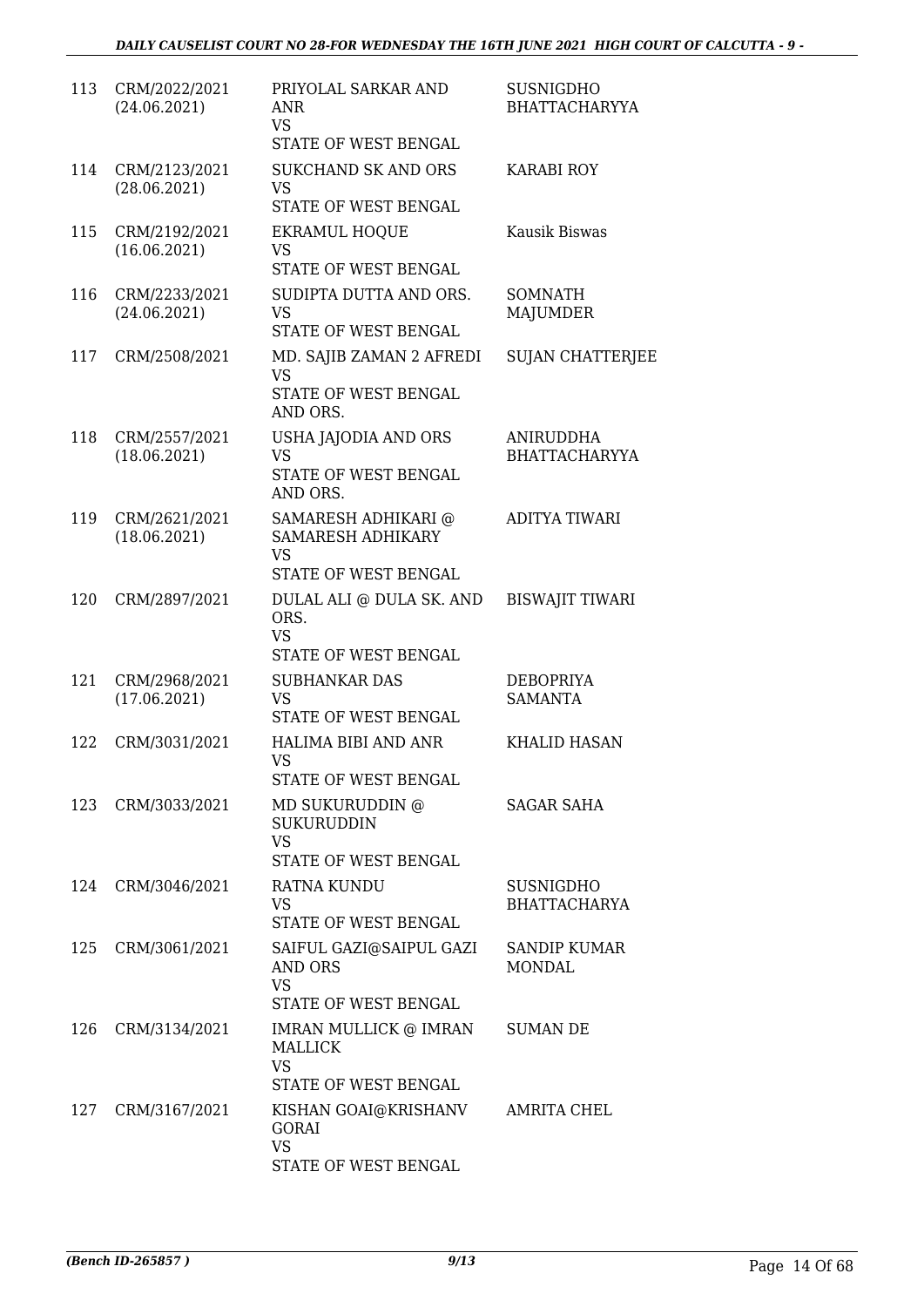| | | | |
|---|---|---|---|
| 113 | CRM/2022/2021 (24.06.2021) | PRIYOLAL SARKAR AND ANR<br>VS<br>STATE OF WEST BENGAL | SUSNIGDHO BHATTACHARYYA |
| 114 | CRM/2123/2021 (28.06.2021) | SUKCHAND SK AND ORS<br>VS<br>STATE OF WEST BENGAL | KARABI ROY |
| 115 | CRM/2192/2021 (16.06.2021) | EKRAMUL HOQUE<br>VS<br>STATE OF WEST BENGAL | Kausik Biswas |
| 116 | CRM/2233/2021 (24.06.2021) | SUDIPTA DUTTA AND ORS.<br>VS<br>STATE OF WEST BENGAL | SOMNATH MAJUMDER |
| 117 | CRM/2508/2021 | MD. SAJIB ZAMAN 2 AFREDI<br>VS<br>STATE OF WEST BENGAL AND ORS. | SUJAN CHATTERJEE |
| 118 | CRM/2557/2021 (18.06.2021) | USHA JAJODIA AND ORS<br>VS<br>STATE OF WEST BENGAL AND ORS. | ANIRUDDHA BHATTACHARYYA |
| 119 | CRM/2621/2021 (18.06.2021) | SAMARESH ADHIKARI @ SAMARESH ADHIKARY<br>VS<br>STATE OF WEST BENGAL | ADITYA TIWARI |
| 120 | CRM/2897/2021 | DULAL ALI @ DULA SK. AND ORS.<br>VS<br>STATE OF WEST BENGAL | BISWAJIT TIWARI |
| 121 | CRM/2968/2021 (17.06.2021) | SUBHANKAR DAS<br>VS<br>STATE OF WEST BENGAL | DEBOPRIYA SAMANTA |
| 122 | CRM/3031/2021 | HALIMA BIBI AND ANR<br>VS<br>STATE OF WEST BENGAL | KHALID HASAN |
| 123 | CRM/3033/2021 | MD SUKURUDDIN @ SUKURUDDIN<br>VS<br>STATE OF WEST BENGAL | SAGAR SAHA |
| 124 | CRM/3046/2021 | RATNA KUNDU<br>VS<br>STATE OF WEST BENGAL | SUSNIGDHO BHATTACHARYA |
| 125 | CRM/3061/2021 | SAIFUL GAZI@SAIPUL GAZI AND ORS<br>VS<br>STATE OF WEST BENGAL | SANDIP KUMAR MONDAL |
| 126 | CRM/3134/2021 | IMRAN MULLICK @ IMRAN MALLICK<br>VS<br>STATE OF WEST BENGAL | SUMAN DE |
| 127 | CRM/3167/2021 | KISHAN GOAI@KRISHANV GORAI<br>VS<br>STATE OF WEST BENGAL | AMRITA CHEL |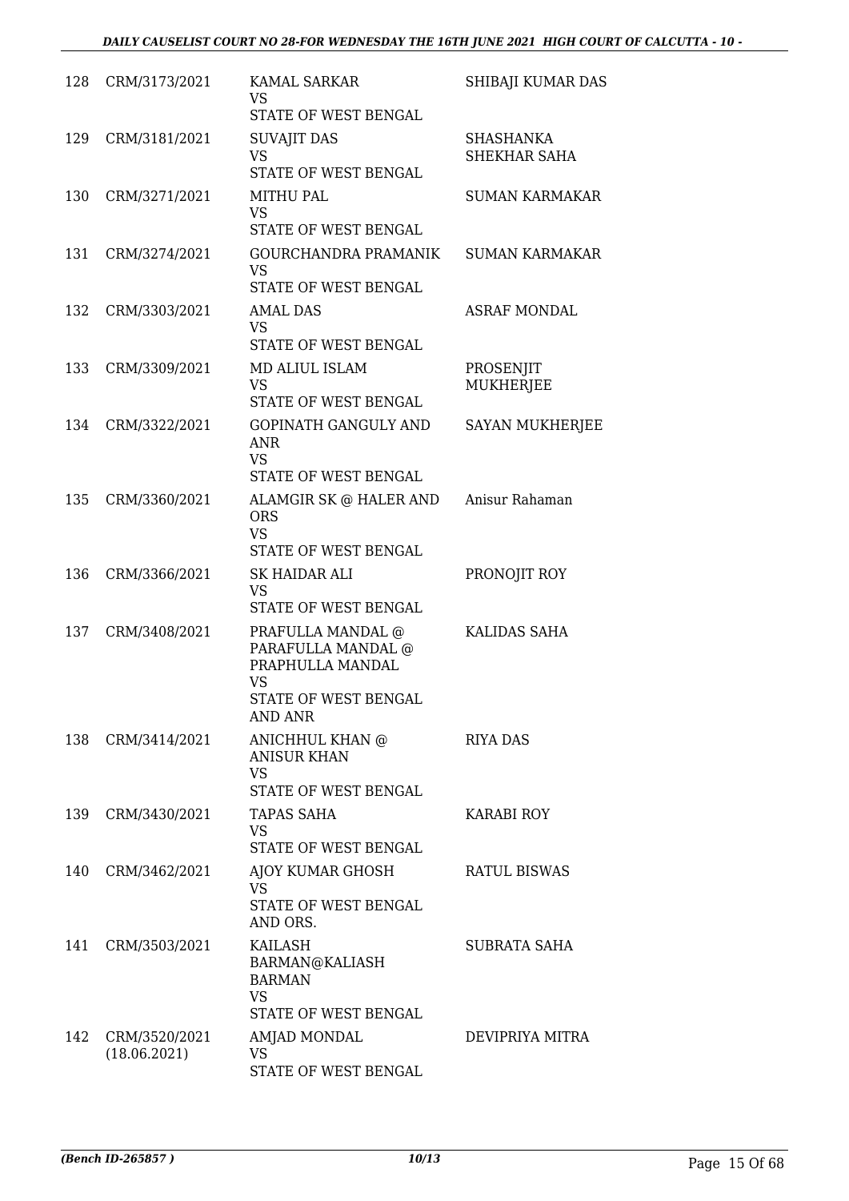| 128 | CRM/3173/2021 | KAMAL SARKAR<br>VS<br>STATE OF WEST BENGAL | SHIBAJI KUMAR DAS |
|---|---|---|---|
| 129 | CRM/3181/2021 | SUVAJIT DAS<br>VS<br>STATE OF WEST BENGAL | SHASHANKA SHEKHAR SAHA |
| 130 | CRM/3271/2021 | MITHU PAL<br>VS<br>STATE OF WEST BENGAL | SUMAN KARMAKAR |
| 131 | CRM/3274/2021 | GOURCHANDRA PRAMANIK<br>VS<br>STATE OF WEST BENGAL | SUMAN KARMAKAR |
| 132 | CRM/3303/2021 | AMAL DAS<br>VS<br>STATE OF WEST BENGAL | ASRAF MONDAL |
| 133 | CRM/3309/2021 | MD ALIUL ISLAM<br>VS<br>STATE OF WEST BENGAL | PROSENJIT MUKHERJEE |
| 134 | CRM/3322/2021 | GOPINATH GANGULY AND ANR<br>VS<br>STATE OF WEST BENGAL | SAYAN MUKHERJEE |
| 135 | CRM/3360/2021 | ALAMGIR SK @ HALER AND ORS<br>VS<br>STATE OF WEST BENGAL | Anisur Rahaman |
| 136 | CRM/3366/2021 | SK HAIDAR ALI<br>VS<br>STATE OF WEST BENGAL | PRONOJIT ROY |
| 137 | CRM/3408/2021 | PRAFULLA MANDAL @ PARAFULLA MANDAL @ PRAPHULLA MANDAL<br>VS<br>STATE OF WEST BENGAL AND ANR | KALIDAS SAHA |
| 138 | CRM/3414/2021 | ANICHHUL KHAN @ ANISUR KHAN<br>VS<br>STATE OF WEST BENGAL | RIYA DAS |
| 139 | CRM/3430/2021 | TAPAS SAHA<br>VS<br>STATE OF WEST BENGAL | KARABI ROY |
| 140 | CRM/3462/2021 | AJOY KUMAR GHOSH<br>VS<br>STATE OF WEST BENGAL AND ORS. | RATUL BISWAS |
| 141 | CRM/3503/2021 | KAILASH BARMAN@KALIASH BARMAN<br>VS<br>STATE OF WEST BENGAL | SUBRATA SAHA |
| 142 | CRM/3520/2021<br>(18.06.2021) | AMJAD MONDAL<br>VS<br>STATE OF WEST BENGAL | DEVIPRIYA MITRA |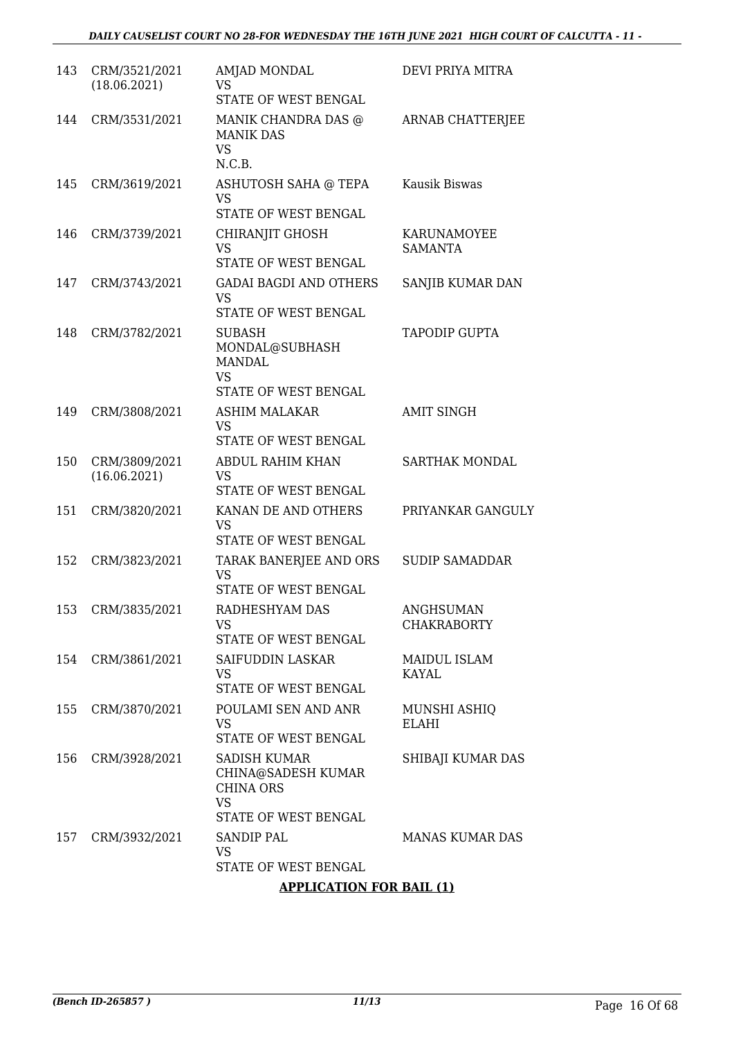| 143 | CRM/3521/2021 (18.06.2021) | AMJAD MONDAL VS STATE OF WEST BENGAL | DEVI PRIYA MITRA |
|---|---|---|---|
| 144 | CRM/3531/2021 | MANIK CHANDRA DAS @ MANIK DAS VS N.C.B. | ARNAB CHATTERJEE |
| 145 | CRM/3619/2021 | ASHUTOSH SAHA @ TEPA VS STATE OF WEST BENGAL | Kausik Biswas |
| 146 | CRM/3739/2021 | CHIRANJIT GHOSH VS STATE OF WEST BENGAL | KARUNAMOYEE SAMANTA |
| 147 | CRM/3743/2021 | GADAI BAGDI AND OTHERS VS STATE OF WEST BENGAL | SANJIB KUMAR DAN |
| 148 | CRM/3782/2021 | SUBASH MONDAL@SUBHASH MANDAL VS STATE OF WEST BENGAL | TAPODIP GUPTA |
| 149 | CRM/3808/2021 | ASHIM MALAKAR VS STATE OF WEST BENGAL | AMIT SINGH |
| 150 | CRM/3809/2021 (16.06.2021) | ABDUL RAHIM KHAN VS STATE OF WEST BENGAL | SARTHAK MONDAL |
| 151 | CRM/3820/2021 | KANAN DE AND OTHERS VS STATE OF WEST BENGAL | PRIYANKAR GANGULY |
| 152 | CRM/3823/2021 | TARAK BANERJEE AND ORS VS STATE OF WEST BENGAL | SUDIP SAMADDAR |
| 153 | CRM/3835/2021 | RADHESHYAM DAS VS STATE OF WEST BENGAL | ANGHSUMAN CHAKRABORTY |
| 154 | CRM/3861/2021 | SAIFUDDIN LASKAR VS STATE OF WEST BENGAL | MAIDUL ISLAM KAYAL |
| 155 | CRM/3870/2021 | POULAMI SEN AND ANR VS STATE OF WEST BENGAL | MUNSHI ASHIQ ELAHI |
| 156 | CRM/3928/2021 | SADISH KUMAR CHINA@SADESH KUMAR CHINA ORS VS STATE OF WEST BENGAL | SHIBAJI KUMAR DAS |
| 157 | CRM/3932/2021 | SANDIP PAL VS STATE OF WEST BENGAL | MANAS KUMAR DAS |

**APPLICATION FOR BAIL (1)**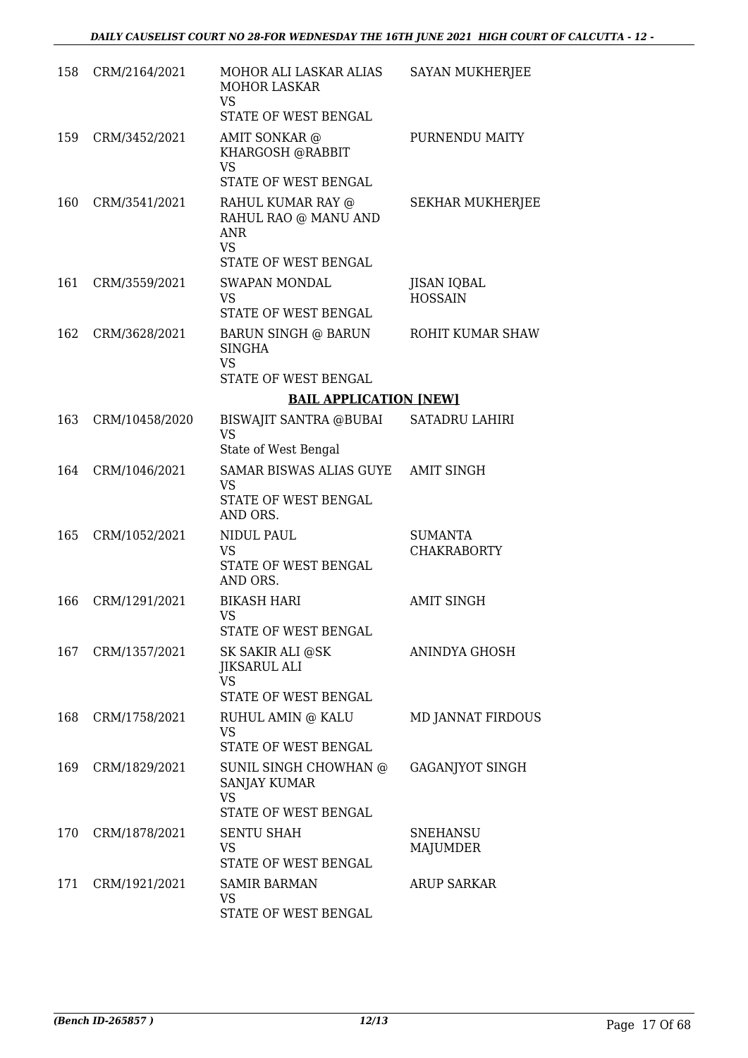| | | | |
|---|---|---|---|
| 158 | CRM/2164/2021 | MOHOR ALI LASKAR ALIAS MOHOR LASKAR<br>VS<br>STATE OF WEST BENGAL | SAYAN MUKHERJEE |
| 159 | CRM/3452/2021 | AMIT SONKAR @ KHARGOSH @RABBIT<br>VS<br>STATE OF WEST BENGAL | PURNENDU MAITY |
| 160 | CRM/3541/2021 | RAHUL KUMAR RAY @ RAHUL RAO @ MANU AND ANR<br>VS<br>STATE OF WEST BENGAL | SEKHAR MUKHERJEE |
| 161 | CRM/3559/2021 | SWAPAN MONDAL<br>VS<br>STATE OF WEST BENGAL | JISAN IQBAL HOSSAIN |
| 162 | CRM/3628/2021 | BARUN SINGH @ BARUN SINGHA<br>VS<br>STATE OF WEST BENGAL | ROHIT KUMAR SHAW |

**BAIL APPLICATION [NEW]**

| | | | |
|---|---|---|---|
| 163 | CRM/10458/2020 | BISWAJIT SANTRA @BUBAI<br>VS<br>State of West Bengal | SATADRU LAHIRI |
| 164 | CRM/1046/2021 | SAMAR BISWAS ALIAS GUYE<br>VS<br>STATE OF WEST BENGAL AND ORS. | AMIT SINGH |
| 165 | CRM/1052/2021 | NIDUL PAUL<br>VS<br>STATE OF WEST BENGAL AND ORS. | SUMANTA CHAKRABORTY |
| 166 | CRM/1291/2021 | BIKASH HARI<br>VS<br>STATE OF WEST BENGAL | AMIT SINGH |
| 167 | CRM/1357/2021 | SK SAKIR ALI @SK JIKSARUL ALI<br>VS<br>STATE OF WEST BENGAL | ANINDYA GHOSH |
| 168 | CRM/1758/2021 | RUHUL AMIN @ KALU<br>VS<br>STATE OF WEST BENGAL | MD JANNAT FIRDOUS |
| 169 | CRM/1829/2021 | SUNIL SINGH CHOWHAN @ SANJAY KUMAR<br>VS<br>STATE OF WEST BENGAL | GAGANJYOT SINGH |
| 170 | CRM/1878/2021 | SENTU SHAH<br>VS<br>STATE OF WEST BENGAL | SNEHANSU MAJUMDER |
| 171 | CRM/1921/2021 | SAMIR BARMAN<br>VS<br>STATE OF WEST BENGAL | ARUP SARKAR |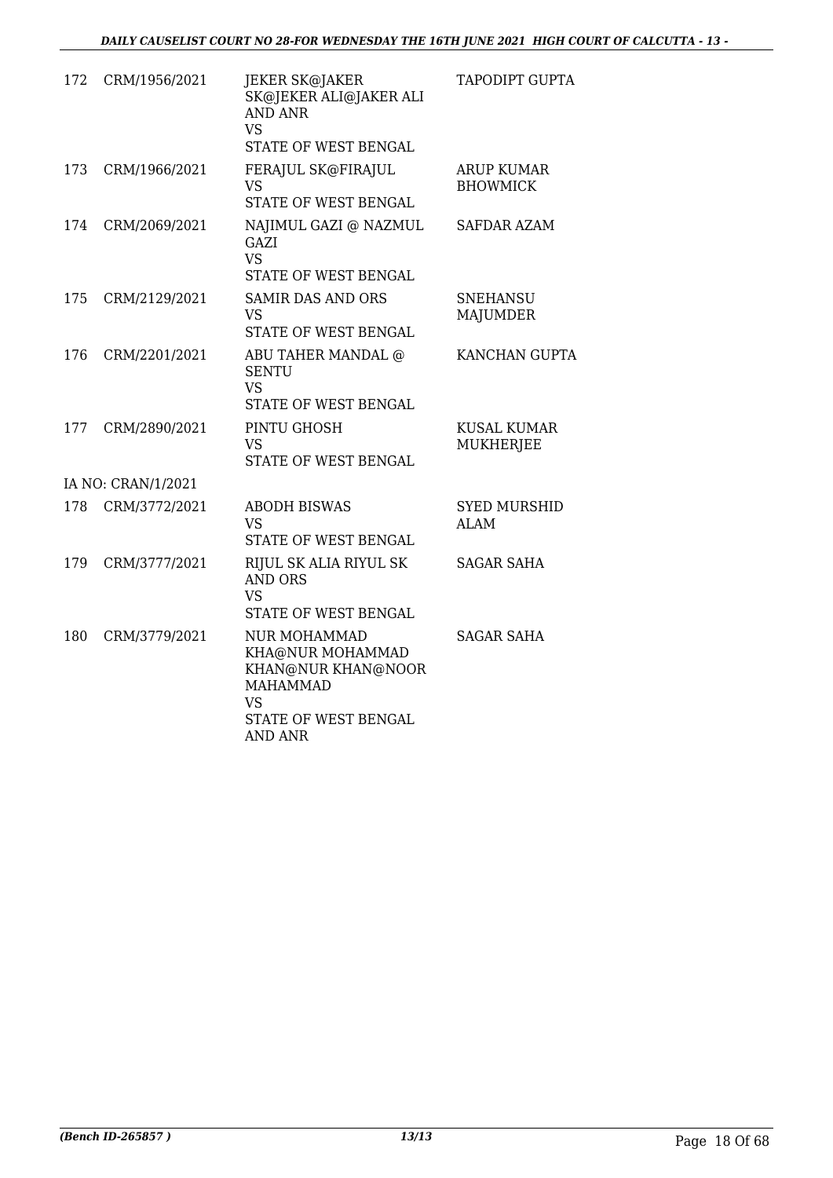| | | | |
|---|---|---|---|
| 172 | CRM/1956/2021 | JEKER SK@JAKER SK@JEKER ALI@JAKER ALI AND ANR<br>VS<br>STATE OF WEST BENGAL | TAPODIPT GUPTA |
| 173 | CRM/1966/2021 | FERAJUL SK@FIRAJUL<br>VS<br>STATE OF WEST BENGAL | ARUP KUMAR BHOWMICK |
| 174 | CRM/2069/2021 | NAJIMUL GAZI @ NAZMUL GAZI<br>VS<br>STATE OF WEST BENGAL | SAFDAR AZAM |
| 175 | CRM/2129/2021 | SAMIR DAS AND ORS<br>VS<br>STATE OF WEST BENGAL | SNEHANSU MAJUMDER |
| 176 | CRM/2201/2021 | ABU TAHER MANDAL @ SENTU<br>VS<br>STATE OF WEST BENGAL | KANCHAN GUPTA |
| 177 | CRM/2890/2021 | PINTU GHOSH<br>VS<br>STATE OF WEST BENGAL | KUSAL KUMAR MUKHERJEE |
| IA NO: CRAN/1/2021 | | | |
| 178 | CRM/3772/2021 | ABODH BISWAS<br>VS<br>STATE OF WEST BENGAL | SYED MURSHID ALAM |
| 179 | CRM/3777/2021 | RIJUL SK ALIA RIYUL SK AND ORS<br>VS<br>STATE OF WEST BENGAL | SAGAR SAHA |
| 180 | CRM/3779/2021 | NUR MOHAMMAD KHA@NUR MOHAMMAD KHAN@NUR KHAN@NOOR MAHAMMAD<br>VS<br>STATE OF WEST BENGAL AND ANR | SAGAR SAHA |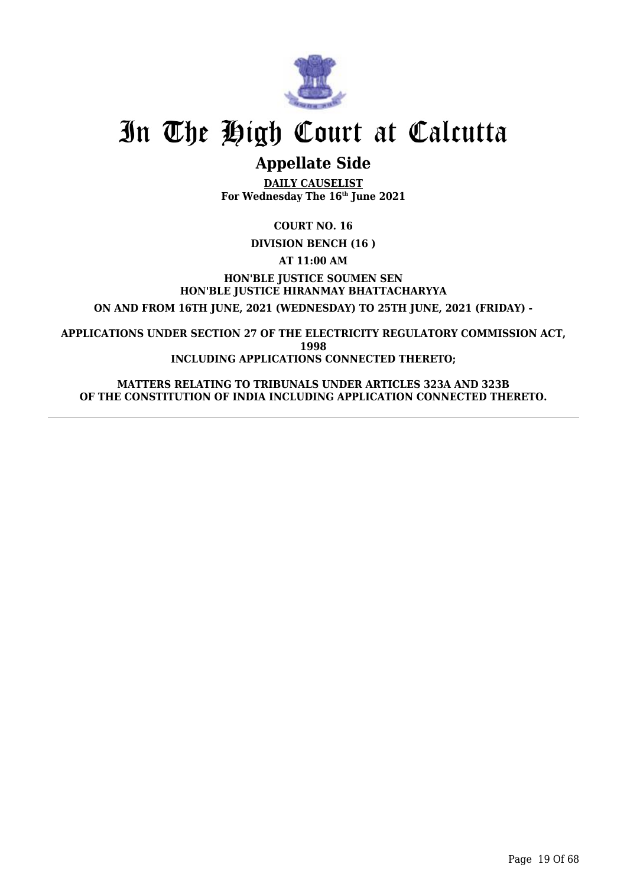# In The High Court at Calcutta

## Appellate Side

**DAILY CAUSELIST**
**For Wednesday The 16th June 2021**

**COURT NO. 16**

**DIVISION BENCH (16 )**

**AT 11:00 AM**

**HON'BLE JUSTICE SOUMEN SEN**
**HON'BLE JUSTICE HIRANMAY BHATTACHARYYA**

**ON AND FROM 16TH JUNE, 2021 (WEDNESDAY) TO 25TH JUNE, 2021 (FRIDAY) -**

**APPLICATIONS UNDER SECTION 27 OF THE ELECTRICITY REGULATORY COMMISSION ACT, 1998**
**INCLUDING APPLICATIONS CONNECTED THERETO;**

**MATTERS RELATING TO TRIBUNALS UNDER ARTICLES 323A AND 323B OF THE CONSTITUTION OF INDIA INCLUDING APPLICATION CONNECTED THERETO.**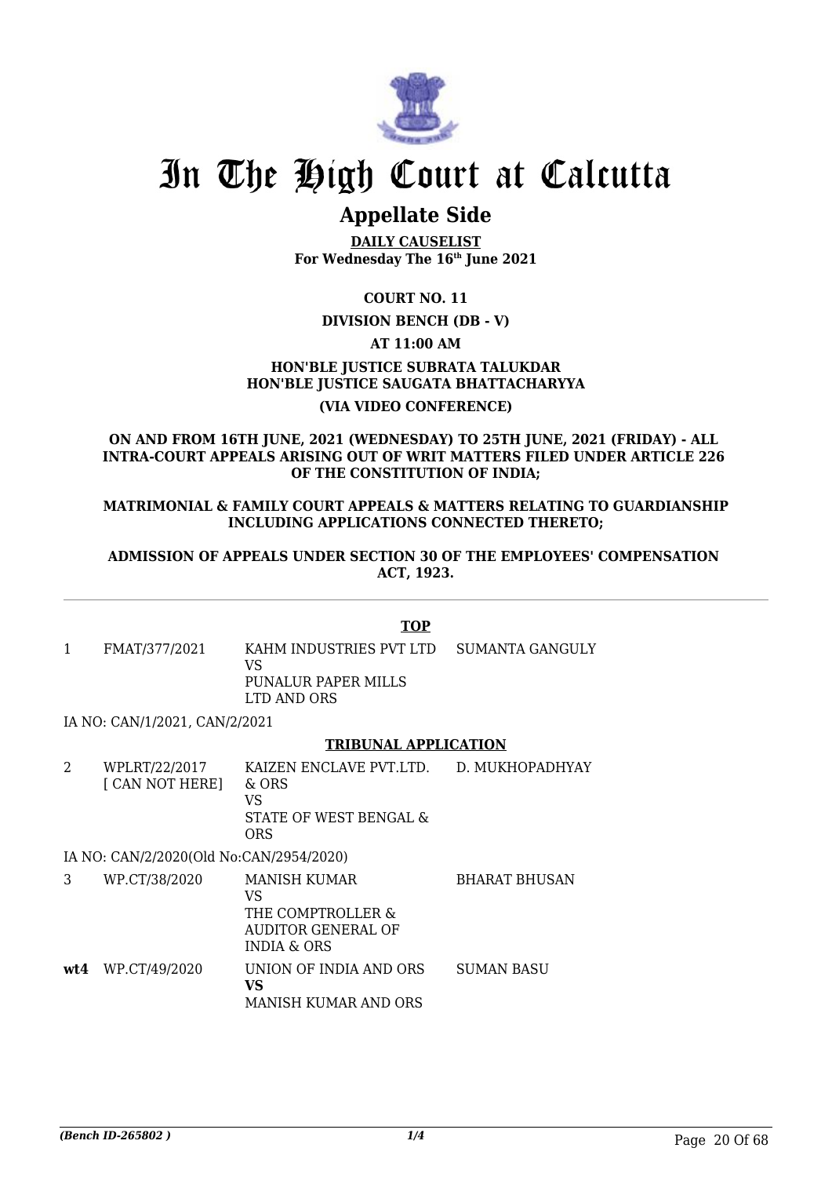# In The High Court at Calcutta

## Appellate Side

**DAILY CAUSELIST**
**For Wednesday The 16th June 2021**

**COURT NO. 11**

**DIVISION BENCH (DB - V)**

**AT 11:00 AM**

**HON'BLE JUSTICE SUBRATA TALUKDAR**
**HON'BLE JUSTICE SAUGATA BHATTACHARYYA**

**(VIA VIDEO CONFERENCE)**

**ON AND FROM 16TH JUNE, 2021 (WEDNESDAY) TO 25TH JUNE, 2021 (FRIDAY) - ALL INTRA-COURT APPEALS ARISING OUT OF WRIT MATTERS FILED UNDER ARTICLE 226 OF THE CONSTITUTION OF INDIA;**

**MATRIMONIAL & FAMILY COURT APPEALS & MATTERS RELATING TO GUARDIANSHIP INCLUDING APPLICATIONS CONNECTED THERETO;**

**ADMISSION OF APPEALS UNDER SECTION 30 OF THE EMPLOYEES' COMPENSATION ACT, 1923.**

---

**TOP**

| | | | |
|---|---|---|---|
| 1 | FMAT/377/2021 | KAHM INDUSTRIES PVT LTD<br>VS<br>PUNALUR PAPER MILLS LTD AND ORS | SUMANTA GANGULY |

IA NO: CAN/1/2021, CAN/2/2021

**TRIBUNAL APPLICATION**

| | | | |
|---|---|---|---|
| 2 | WPLRT/22/2017<br>[ CAN NOT HERE] | KAIZEN ENCLAVE PVT.LTD. & ORS<br>VS<br>STATE OF WEST BENGAL & ORS | D. MUKHOPADHYAY |

IA NO: CAN/2/2020(Old No:CAN/2954/2020)

| | | | |
|---|---|---|---|
| 3 | WP.CT/38/2020 | MANISH KUMAR<br>VS<br>THE COMPTROLLER & AUDITOR GENERAL OF INDIA & ORS | BHARAT BHUSAN |
| **wt4** | WP.CT/49/2020 | UNION OF INDIA AND ORS<br>**VS**<br>MANISH KUMAR AND ORS | SUMAN BASU |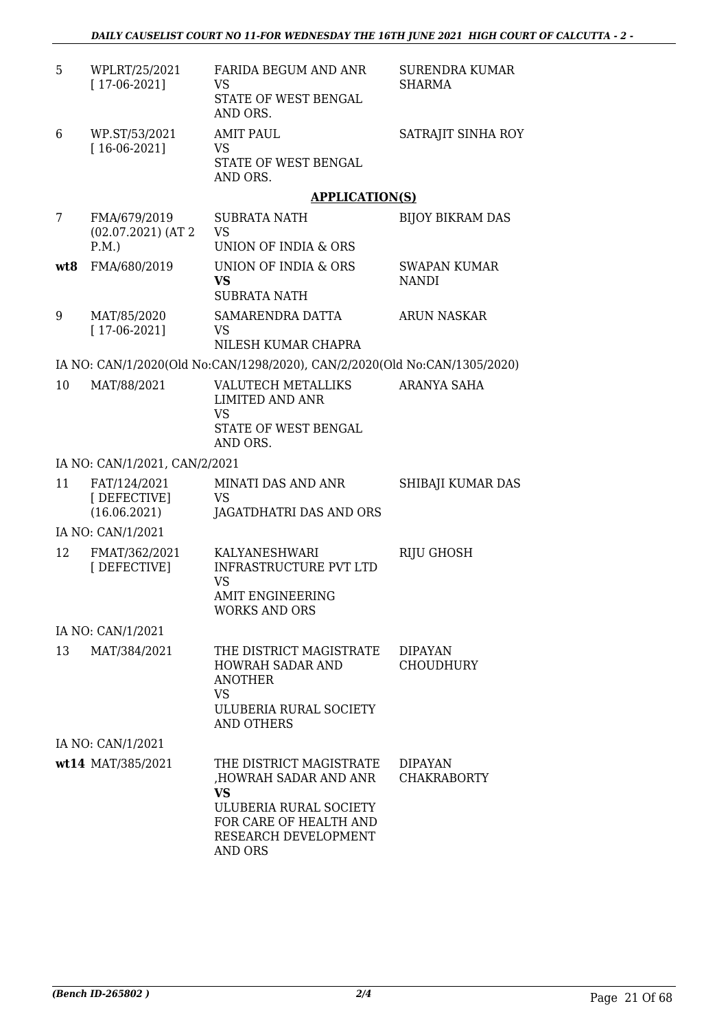| | | | |
|---|---|---|---|
| 5 | WPLRT/25/2021 [ 17-06-2021] | FARIDA BEGUM AND ANR VS STATE OF WEST BENGAL AND ORS. | SURENDRA KUMAR SHARMA |
| 6 | WP.ST/53/2021 [ 16-06-2021] | AMIT PAUL VS STATE OF WEST BENGAL AND ORS. | SATRAJIT SINHA ROY |

**APPLICATION(S)**

| | | | |
|---|---|---|---|
| 7 | FMA/679/2019 (02.07.2021) (AT 2 P.M.) | SUBRATA NATH VS UNION OF INDIA & ORS | BIJOY BIKRAM DAS |
| **wt8** | FMA/680/2019 | UNION OF INDIA & ORS **VS** SUBRATA NATH | SWAPAN KUMAR NANDI |
| 9 | MAT/85/2020 [ 17-06-2021] | SAMARENDRA DATTA VS NILESH KUMAR CHAPRA | ARUN NASKAR |
| | IA NO: CAN/1/2020(Old No:CAN/1298/2020), CAN/2/2020(Old No:CAN/1305/2020) | | |
| 10 | MAT/88/2021 | VALUTECH METALLIKS LIMITED AND ANR VS STATE OF WEST BENGAL AND ORS. | ARANYA SAHA |
| | IA NO: CAN/1/2021, CAN/2/2021 | | |
| 11 | FAT/124/2021 [ DEFECTIVE] (16.06.2021) | MINATI DAS AND ANR VS JAGATDHATRI DAS AND ORS | SHIBAJI KUMAR DAS |
| | IA NO: CAN/1/2021 | | |
| 12 | FMAT/362/2021 [ DEFECTIVE] | KALYANESHWARI INFRASTRUCTURE PVT LTD VS AMIT ENGINEERING WORKS AND ORS | RIJU GHOSH |
| | IA NO: CAN/1/2021 | | |
| 13 | MAT/384/2021 | THE DISTRICT MAGISTRATE HOWRAH SADAR AND ANOTHER VS ULUBERIA RURAL SOCIETY AND OTHERS | DIPAYAN CHOUDHURY |
| | IA NO: CAN/1/2021 | | |
| **wt14** | MAT/385/2021 | THE DISTRICT MAGISTRATE ,HOWRAH SADAR AND ANR **VS** ULUBERIA RURAL SOCIETY FOR CARE OF HEALTH AND RESEARCH DEVELOPMENT AND ORS | DIPAYAN CHAKRABORTY |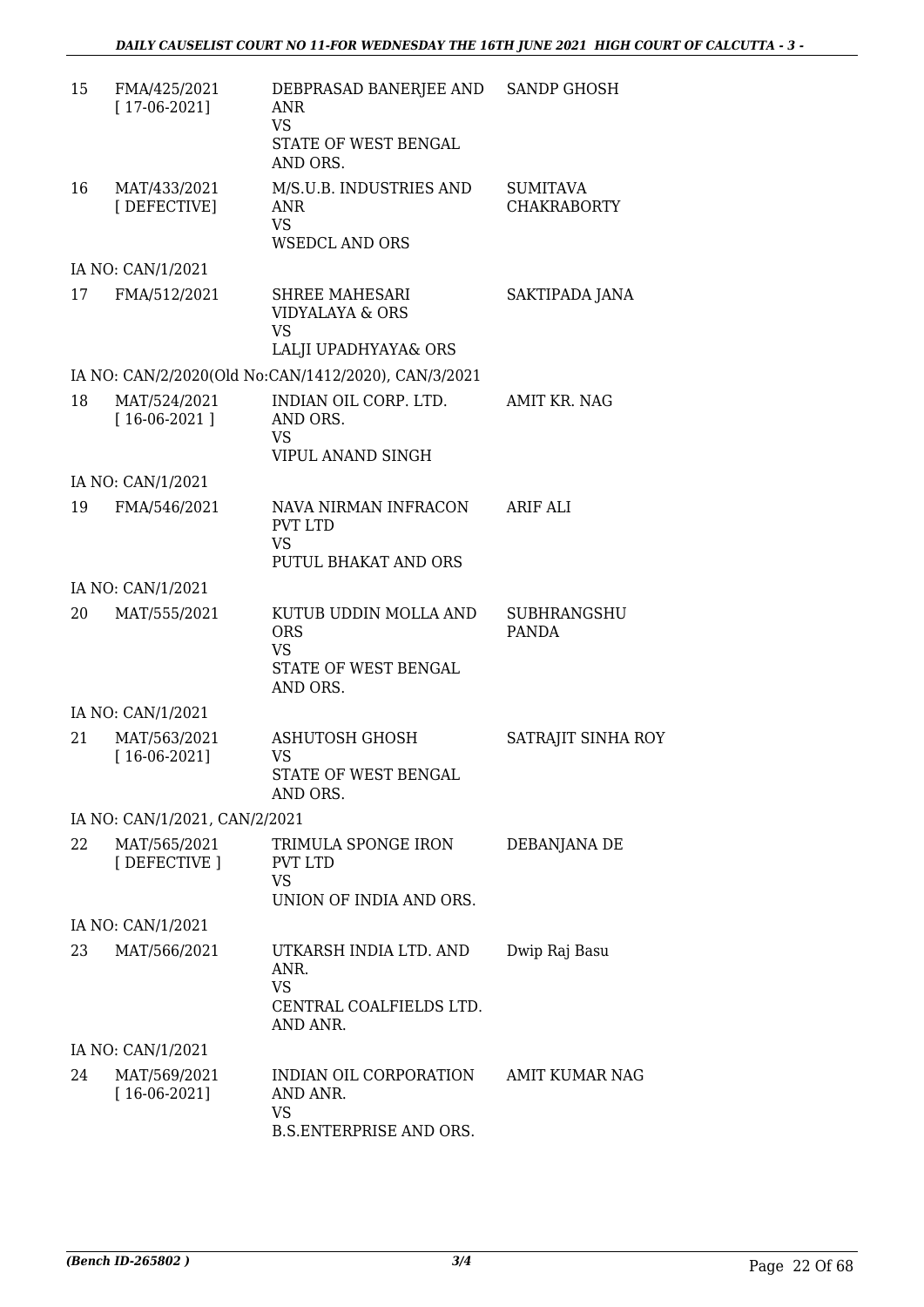| | | | |
|---|---|---|---|
| 15 | FMA/425/2021 [ 17-06-2021] | DEBPRASAD BANERJEE AND ANR VS STATE OF WEST BENGAL AND ORS. | SANDP GHOSH |
| 16 | MAT/433/2021 [ DEFECTIVE] | M/S.U.B. INDUSTRIES AND ANR VS WSEDCL AND ORS | SUMITAVA CHAKRABORTY |
| | IA NO: CAN/1/2021 | | |
| 17 | FMA/512/2021 | SHREE MAHESARI VIDYALAYA & ORS VS LALJI UPADHYAYA& ORS | SAKTIPADA JANA |
| | IA NO: CAN/2/2020(Old No:CAN/1412/2020), CAN/3/2021 | | |
| 18 | MAT/524/2021 [ 16-06-2021 ] | INDIAN OIL CORP. LTD. AND ORS. VS VIPUL ANAND SINGH | AMIT KR. NAG |
| | IA NO: CAN/1/2021 | | |
| 19 | FMA/546/2021 | NAVA NIRMAN INFRACON PVT LTD VS PUTUL BHAKAT AND ORS | ARIF ALI |
| | IA NO: CAN/1/2021 | | |
| 20 | MAT/555/2021 | KUTUB UDDIN MOLLA AND ORS VS STATE OF WEST BENGAL AND ORS. | SUBHRANGSHU PANDA |
| | IA NO: CAN/1/2021 | | |
| 21 | MAT/563/2021 [ 16-06-2021] | ASHUTOSH GHOSH VS STATE OF WEST BENGAL AND ORS. | SATRAJIT SINHA ROY |
| | IA NO: CAN/1/2021, CAN/2/2021 | | |
| 22 | MAT/565/2021 [ DEFECTIVE ] | TRIMULA SPONGE IRON PVT LTD VS UNION OF INDIA AND ORS. | DEBANJANA DE |
| | IA NO: CAN/1/2021 | | |
| 23 | MAT/566/2021 | UTKARSH INDIA LTD. AND ANR. VS CENTRAL COALFIELDS LTD. AND ANR. | Dwip Raj Basu |
| | IA NO: CAN/1/2021 | | |
| 24 | MAT/569/2021 [ 16-06-2021] | INDIAN OIL CORPORATION AND ANR. VS B.S.ENTERPRISE AND ORS. | AMIT KUMAR NAG |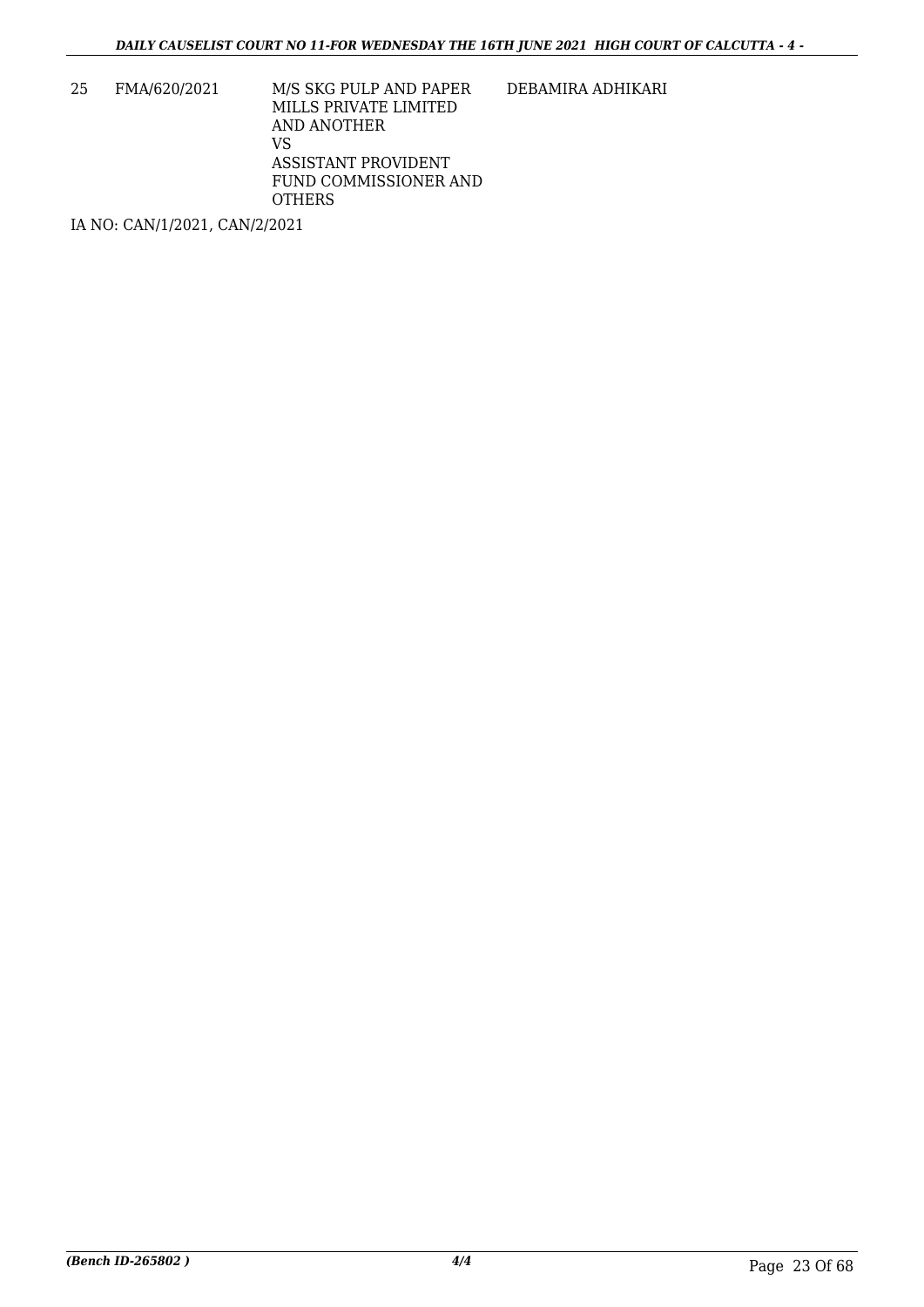| 25 | FMA/620/2021 | M/S SKG PULP AND PAPER MILLS PRIVATE LIMITED AND ANOTHER<br>VS<br>ASSISTANT PROVIDENT FUND COMMISSIONER AND OTHERS | DEBAMIRA ADHIKARI |
|---|---|---|---|

IA NO: CAN/1/2021, CAN/2/2021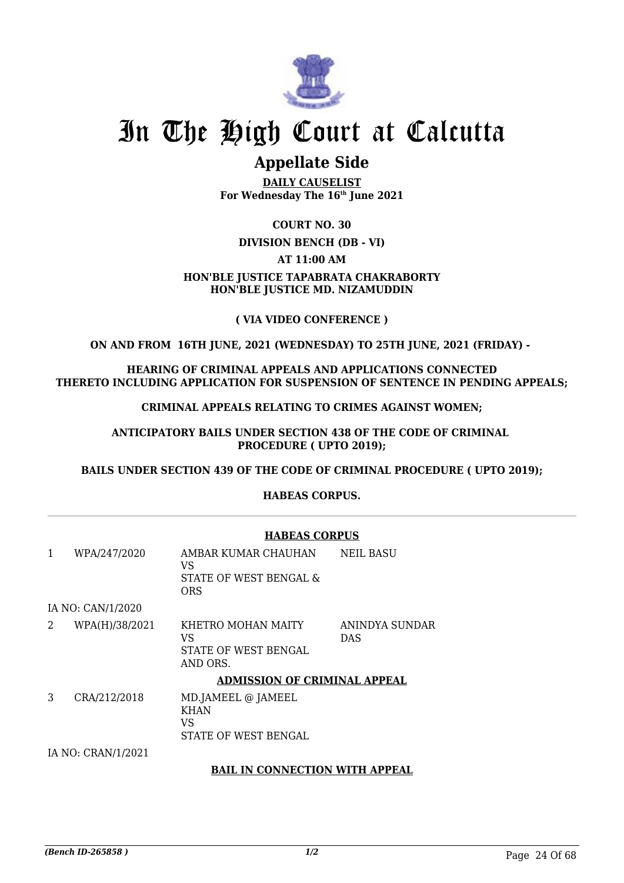# In The High Court at Calcutta

## Appellate Side

**DAILY CAUSELIST**
**For Wednesday The 16th June 2021**

**COURT NO. 30**

**DIVISION BENCH (DB - VI)**

**AT 11:00 AM**

**HON'BLE JUSTICE TAPABRATA CHAKRABORTY**
**HON'BLE JUSTICE MD. NIZAMUDDIN**

**( VIA VIDEO CONFERENCE )**

**ON AND FROM 16TH JUNE, 2021 (WEDNESDAY) TO 25TH JUNE, 2021 (FRIDAY) -**

**HEARING OF CRIMINAL APPEALS AND APPLICATIONS CONNECTED THERETO INCLUDING APPLICATION FOR SUSPENSION OF SENTENCE IN PENDING APPEALS;**

**CRIMINAL APPEALS RELATING TO CRIMES AGAINST WOMEN;**

**ANTICIPATORY BAILS UNDER SECTION 438 OF THE CODE OF CRIMINAL PROCEDURE ( UPTO 2019);**

**BAILS UNDER SECTION 439 OF THE CODE OF CRIMINAL PROCEDURE ( UPTO 2019);**

**HABEAS CORPUS.**

**HABEAS CORPUS**

| | | | |
|---|---|---|---|
| 1 | WPA/247/2020 | AMBAR KUMAR CHAUHAN VS STATE OF WEST BENGAL & ORS | NEIL BASU |
| | IA NO: CAN/1/2020 | | |
| 2 | WPA(H)/38/2021 | KHETRO MOHAN MAITY VS STATE OF WEST BENGAL AND ORS. | ANINDYA SUNDAR DAS |

**ADMISSION OF CRIMINAL APPEAL**

| | | | |
|---|---|---|---|
| 3 | CRA/212/2018 | MD.JAMEEL @ JAMEEL KHAN VS STATE OF WEST BENGAL | |
| | IA NO: CRAN/1/2021 | | |

**BAIL IN CONNECTION WITH APPEAL**

*(Bench ID-265858 )* 1/2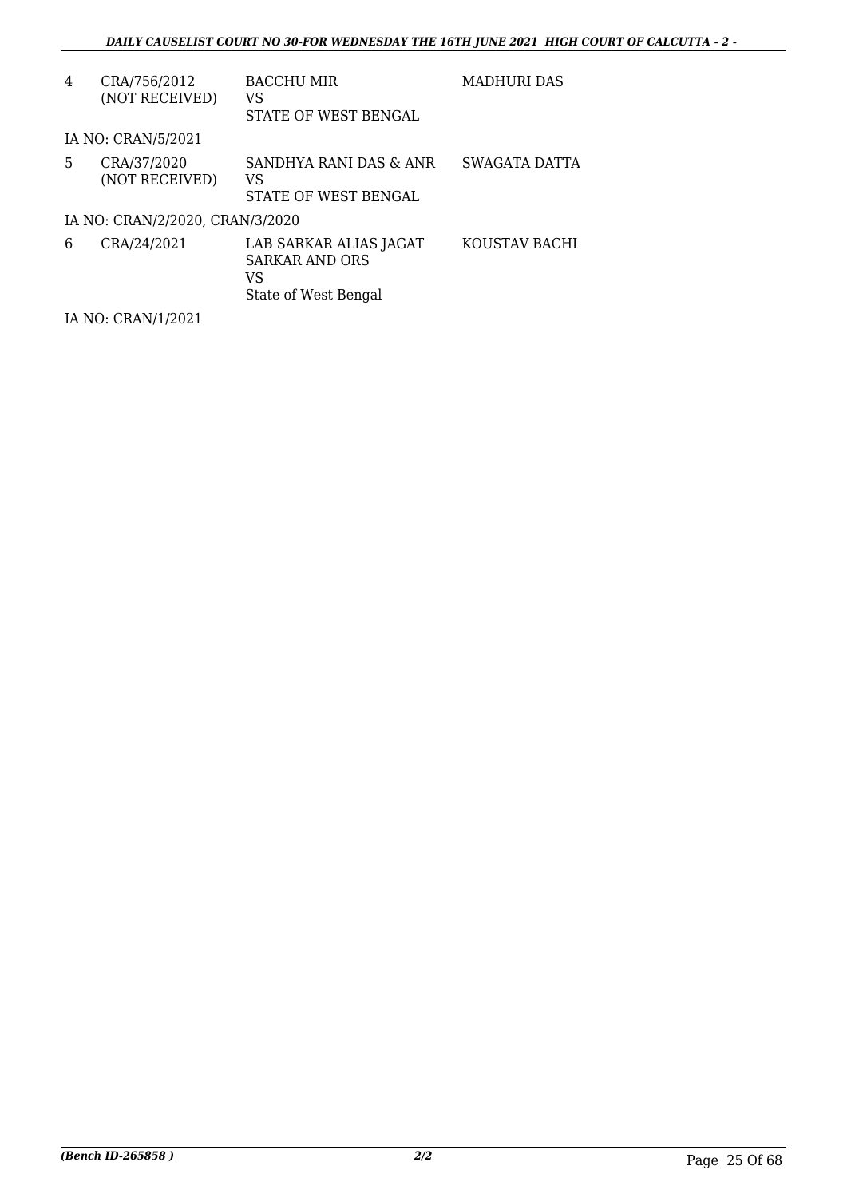| | | | |
|---|---|---|---|
| 4 | CRA/756/2012 (NOT RECEIVED) | BACCHU MIR VS STATE OF WEST BENGAL | MADHURI DAS |
| IA NO: CRAN/5/2021 | | | |
| 5 | CRA/37/2020 (NOT RECEIVED) | SANDHYA RANI DAS & ANR VS STATE OF WEST BENGAL | SWAGATA DATTA |
| IA NO: CRAN/2/2020, CRAN/3/2020 | | | |
| 6 | CRA/24/2021 | LAB SARKAR ALIAS JAGAT SARKAR AND ORS VS State of West Bengal | KOUSTAV BACHI |
| IA NO: CRAN/1/2021 | | | |

*(Bench ID-265858 )* 2/2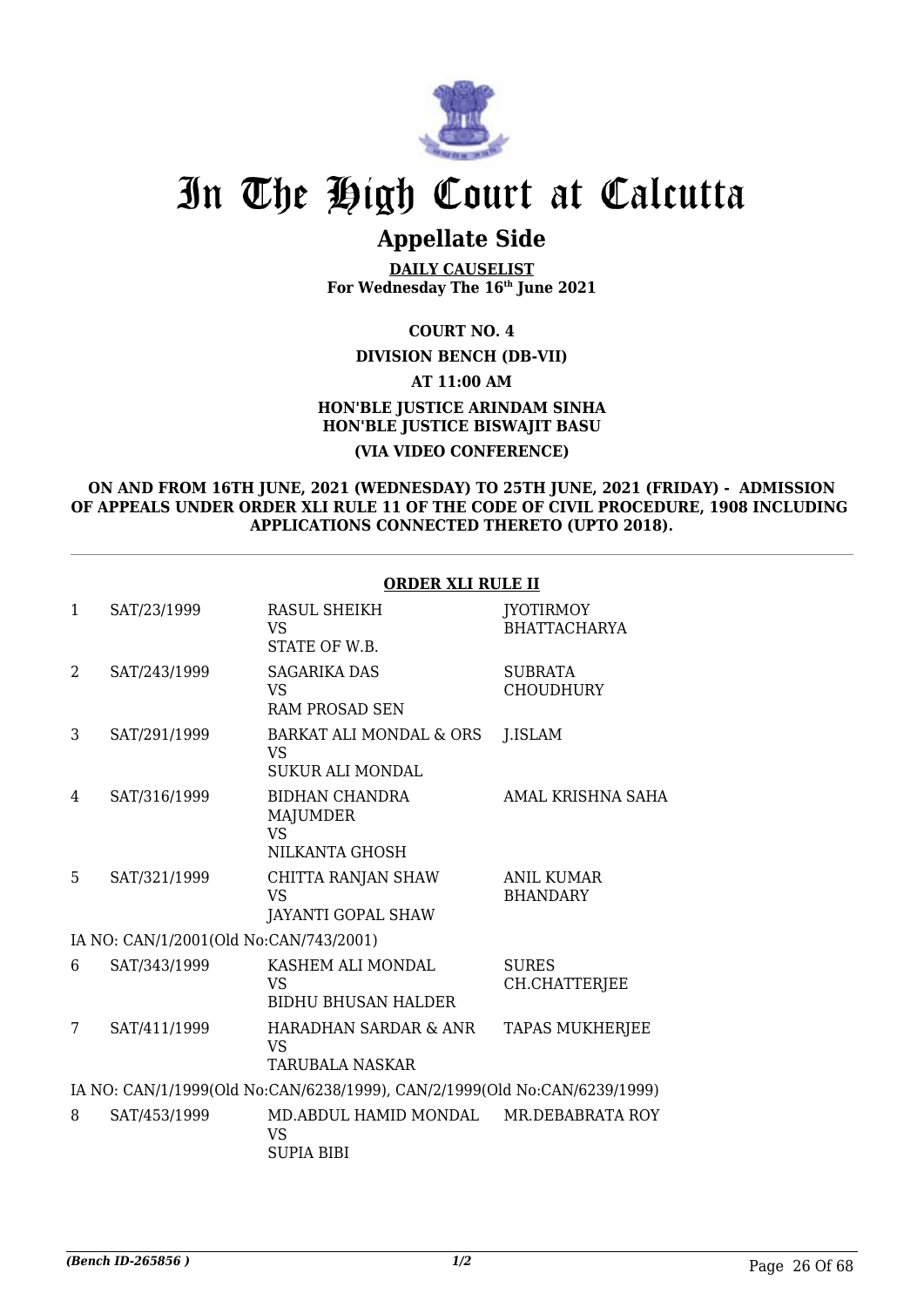# In The High Court at Calcutta

## Appellate Side

**DAILY CAUSELIST**
**For Wednesday The 16th June 2021**

**COURT NO. 4**

**DIVISION BENCH (DB-VII)**

**AT 11:00 AM**

**HON'BLE JUSTICE ARINDAM SINHA**
**HON'BLE JUSTICE BISWAJIT BASU**

**(VIA VIDEO CONFERENCE)**

**ON AND FROM 16TH JUNE, 2021 (WEDNESDAY) TO 25TH JUNE, 2021 (FRIDAY) - ADMISSION OF APPEALS UNDER ORDER XLI RULE 11 OF THE CODE OF CIVIL PROCEDURE, 1908 INCLUDING APPLICATIONS CONNECTED THERETO (UPTO 2018).**

**ORDER XLI RULE II**

| | | | |
|---|---|---|---|
| 1 | SAT/23/1999 | RASUL SHEIKH<br>VS<br>STATE OF W.B. | JYOTIRMOY BHATTACHARYA |
| 2 | SAT/243/1999 | SAGARIKA DAS<br>VS<br>RAM PROSAD SEN | SUBRATA CHOUDHURY |
| 3 | SAT/291/1999 | BARKAT ALI MONDAL & ORS<br>VS<br>SUKUR ALI MONDAL | J.ISLAM |
| 4 | SAT/316/1999 | BIDHAN CHANDRA MAJUMDER<br>VS<br>NILKANTA GHOSH | AMAL KRISHNA SAHA |
| 5 | SAT/321/1999 | CHITTA RANJAN SHAW<br>VS<br>JAYANTI GOPAL SHAW | ANIL KUMAR BHANDARY |

IA NO: CAN/1/2001(Old No:CAN/743/2001)

| | | | |
|---|---|---|---|
| 6 | SAT/343/1999 | KASHEM ALI MONDAL<br>VS<br>BIDHU BHUSAN HALDER | SURES CH.CHATTERJEE |
| 7 | SAT/411/1999 | HARADHAN SARDAR & ANR<br>VS<br>TARUBALA NASKAR | TAPAS MUKHERJEE |

IA NO: CAN/1/1999(Old No:CAN/6238/1999), CAN/2/1999(Old No:CAN/6239/1999)

| | | | |
|---|---|---|---|
| 8 | SAT/453/1999 | MD.ABDUL HAMID MONDAL<br>VS<br>SUPIA BIBI | MR.DEBABRATA ROY |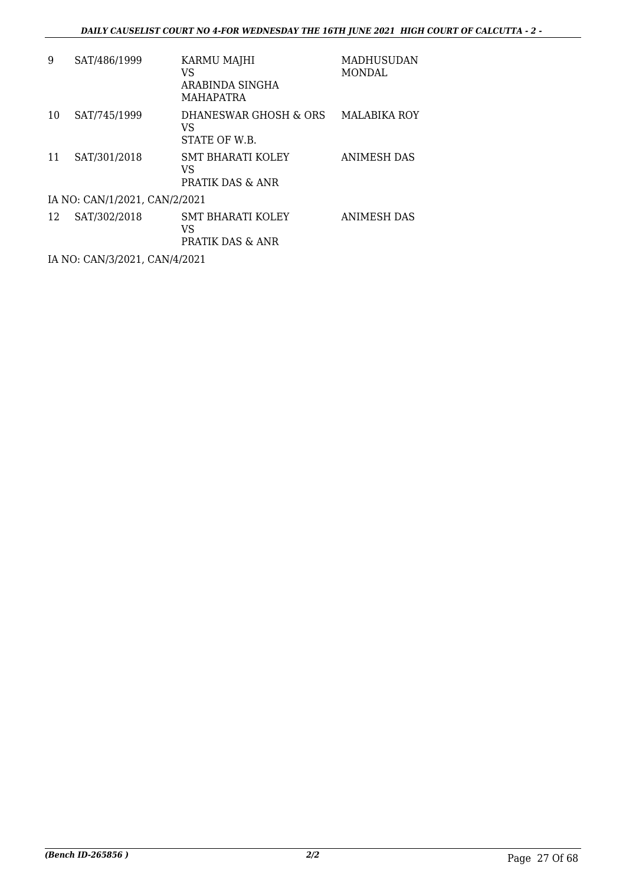| 9 | SAT/486/1999 | KARMU MAJHI<br>VS<br>ARABINDA SINGHA MAHAPATRA | MADHUSUDAN MONDAL |
|---|---|---|---|
| 10 | SAT/745/1999 | DHANESWAR GHOSH & ORS<br>VS<br>STATE OF W.B. | MALABIKA ROY |
| 11 | SAT/301/2018 | SMT BHARATI KOLEY<br>VS<br>PRATIK DAS & ANR | ANIMESH DAS |

IA NO: CAN/1/2021, CAN/2/2021

| 12 | SAT/302/2018 | SMT BHARATI KOLEY<br>VS<br>PRATIK DAS & ANR | ANIMESH DAS |
|---|---|---|---|

IA NO: CAN/3/2021, CAN/4/2021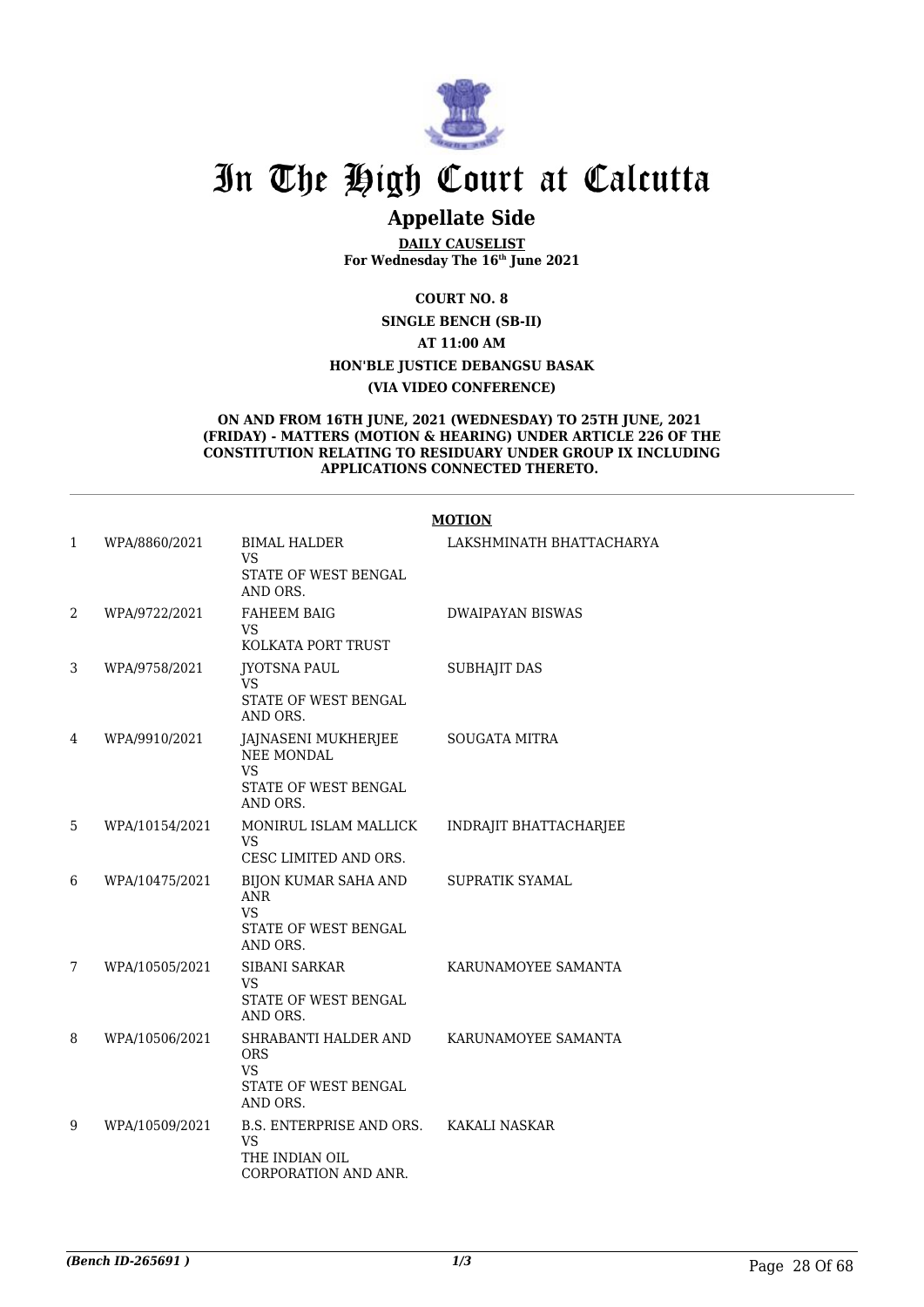# In The High Court at Calcutta

## Appellate Side

**DAILY CAUSELIST**
**For Wednesday The 16th June 2021**

**COURT NO. 8**

**SINGLE BENCH (SB-II)**

**AT 11:00 AM**

**HON'BLE JUSTICE DEBANGSU BASAK**

**(VIA VIDEO CONFERENCE)**

**ON AND FROM 16TH JUNE, 2021 (WEDNESDAY) TO 25TH JUNE, 2021 (FRIDAY) - MATTERS (MOTION & HEARING) UNDER ARTICLE 226 OF THE CONSTITUTION RELATING TO RESIDUARY UNDER GROUP IX INCLUDING APPLICATIONS CONNECTED THERETO.**

**MOTION**

| | | | |
|---|---|---|---|
| 1 | WPA/8860/2021 | BIMAL HALDER VS STATE OF WEST BENGAL AND ORS. | LAKSHMINATH BHATTACHARYA |
| 2 | WPA/9722/2021 | FAHEEM BAIG VS KOLKATA PORT TRUST | DWAIPAYAN BISWAS |
| 3 | WPA/9758/2021 | JYOTSNA PAUL VS STATE OF WEST BENGAL AND ORS. | SUBHAJIT DAS |
| 4 | WPA/9910/2021 | JAJNASENI MUKHERJEE NEE MONDAL VS STATE OF WEST BENGAL AND ORS. | SOUGATA MITRA |
| 5 | WPA/10154/2021 | MONIRUL ISLAM MALLICK VS CESC LIMITED AND ORS. | INDRAJIT BHATTACHARJEE |
| 6 | WPA/10475/2021 | BIJON KUMAR SAHA AND ANR VS STATE OF WEST BENGAL AND ORS. | SUPRATIK SYAMAL |
| 7 | WPA/10505/2021 | SIBANI SARKAR VS STATE OF WEST BENGAL AND ORS. | KARUNAMOYEE SAMANTA |
| 8 | WPA/10506/2021 | SHRABANTI HALDER AND ORS VS STATE OF WEST BENGAL AND ORS. | KARUNAMOYEE SAMANTA |
| 9 | WPA/10509/2021 | B.S. ENTERPRISE AND ORS. VS THE INDIAN OIL CORPORATION AND ANR. | KAKALI NASKAR |

*(Bench ID-265691 )*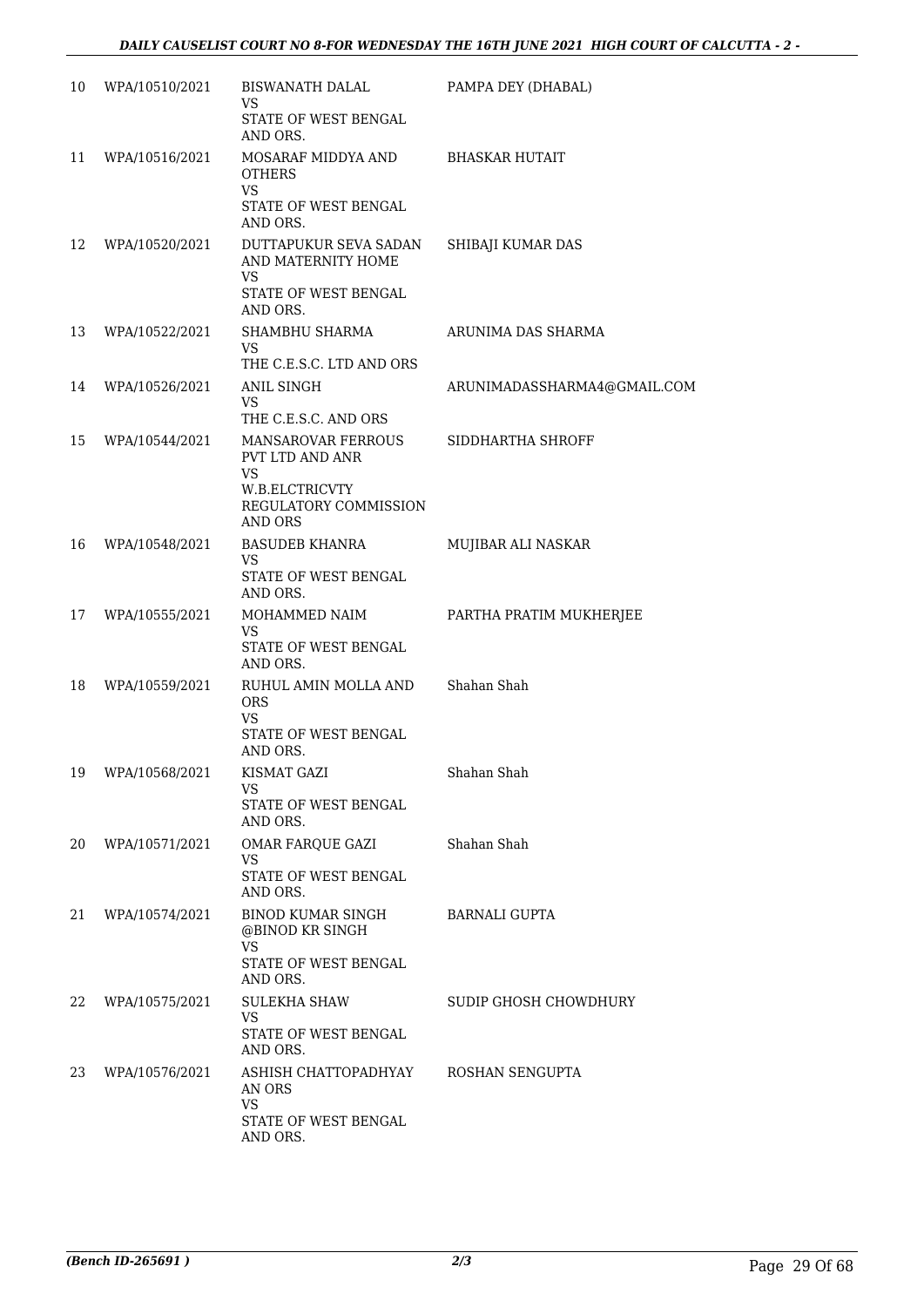| | | | |
|---|---|---|---|
| 10 | WPA/10510/2021 | BISWANATH DALAL<br>VS<br>STATE OF WEST BENGAL AND ORS. | PAMPA DEY (DHABAL) |
| 11 | WPA/10516/2021 | MOSARAF MIDDYA AND OTHERS<br>VS<br>STATE OF WEST BENGAL AND ORS. | BHASKAR HUTAIT |
| 12 | WPA/10520/2021 | DUTTAPUKUR SEVA SADAN AND MATERNITY HOME<br>VS<br>STATE OF WEST BENGAL AND ORS. | SHIBAJI KUMAR DAS |
| 13 | WPA/10522/2021 | SHAMBHU SHARMA<br>VS<br>THE C.E.S.C. LTD AND ORS | ARUNIMA DAS SHARMA |
| 14 | WPA/10526/2021 | ANIL SINGH<br>VS<br>THE C.E.S.C. AND ORS | ARUNIMADASSHARMA4@GMAIL.COM |
| 15 | WPA/10544/2021 | MANSAROVAR FERROUS PVT LTD AND ANR<br>VS<br>W.B.ELCTRICVTY REGULATORY COMMISSION AND ORS | SIDDHARTHA SHROFF |
| 16 | WPA/10548/2021 | BASUDEB KHANRA<br>VS<br>STATE OF WEST BENGAL AND ORS. | MUJIBAR ALI NASKAR |
| 17 | WPA/10555/2021 | MOHAMMED NAIM<br>VS<br>STATE OF WEST BENGAL AND ORS. | PARTHA PRATIM MUKHERJEE |
| 18 | WPA/10559/2021 | RUHUL AMIN MOLLA AND ORS<br>VS<br>STATE OF WEST BENGAL AND ORS. | Shahan Shah |
| 19 | WPA/10568/2021 | KISMAT GAZI<br>VS<br>STATE OF WEST BENGAL AND ORS. | Shahan Shah |
| 20 | WPA/10571/2021 | OMAR FARQUE GAZI<br>VS<br>STATE OF WEST BENGAL AND ORS. | Shahan Shah |
| 21 | WPA/10574/2021 | BINOD KUMAR SINGH @BINOD KR SINGH<br>VS<br>STATE OF WEST BENGAL AND ORS. | BARNALI GUPTA |
| 22 | WPA/10575/2021 | SULEKHA SHAW<br>VS<br>STATE OF WEST BENGAL AND ORS. | SUDIP GHOSH CHOWDHURY |
| 23 | WPA/10576/2021 | ASHISH CHATTOPADHYAY AN ORS<br>VS<br>STATE OF WEST BENGAL AND ORS. | ROSHAN SENGUPTA |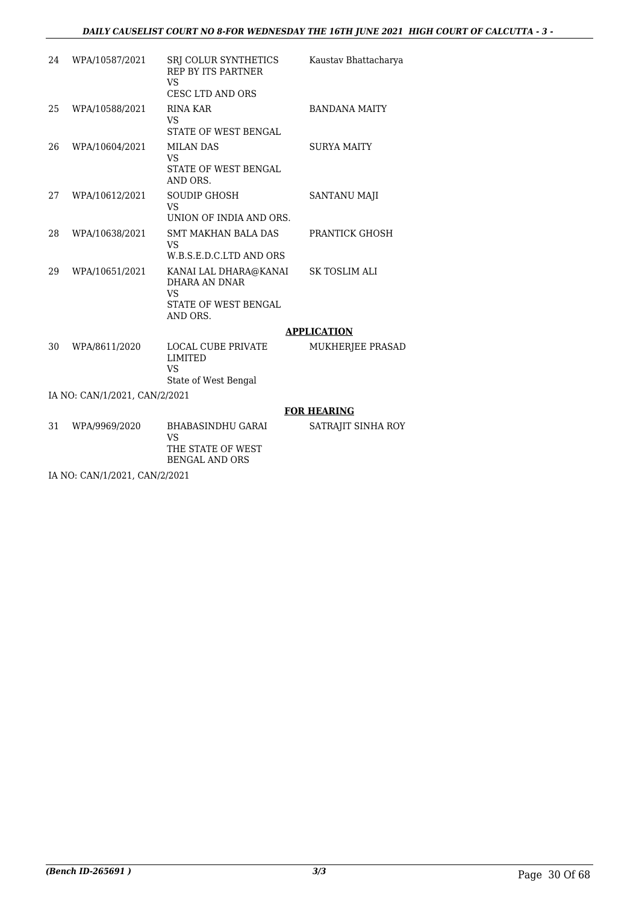| | | | |
|---|---|---|---|
| 24 | WPA/10587/2021 | SRJ COLUR SYNTHETICS REP BY ITS PARTNER VS CESC LTD AND ORS | Kaustav Bhattacharya |
| 25 | WPA/10588/2021 | RINA KAR VS STATE OF WEST BENGAL | BANDANA MAITY |
| 26 | WPA/10604/2021 | MILAN DAS VS STATE OF WEST BENGAL AND ORS. | SURYA MAITY |
| 27 | WPA/10612/2021 | SOUDIP GHOSH VS UNION OF INDIA AND ORS. | SANTANU MAJI |
| 28 | WPA/10638/2021 | SMT MAKHAN BALA DAS VS W.B.S.E.D.C.LTD AND ORS | PRANTICK GHOSH |
| 29 | WPA/10651/2021 | KANAI LAL DHARA@KANAI DHARA AN DNAR VS STATE OF WEST BENGAL AND ORS. | SK TOSLIM ALI |

**APPLICATION**

| | | | |
|---|---|---|---|
| 30 | WPA/8611/2020 | LOCAL CUBE PRIVATE LIMITED VS State of West Bengal | MUKHERJEE PRASAD |

IA NO: CAN/1/2021, CAN/2/2021

**FOR HEARING**

| | | | |
|---|---|---|---|
| 31 | WPA/9969/2020 | BHABASINDHU GARAI VS THE STATE OF WEST BENGAL AND ORS | SATRAJIT SINHA ROY |

IA NO: CAN/1/2021, CAN/2/2021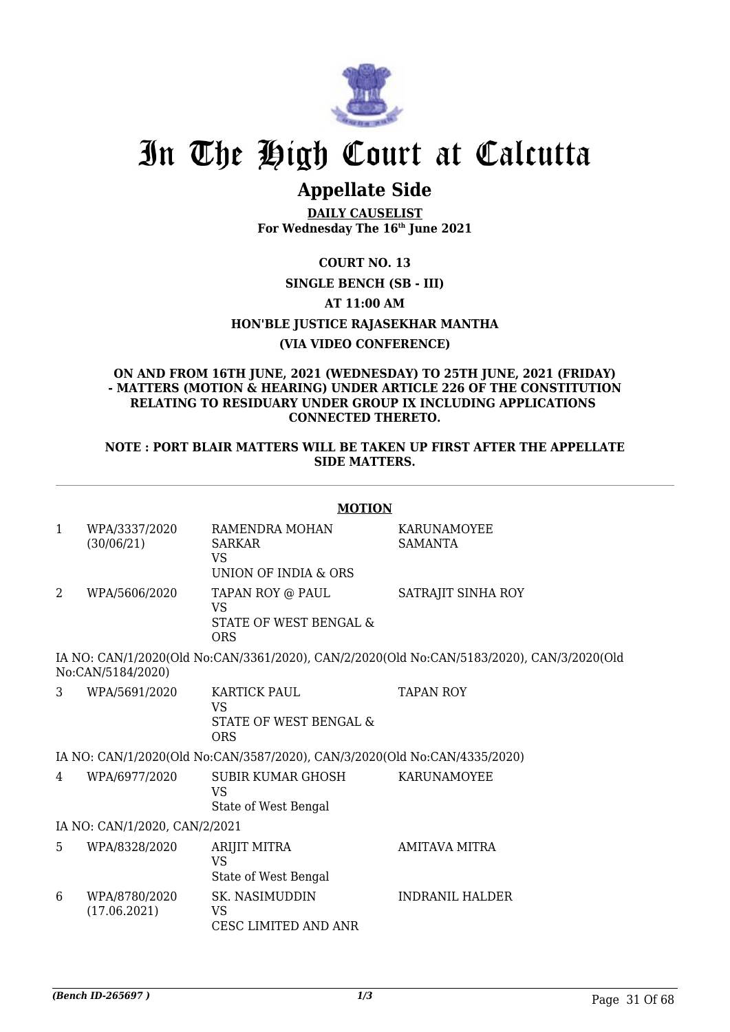# In The High Court at Calcutta

## Appellate Side

**DAILY CAUSELIST**
**For Wednesday The 16th June 2021**

**COURT NO. 13**

**SINGLE BENCH (SB - III)**

**AT 11:00 AM**

**HON'BLE JUSTICE RAJASEKHAR MANTHA**

**(VIA VIDEO CONFERENCE)**

**ON AND FROM 16TH JUNE, 2021 (WEDNESDAY) TO 25TH JUNE, 2021 (FRIDAY) - MATTERS (MOTION & HEARING) UNDER ARTICLE 226 OF THE CONSTITUTION RELATING TO RESIDUARY UNDER GROUP IX INCLUDING APPLICATIONS CONNECTED THERETO.**

**NOTE : PORT BLAIR MATTERS WILL BE TAKEN UP FIRST AFTER THE APPELLATE SIDE MATTERS.**

**MOTION**

| | | | |
|---|---|---|---|
| 1 | WPA/3337/2020 (30/06/21) | RAMENDRA MOHAN SARKAR VS UNION OF INDIA & ORS | KARUNAMOYEE SAMANTA |
| 2 | WPA/5606/2020 | TAPAN ROY @ PAUL VS STATE OF WEST BENGAL & ORS | SATRAJIT SINHA ROY |

IA NO: CAN/1/2020(Old No:CAN/3361/2020), CAN/2/2020(Old No:CAN/5183/2020), CAN/3/2020(Old No:CAN/5184/2020)

| | | | |
|---|---|---|---|
| 3 | WPA/5691/2020 | KARTICK PAUL VS STATE OF WEST BENGAL & ORS | TAPAN ROY |

IA NO: CAN/1/2020(Old No:CAN/3587/2020), CAN/3/2020(Old No:CAN/4335/2020)

| | | | |
|---|---|---|---|
| 4 | WPA/6977/2020 | SUBIR KUMAR GHOSH VS State of West Bengal | KARUNAMOYEE |

IA NO: CAN/1/2020, CAN/2/2021

| | | | |
|---|---|---|---|
| 5 | WPA/8328/2020 | ARIJIT MITRA VS State of West Bengal | AMITAVA MITRA |
| 6 | WPA/8780/2020 (17.06.2021) | SK. NASIMUDDIN VS CESC LIMITED AND ANR | INDRANIL HALDER |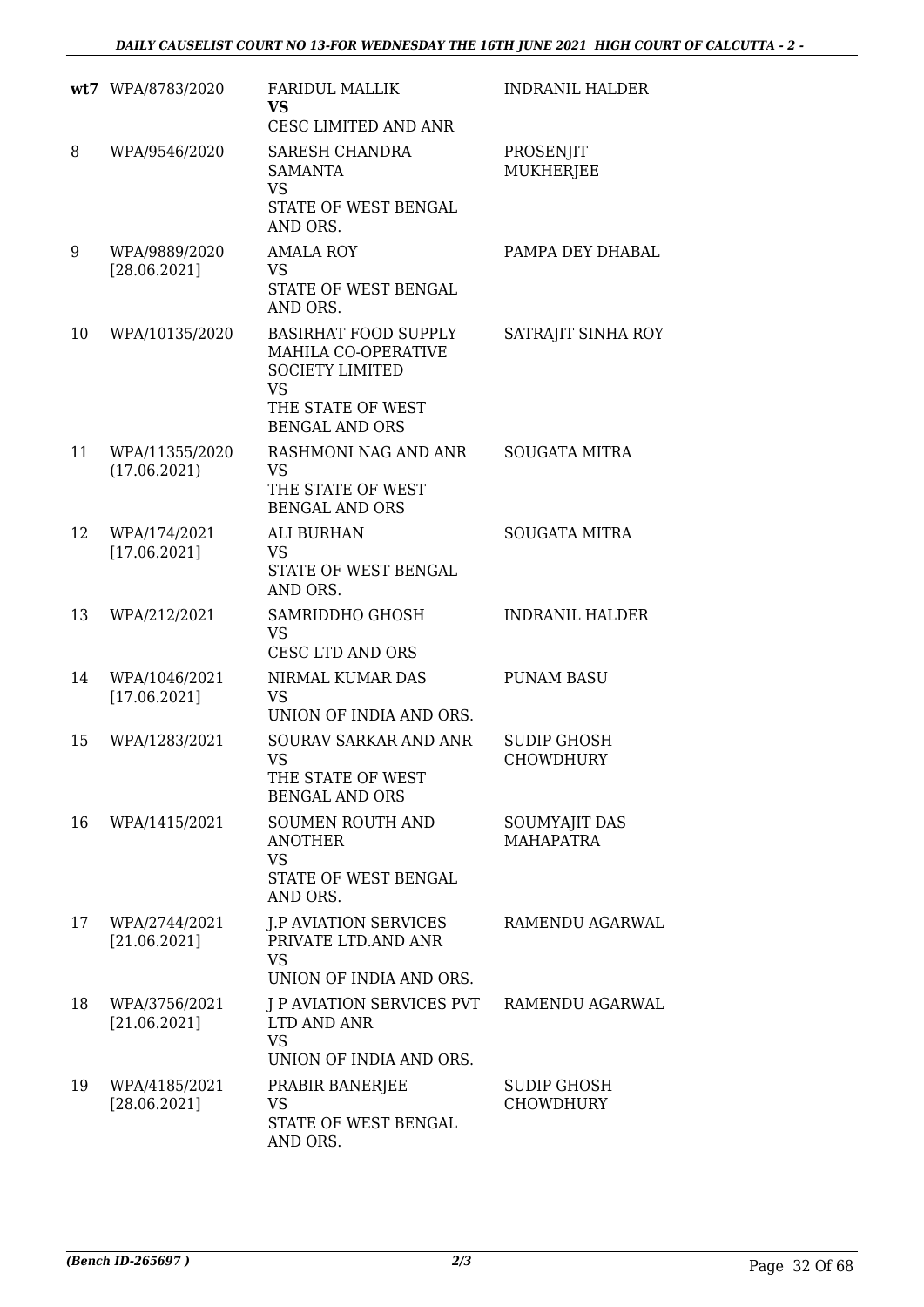| | | | |
|---|---|---|---|
| wt7 | WPA/8783/2020 | FARIDUL MALLIK<br>**VS**<br>CESC LIMITED AND ANR | INDRANIL HALDER |
| 8 | WPA/9546/2020 | SARESH CHANDRA SAMANTA<br>VS<br>STATE OF WEST BENGAL AND ORS. | PROSENJIT MUKHERJEE |
| 9 | WPA/9889/2020<br>[28.06.2021] | AMALA ROY<br>VS<br>STATE OF WEST BENGAL AND ORS. | PAMPA DEY DHABAL |
| 10 | WPA/10135/2020 | BASIRHAT FOOD SUPPLY MAHILA CO-OPERATIVE SOCIETY LIMITED<br>VS<br>THE STATE OF WEST BENGAL AND ORS | SATRAJIT SINHA ROY |
| 11 | WPA/11355/2020<br>(17.06.2021) | RASHMONI NAG AND ANR<br>VS<br>THE STATE OF WEST BENGAL AND ORS | SOUGATA MITRA |
| 12 | WPA/174/2021<br>[17.06.2021] | ALI BURHAN<br>VS<br>STATE OF WEST BENGAL AND ORS. | SOUGATA MITRA |
| 13 | WPA/212/2021 | SAMRIDDHO GHOSH<br>VS<br>CESC LTD AND ORS | INDRANIL HALDER |
| 14 | WPA/1046/2021<br>[17.06.2021] | NIRMAL KUMAR DAS<br>VS<br>UNION OF INDIA AND ORS. | PUNAM BASU |
| 15 | WPA/1283/2021 | SOURAV SARKAR AND ANR<br>VS<br>THE STATE OF WEST BENGAL AND ORS | SUDIP GHOSH CHOWDHURY |
| 16 | WPA/1415/2021 | SOUMEN ROUTH AND ANOTHER<br>VS<br>STATE OF WEST BENGAL AND ORS. | SOUMYAJIT DAS MAHAPATRA |
| 17 | WPA/2744/2021<br>[21.06.2021] | J.P AVIATION SERVICES PRIVATE LTD.AND ANR<br>VS<br>UNION OF INDIA AND ORS. | RAMENDU AGARWAL |
| 18 | WPA/3756/2021<br>[21.06.2021] | J P AVIATION SERVICES PVT LTD AND ANR<br>VS<br>UNION OF INDIA AND ORS. | RAMENDU AGARWAL |
| 19 | WPA/4185/2021<br>[28.06.2021] | PRABIR BANERJEE<br>VS<br>STATE OF WEST BENGAL AND ORS. | SUDIP GHOSH CHOWDHURY |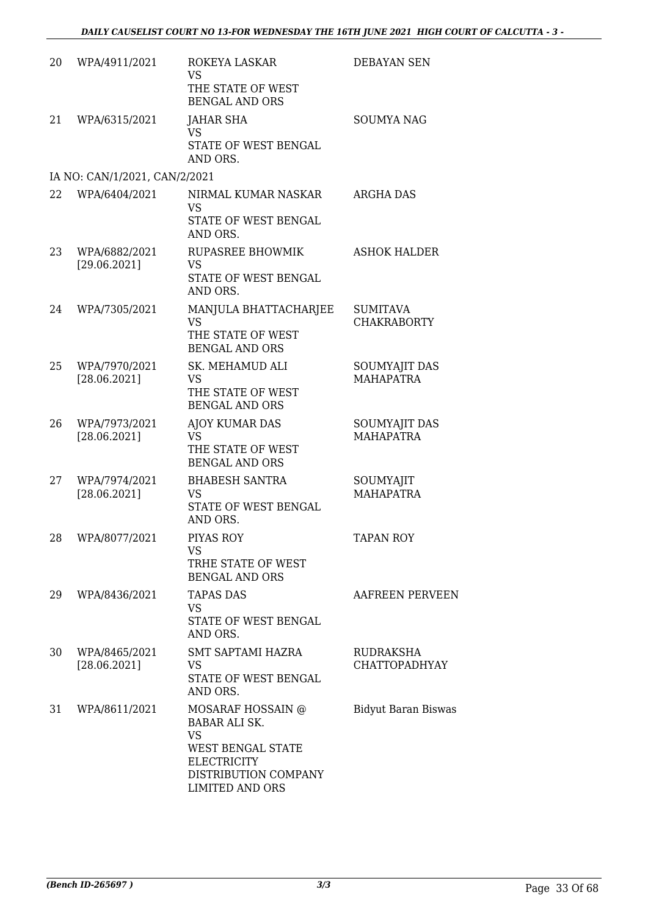| | | | |
|---|---|---|---|
| 20 | WPA/4911/2021 | ROKEYA LASKAR<br>VS<br>THE STATE OF WEST BENGAL AND ORS | DEBAYAN SEN |
| 21 | WPA/6315/2021 | JAHAR SHA<br>VS<br>STATE OF WEST BENGAL AND ORS. | SOUMYA NAG |
| | IA NO: CAN/1/2021, CAN/2/2021 | | |
| 22 | WPA/6404/2021 | NIRMAL KUMAR NASKAR<br>VS<br>STATE OF WEST BENGAL AND ORS. | ARGHA DAS |
| 23 | WPA/6882/2021<br>[29.06.2021] | RUPASREE BHOWMIK<br>VS<br>STATE OF WEST BENGAL AND ORS. | ASHOK HALDER |
| 24 | WPA/7305/2021 | MANJULA BHATTACHARJEE<br>VS<br>THE STATE OF WEST BENGAL AND ORS | SUMITAVA CHAKRABORTY |
| 25 | WPA/7970/2021<br>[28.06.2021] | SK. MEHAMUD ALI<br>VS<br>THE STATE OF WEST BENGAL AND ORS | SOUMYAJIT DAS MAHAPATRA |
| 26 | WPA/7973/2021<br>[28.06.2021] | AJOY KUMAR DAS<br>VS<br>THE STATE OF WEST BENGAL AND ORS | SOUMYAJIT DAS MAHAPATRA |
| 27 | WPA/7974/2021<br>[28.06.2021] | BHABESH SANTRA<br>VS<br>STATE OF WEST BENGAL AND ORS. | SOUMYAJIT MAHAPATRA |
| 28 | WPA/8077/2021 | PIYAS ROY<br>VS<br>TRHE STATE OF WEST BENGAL AND ORS | TAPAN ROY |
| 29 | WPA/8436/2021 | TAPAS DAS<br>VS<br>STATE OF WEST BENGAL AND ORS. | AAFREEN PERVEEN |
| 30 | WPA/8465/2021<br>[28.06.2021] | SMT SAPTAMI HAZRA<br>VS<br>STATE OF WEST BENGAL AND ORS. | RUDRAKSHA CHATTOPADHYAY |
| 31 | WPA/8611/2021 | MOSARAF HOSSAIN @ BABAR ALI SK.<br>VS<br>WEST BENGAL STATE ELECTRICITY DISTRIBUTION COMPANY LIMITED AND ORS | Bidyut Baran Biswas |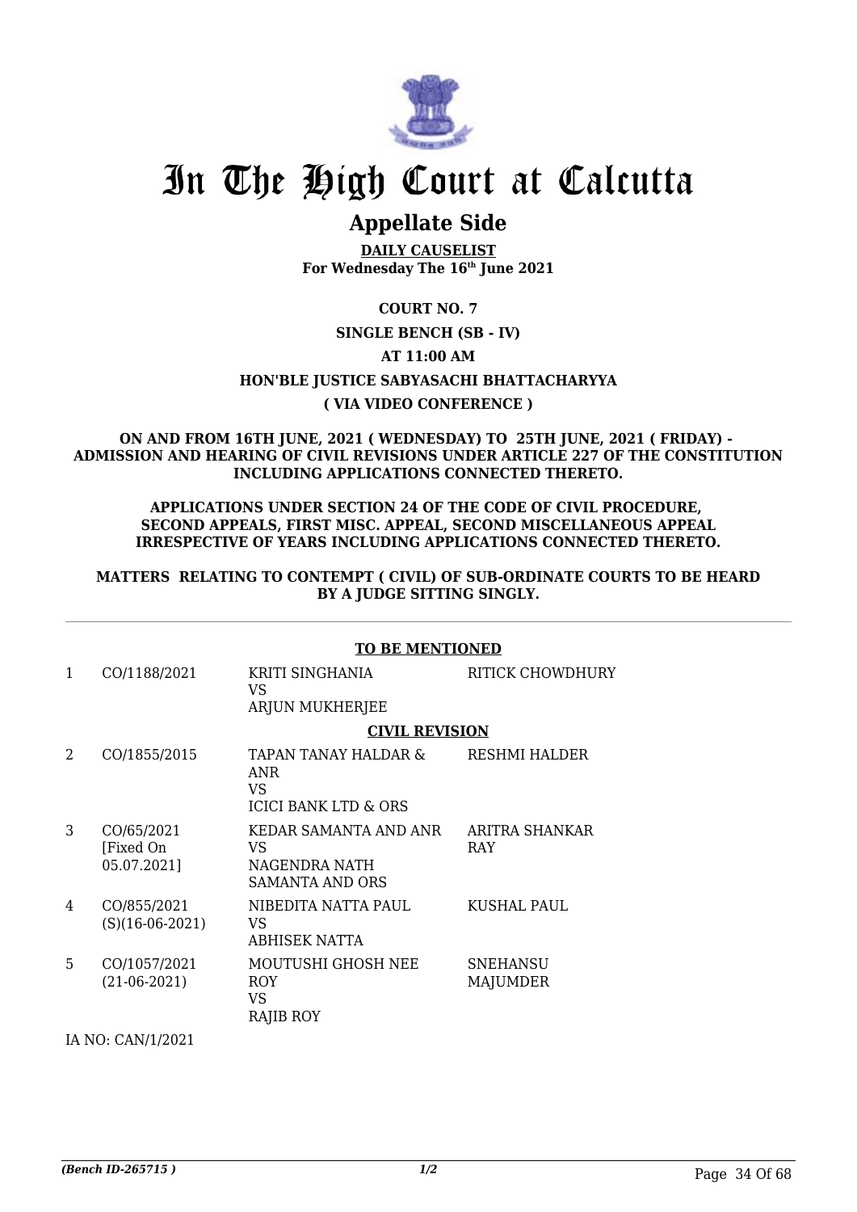# In The High Court at Calcutta

## Appellate Side

**DAILY CAUSELIST**
**For Wednesday The 16th June 2021**

**COURT NO. 7**

**SINGLE BENCH (SB - IV)**

**AT 11:00 AM**

**HON'BLE JUSTICE SABYASACHI BHATTACHARYYA**

**( VIA VIDEO CONFERENCE )**

**ON AND FROM 16TH JUNE, 2021 ( WEDNESDAY) TO 25TH JUNE, 2021 ( FRIDAY) - ADMISSION AND HEARING OF CIVIL REVISIONS UNDER ARTICLE 227 OF THE CONSTITUTION INCLUDING APPLICATIONS CONNECTED THERETO.**

**APPLICATIONS UNDER SECTION 24 OF THE CODE OF CIVIL PROCEDURE, SECOND APPEALS, FIRST MISC. APPEAL, SECOND MISCELLANEOUS APPEAL IRRESPECTIVE OF YEARS INCLUDING APPLICATIONS CONNECTED THERETO.**

**MATTERS RELATING TO CONTEMPT ( CIVIL) OF SUB-ORDINATE COURTS TO BE HEARD BY A JUDGE SITTING SINGLY.**

**TO BE MENTIONED**

| | | | |
|---|---|---|---|
| 1 | CO/1188/2021 | KRITI SINGHANIA<br>VS<br>ARJUN MUKHERJEE | RITICK CHOWDHURY |

**CIVIL REVISION**

| | | | |
|---|---|---|---|
| 2 | CO/1855/2015 | TAPAN TANAY HALDAR & ANR<br>VS<br>ICICI BANK LTD & ORS | RESHMI HALDER |
| 3 | CO/65/2021<br>[Fixed On 05.07.2021] | KEDAR SAMANTA AND ANR<br>VS<br>NAGENDRA NATH SAMANTA AND ORS | ARITRA SHANKAR RAY |
| 4 | CO/855/2021<br>(S)(16-06-2021) | NIBEDITA NATTA PAUL<br>VS<br>ABHISEK NATTA | KUSHAL PAUL |
| 5 | CO/1057/2021<br>(21-06-2021) | MOUTUSHI GHOSH NEE ROY<br>VS<br>RAJIB ROY | SNEHANSU MAJUMDER |

IA NO: CAN/1/2021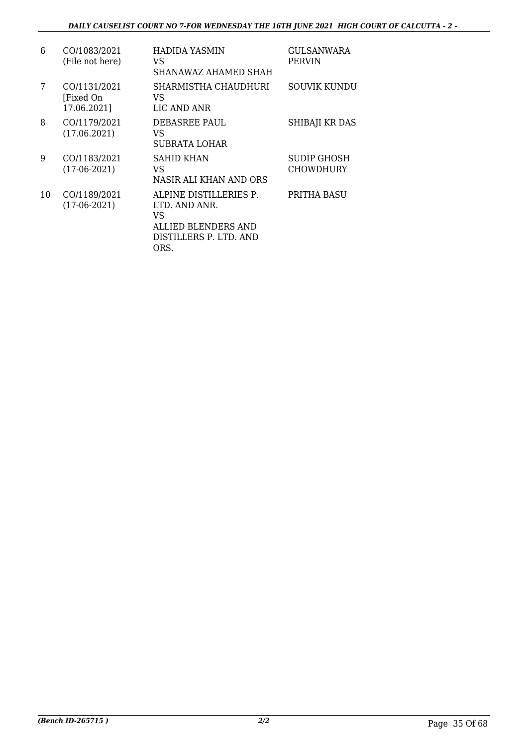| 6 | CO/1083/2021 (File not here) | HADIDA YASMIN VS SHANAWAZ AHAMED SHAH | GULSANWARA PERVIN |
|---|---|---|---|
| 7 | CO/1131/2021 [Fixed On 17.06.2021] | SHARMISTHA CHAUDHURI VS LIC AND ANR | SOUVIK KUNDU |
| 8 | CO/1179/2021 (17.06.2021) | DEBASREE PAUL VS SUBRATA LOHAR | SHIBAJI KR DAS |
| 9 | CO/1183/2021 (17-06-2021) | SAHID KHAN VS NASIR ALI KHAN AND ORS | SUDIP GHOSH CHOWDHURY |
| 10 | CO/1189/2021 (17-06-2021) | ALPINE DISTILLERIES P. LTD. AND ANR. VS ALLIED BLENDERS AND DISTILLERS P. LTD. AND ORS. | PRITHA BASU |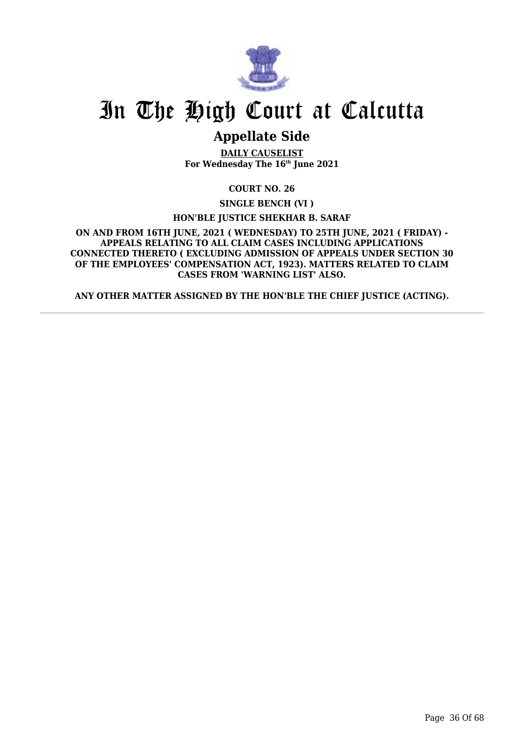# In The High Court at Calcutta

## Appellate Side

**DAILY CAUSELIST**
**For Wednesday The 16th June 2021**

**COURT NO. 26**

**SINGLE BENCH (VI )**

**HON'BLE JUSTICE SHEKHAR B. SARAF**

**ON AND FROM 16TH JUNE, 2021 ( WEDNESDAY) TO 25TH JUNE, 2021 ( FRIDAY) - APPEALS RELATING TO ALL CLAIM CASES INCLUDING APPLICATIONS CONNECTED THERETO ( EXCLUDING ADMISSION OF APPEALS UNDER SECTION 30 OF THE EMPLOYEES' COMPENSATION ACT, 1923). MATTERS RELATED TO CLAIM CASES FROM 'WARNING LIST' ALSO.**

**ANY OTHER MATTER ASSIGNED BY THE HON'BLE THE CHIEF JUSTICE (ACTING).**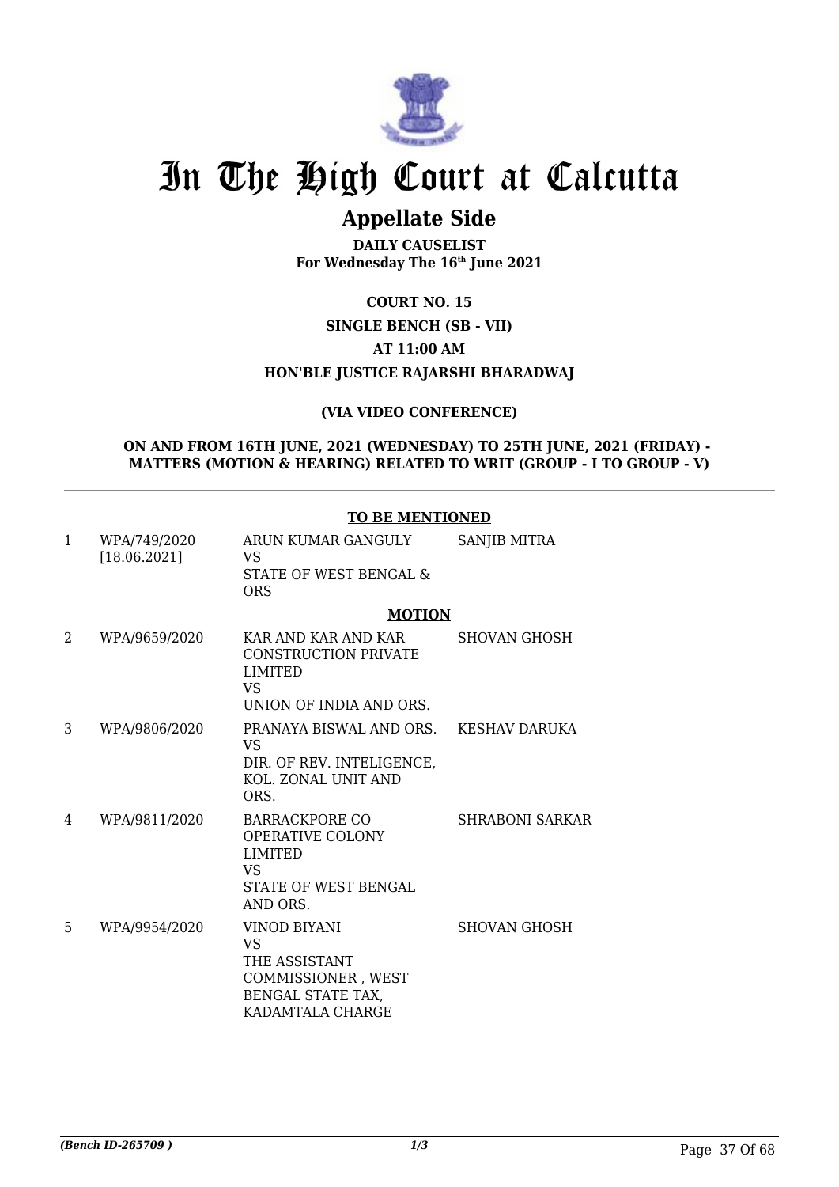# In The High Court at Calcutta

## Appellate Side

**DAILY CAUSELIST**
**For Wednesday The 16th June 2021**

**COURT NO. 15**

**SINGLE BENCH (SB - VII)**

**AT 11:00 AM**

**HON'BLE JUSTICE RAJARSHI BHARADWAJ**

**(VIA VIDEO CONFERENCE)**

**ON AND FROM 16TH JUNE, 2021 (WEDNESDAY) TO 25TH JUNE, 2021 (FRIDAY) - MATTERS (MOTION & HEARING) RELATED TO WRIT (GROUP - I TO GROUP - V)**

**TO BE MENTIONED**

| | | | |
|---|---|---|---|
| 1 | WPA/749/2020 [18.06.2021] | ARUN KUMAR GANGULY VS STATE OF WEST BENGAL & ORS | SANJIB MITRA |

**MOTION**

| | | | |
|---|---|---|---|
| 2 | WPA/9659/2020 | KAR AND KAR AND KAR CONSTRUCTION PRIVATE LIMITED VS UNION OF INDIA AND ORS. | SHOVAN GHOSH |
| 3 | WPA/9806/2020 | PRANAYA BISWAL AND ORS. VS DIR. OF REV. INTELIGENCE, KOL. ZONAL UNIT AND ORS. | KESHAV DARUKA |
| 4 | WPA/9811/2020 | BARRACKPORE CO OPERATIVE COLONY LIMITED VS STATE OF WEST BENGAL AND ORS. | SHRABONI SARKAR |
| 5 | WPA/9954/2020 | VINOD BIYANI VS THE ASSISTANT COMMISSIONER , WEST BENGAL STATE TAX, KADAMTALA CHARGE | SHOVAN GHOSH |

*(Bench ID-265709 )* 1/3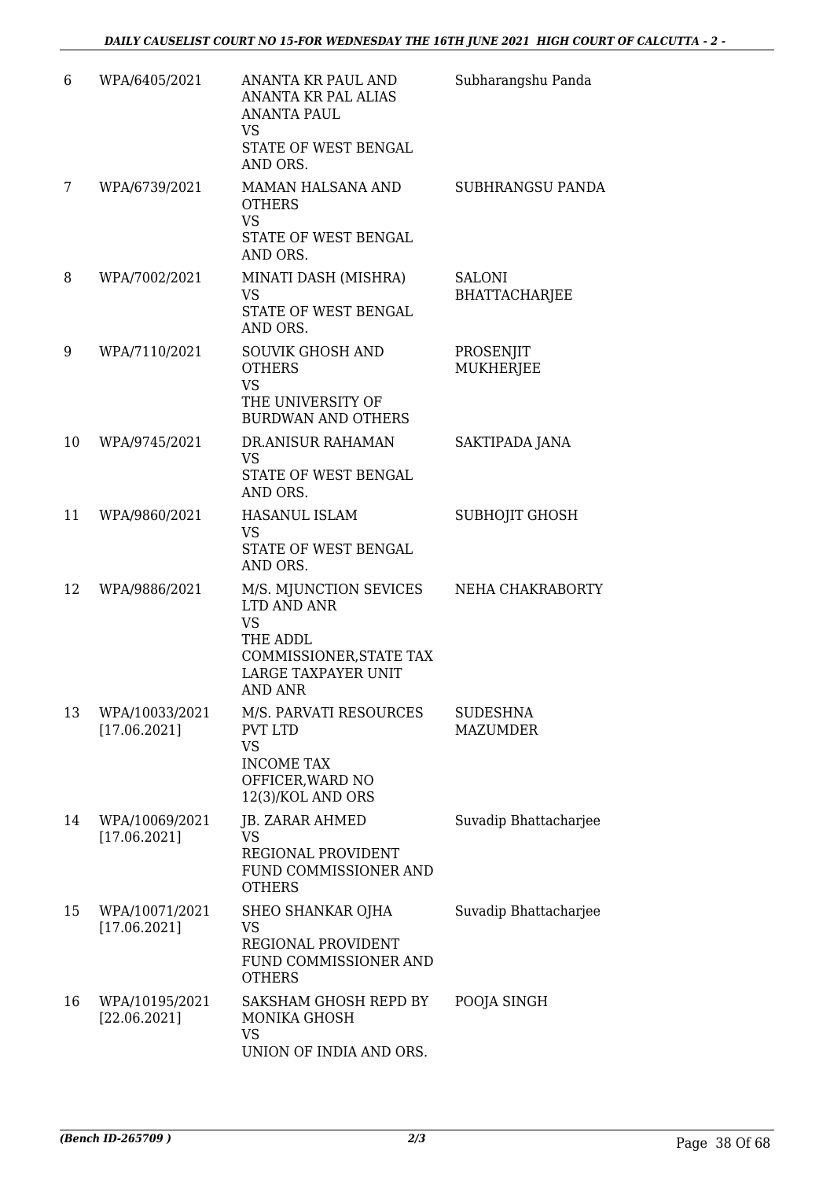| 6 | WPA/6405/2021 | ANANTA KR PAUL AND ANANTA KR PAL ALIAS ANANTA PAUL<br>VS<br>STATE OF WEST BENGAL AND ORS. | Subharangshu Panda |
|---|---|---|---|
| 7 | WPA/6739/2021 | MAMAN HALSANA AND OTHERS<br>VS<br>STATE OF WEST BENGAL AND ORS. | SUBHRANGSU PANDA |
| 8 | WPA/7002/2021 | MINATI DASH (MISHRA)<br>VS<br>STATE OF WEST BENGAL AND ORS. | SALONI BHATTACHARJEE |
| 9 | WPA/7110/2021 | SOUVIK GHOSH AND OTHERS<br>VS<br>THE UNIVERSITY OF BURDWAN AND OTHERS | PROSENJIT MUKHERJEE |
| 10 | WPA/9745/2021 | DR.ANISUR RAHAMAN<br>VS<br>STATE OF WEST BENGAL AND ORS. | SAKTIPADA JANA |
| 11 | WPA/9860/2021 | HASANUL ISLAM<br>VS<br>STATE OF WEST BENGAL AND ORS. | SUBHOJIT GHOSH |
| 12 | WPA/9886/2021 | M/S. MJUNCTION SEVICES LTD AND ANR<br>VS<br>THE ADDL COMMISSIONER,STATE TAX LARGE TAXPAYER UNIT AND ANR | NEHA CHAKRABORTY |
| 13 | WPA/10033/2021 [17.06.2021] | M/S. PARVATI RESOURCES PVT LTD<br>VS<br>INCOME TAX OFFICER,WARD NO 12(3)/KOL AND ORS | SUDESHNA MAZUMDER |
| 14 | WPA/10069/2021 [17.06.2021] | JB. ZARAR AHMED<br>VS<br>REGIONAL PROVIDENT FUND COMMISSIONER AND OTHERS | Suvadip Bhattacharjee |
| 15 | WPA/10071/2021 [17.06.2021] | SHEO SHANKAR OJHA<br>VS<br>REGIONAL PROVIDENT FUND COMMISSIONER AND OTHERS | Suvadip Bhattacharjee |
| 16 | WPA/10195/2021 [22.06.2021] | SAKSHAM GHOSH REPD BY MONIKA GHOSH<br>VS<br>UNION OF INDIA AND ORS. | POOJA SINGH |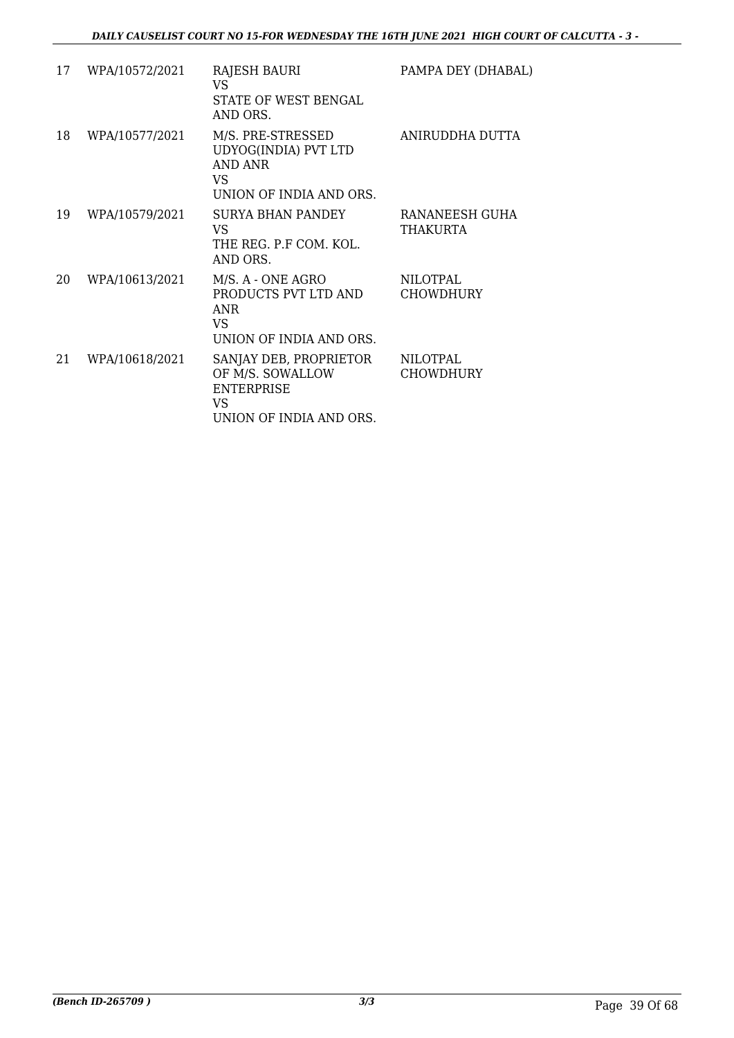| | | | |
|---|---|---|---|
| 17 | WPA/10572/2021 | RAJESH BAURI<br>VS<br>STATE OF WEST BENGAL AND ORS. | PAMPA DEY (DHABAL) |
| 18 | WPA/10577/2021 | M/S. PRE-STRESSED UDYOG(INDIA) PVT LTD AND ANR<br>VS<br>UNION OF INDIA AND ORS. | ANIRUDDHA DUTTA |
| 19 | WPA/10579/2021 | SURYA BHAN PANDEY<br>VS<br>THE REG. P.F COM. KOL. AND ORS. | RANANEESH GUHA THAKURTA |
| 20 | WPA/10613/2021 | M/S. A - ONE AGRO PRODUCTS PVT LTD AND ANR<br>VS<br>UNION OF INDIA AND ORS. | NILOTPAL CHOWDHURY |
| 21 | WPA/10618/2021 | SANJAY DEB, PROPRIETOR OF M/S. SOWALLOW ENTERPRISE<br>VS<br>UNION OF INDIA AND ORS. | NILOTPAL CHOWDHURY |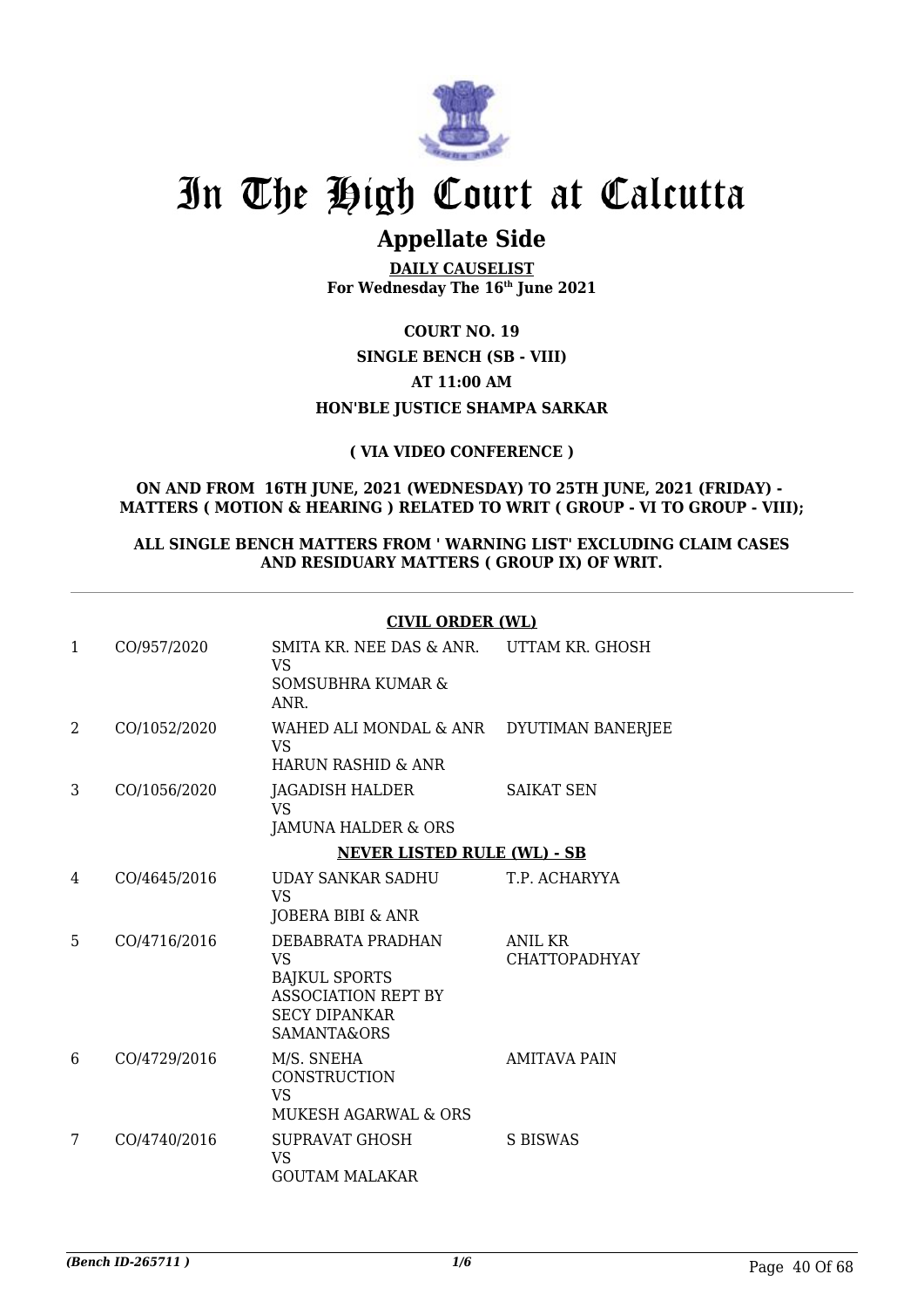# In The High Court at Calcutta

## Appellate Side

**DAILY CAUSELIST**
**For Wednesday The 16th June 2021**

**COURT NO. 19**
**SINGLE BENCH (SB - VIII)**
**AT 11:00 AM**
**HON'BLE JUSTICE SHAMPA SARKAR**

**( VIA VIDEO CONFERENCE )**

**ON AND FROM 16TH JUNE, 2021 (WEDNESDAY) TO 25TH JUNE, 2021 (FRIDAY) - MATTERS ( MOTION & HEARING ) RELATED TO WRIT ( GROUP - VI TO GROUP - VIII);**

**ALL SINGLE BENCH MATTERS FROM ' WARNING LIST' EXCLUDING CLAIM CASES AND RESIDUARY MATTERS ( GROUP IX) OF WRIT.**

**CIVIL ORDER (WL)**

| | | | |
|---|---|---|---|
| 1 | CO/957/2020 | SMITA KR. NEE DAS & ANR.<br>VS<br>SOMSUBHRA KUMAR & ANR. | UTTAM KR. GHOSH |
| 2 | CO/1052/2020 | WAHED ALI MONDAL & ANR<br>VS<br>HARUN RASHID & ANR | DYUTIMAN BANERJEE |
| 3 | CO/1056/2020 | JAGADISH HALDER<br>VS<br>JAMUNA HALDER & ORS | SAIKAT SEN |

**NEVER LISTED RULE (WL) - SB**

| | | | |
|---|---|---|---|
| 4 | CO/4645/2016 | UDAY SANKAR SADHU<br>VS<br>JOBERA BIBI & ANR | T.P. ACHARYYA |
| 5 | CO/4716/2016 | DEBABRATA PRADHAN<br>VS<br>BAJKUL SPORTS ASSOCIATION REPT BY SECY DIPANKAR SAMANTA&ORS | ANIL KR CHATTOPADHYAY |
| 6 | CO/4729/2016 | M/S. SNEHA CONSTRUCTION<br>VS<br>MUKESH AGARWAL & ORS | AMITAVA PAIN |
| 7 | CO/4740/2016 | SUPRAVAT GHOSH<br>VS<br>GOUTAM MALAKAR | S BISWAS |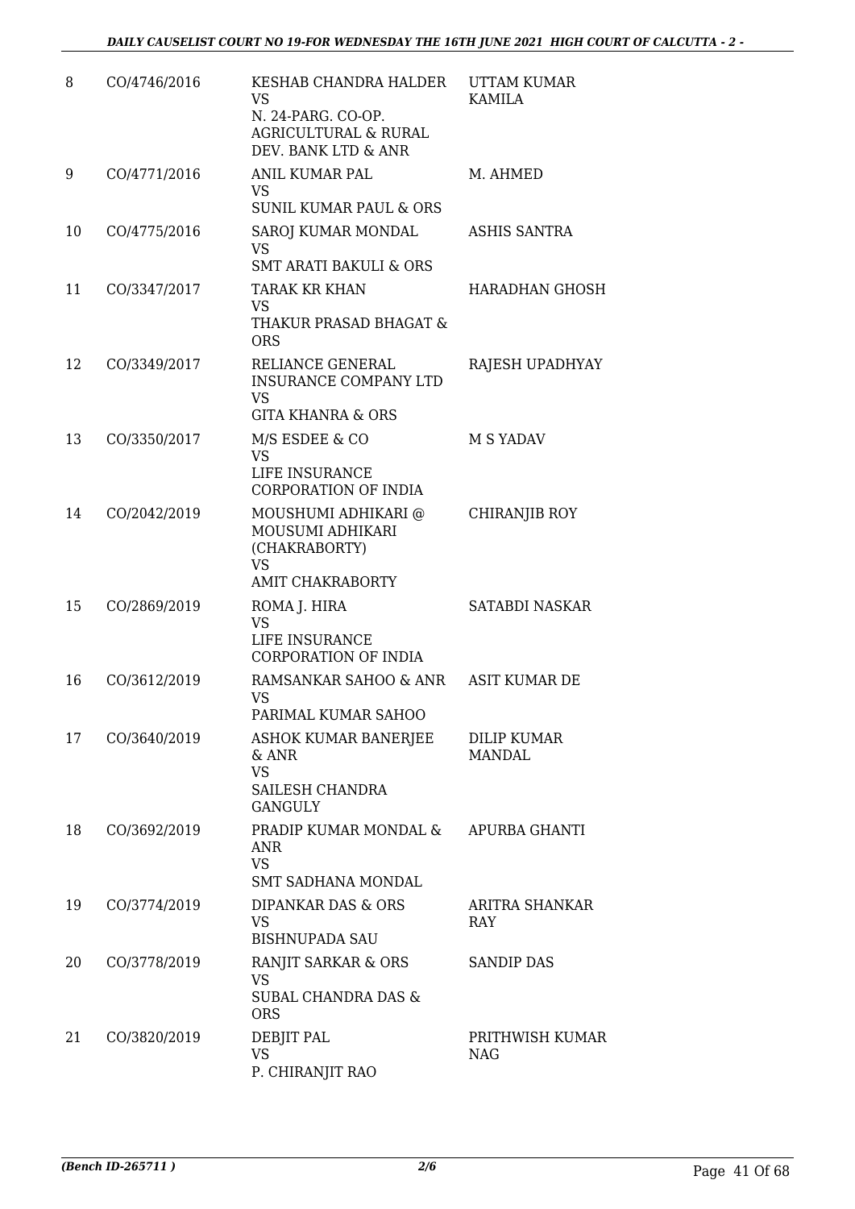| 8 | CO/4746/2016 | KESHAB CHANDRA HALDER<br>VS<br>N. 24-PARG. CO-OP. AGRICULTURAL & RURAL DEV. BANK LTD & ANR | UTTAM KUMAR KAMILA |
|---|---|---|---|
| 9 | CO/4771/2016 | ANIL KUMAR PAL<br>VS<br>SUNIL KUMAR PAUL & ORS | M. AHMED |
| 10 | CO/4775/2016 | SAROJ KUMAR MONDAL<br>VS<br>SMT ARATI BAKULI & ORS | ASHIS SANTRA |
| 11 | CO/3347/2017 | TARAK KR KHAN<br>VS<br>THAKUR PRASAD BHAGAT & ORS | HARADHAN GHOSH |
| 12 | CO/3349/2017 | RELIANCE GENERAL INSURANCE COMPANY LTD<br>VS<br>GITA KHANRA & ORS | RAJESH UPADHYAY |
| 13 | CO/3350/2017 | M/S ESDEE & CO<br>VS<br>LIFE INSURANCE CORPORATION OF INDIA | M S YADAV |
| 14 | CO/2042/2019 | MOUSHUMI ADHIKARI @ MOUSUMI ADHIKARI (CHAKRABORTY)<br>VS<br>AMIT CHAKRABORTY | CHIRANJIB ROY |
| 15 | CO/2869/2019 | ROMA J. HIRA<br>VS<br>LIFE INSURANCE CORPORATION OF INDIA | SATABDI NASKAR |
| 16 | CO/3612/2019 | RAMSANKAR SAHOO & ANR<br>VS<br>PARIMAL KUMAR SAHOO | ASIT KUMAR DE |
| 17 | CO/3640/2019 | ASHOK KUMAR BANERJEE & ANR<br>VS<br>SAILESH CHANDRA GANGULY | DILIP KUMAR MANDAL |
| 18 | CO/3692/2019 | PRADIP KUMAR MONDAL & ANR<br>VS<br>SMT SADHANA MONDAL | APURBA GHANTI |
| 19 | CO/3774/2019 | DIPANKAR DAS & ORS<br>VS<br>BISHNUPADA SAU | ARITRA SHANKAR RAY |
| 20 | CO/3778/2019 | RANJIT SARKAR & ORS<br>VS<br>SUBAL CHANDRA DAS & ORS | SANDIP DAS |
| 21 | CO/3820/2019 | DEBJIT PAL<br>VS<br>P. CHIRANJIT RAO | PRITHWISH KUMAR NAG |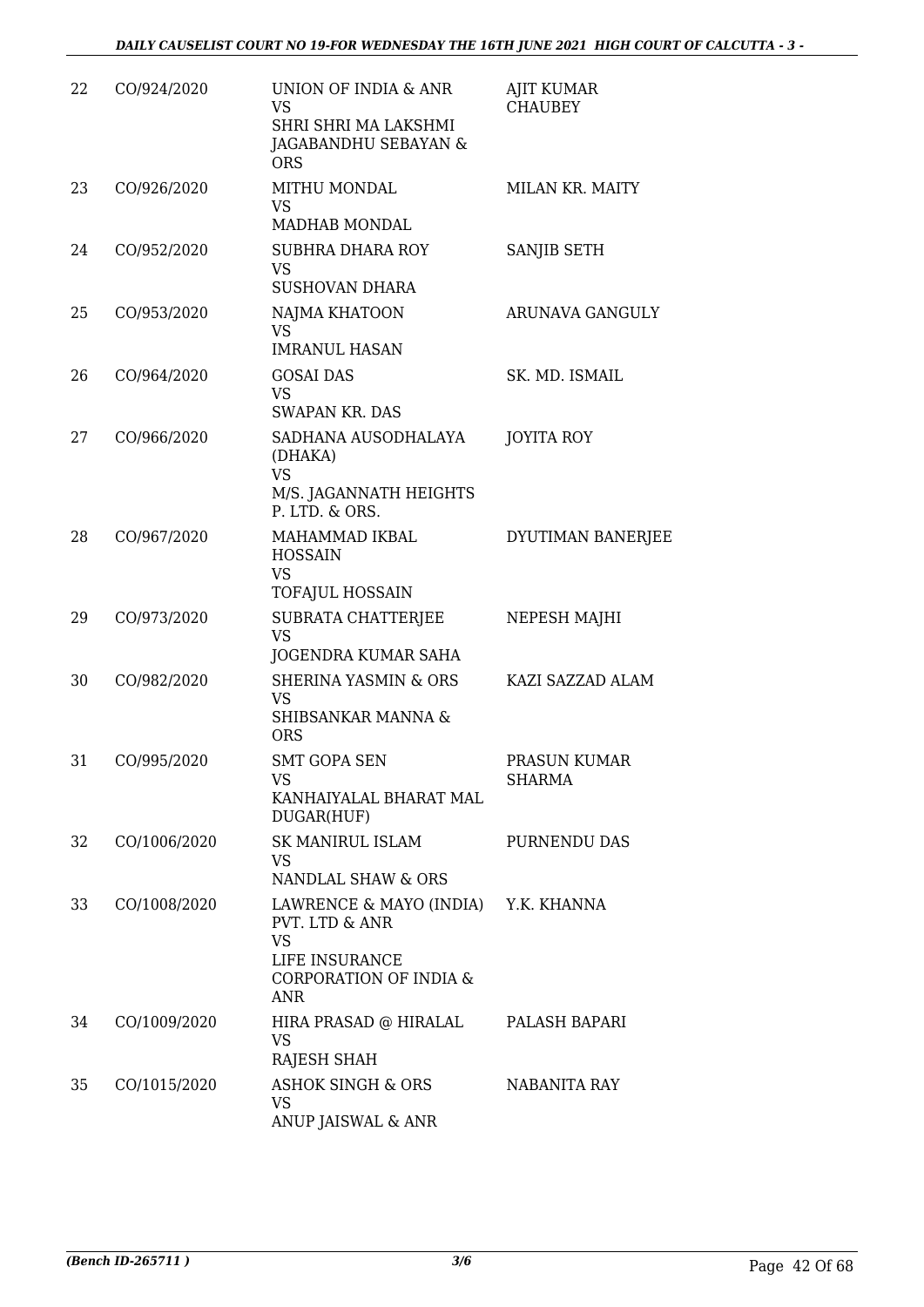| 22 | CO/924/2020 | UNION OF INDIA & ANR<br>VS<br>SHRI SHRI MA LAKSHMI JAGABANDHU SEBAYAN & ORS | AJIT KUMAR CHAUBEY |
|---|---|---|---|
| 23 | CO/926/2020 | MITHU MONDAL<br>VS<br>MADHAB MONDAL | MILAN KR. MAITY |
| 24 | CO/952/2020 | SUBHRA DHARA ROY<br>VS<br>SUSHOVAN DHARA | SANJIB SETH |
| 25 | CO/953/2020 | NAJMA KHATOON<br>VS<br>IMRANUL HASAN | ARUNAVA GANGULY |
| 26 | CO/964/2020 | GOSAI DAS<br>VS<br>SWAPAN KR. DAS | SK. MD. ISMAIL |
| 27 | CO/966/2020 | SADHANA AUSODHALAYA (DHAKA)<br>VS<br>M/S. JAGANNATH HEIGHTS P. LTD. & ORS. | JOYITA ROY |
| 28 | CO/967/2020 | MAHAMMAD IKBAL HOSSAIN<br>VS<br>TOFAJUL HOSSAIN | DYUTIMAN BANERJEE |
| 29 | CO/973/2020 | SUBRATA CHATTERJEE<br>VS<br>JOGENDRA KUMAR SAHA | NEPESH MAJHI |
| 30 | CO/982/2020 | SHERINA YASMIN & ORS<br>VS<br>SHIBSANKAR MANNA & ORS | KAZI SAZZAD ALAM |
| 31 | CO/995/2020 | SMT GOPA SEN<br>VS<br>KANHAIYALAL BHARAT MAL DUGAR(HUF) | PRASUN KUMAR SHARMA |
| 32 | CO/1006/2020 | SK MANIRUL ISLAM<br>VS<br>NANDLAL SHAW & ORS | PURNENDU DAS |
| 33 | CO/1008/2020 | LAWRENCE & MAYO (INDIA) PVT. LTD & ANR<br>VS<br>LIFE INSURANCE CORPORATION OF INDIA & ANR | Y.K. KHANNA |
| 34 | CO/1009/2020 | HIRA PRASAD @ HIRALAL<br>VS<br>RAJESH SHAH | PALASH BAPARI |
| 35 | CO/1015/2020 | ASHOK SINGH & ORS<br>VS<br>ANUP JAISWAL & ANR | NABANITA RAY |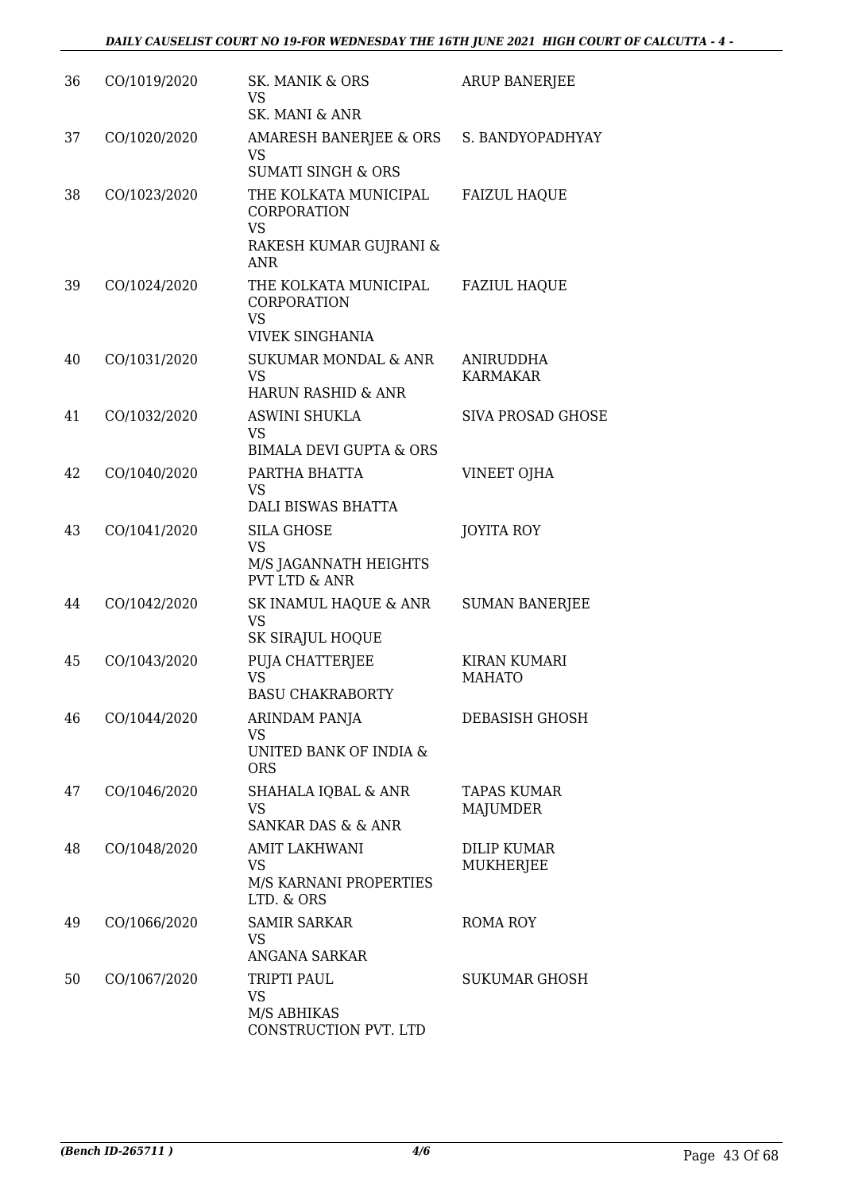| | | | |
|---|---|---|---|
| 36 | CO/1019/2020 | SK. MANIK & ORS<br>VS<br>SK. MANI & ANR | ARUP BANERJEE |
| 37 | CO/1020/2020 | AMARESH BANERJEE & ORS<br>VS<br>SUMATI SINGH & ORS | S. BANDYOPADHYAY |
| 38 | CO/1023/2020 | THE KOLKATA MUNICIPAL CORPORATION<br>VS<br>RAKESH KUMAR GUJRANI & ANR | FAIZUL HAQUE |
| 39 | CO/1024/2020 | THE KOLKATA MUNICIPAL CORPORATION<br>VS<br>VIVEK SINGHANIA | FAZIUL HAQUE |
| 40 | CO/1031/2020 | SUKUMAR MONDAL & ANR<br>VS<br>HARUN RASHID & ANR | ANIRUDDHA KARMAKAR |
| 41 | CO/1032/2020 | ASWINI SHUKLA<br>VS<br>BIMALA DEVI GUPTA & ORS | SIVA PROSAD GHOSE |
| 42 | CO/1040/2020 | PARTHA BHATTA<br>VS<br>DALI BISWAS BHATTA | VINEET OJHA |
| 43 | CO/1041/2020 | SILA GHOSE<br>VS<br>M/S JAGANNATH HEIGHTS PVT LTD & ANR | JOYITA ROY |
| 44 | CO/1042/2020 | SK INAMUL HAQUE & ANR<br>VS<br>SK SIRAJUL HOQUE | SUMAN BANERJEE |
| 45 | CO/1043/2020 | PUJA CHATTERJEE<br>VS<br>BASU CHAKRABORTY | KIRAN KUMARI MAHATO |
| 46 | CO/1044/2020 | ARINDAM PANJA<br>VS<br>UNITED BANK OF INDIA & ORS | DEBASISH GHOSH |
| 47 | CO/1046/2020 | SHAHALA IQBAL & ANR<br>VS<br>SANKAR DAS & & ANR | TAPAS KUMAR MAJUMDER |
| 48 | CO/1048/2020 | AMIT LAKHWANI<br>VS<br>M/S KARNANI PROPERTIES LTD. & ORS | DILIP KUMAR MUKHERJEE |
| 49 | CO/1066/2020 | SAMIR SARKAR<br>VS<br>ANGANA SARKAR | ROMA ROY |
| 50 | CO/1067/2020 | TRIPTI PAUL<br>VS<br>M/S ABHIKAS CONSTRUCTION PVT. LTD | SUKUMAR GHOSH |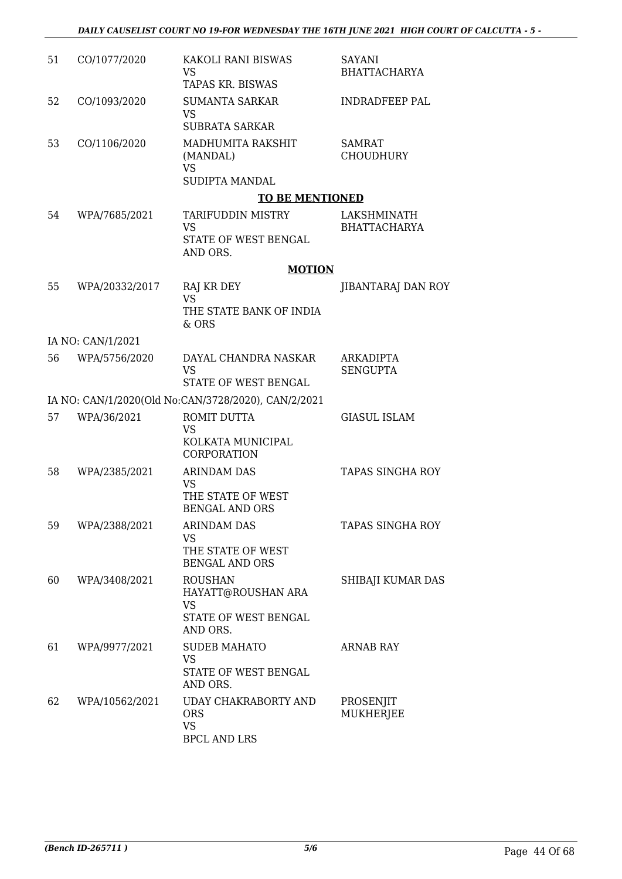| | | | |
|---|---|---|---|
| 51 | CO/1077/2020 | KAKOLI RANI BISWAS<br>VS<br>TAPAS KR. BISWAS | SAYANI BHATTACHARYA |
| 52 | CO/1093/2020 | SUMANTA SARKAR<br>VS<br>SUBRATA SARKAR | INDRADFEEP PAL |
| 53 | CO/1106/2020 | MADHUMITA RAKSHIT (MANDAL)<br>VS<br>SUDIPTA MANDAL | SAMRAT CHOUDHURY |

**TO BE MENTIONED**

| | | | |
|---|---|---|---|
| 54 | WPA/7685/2021 | TARIFUDDIN MISTRY<br>VS<br>STATE OF WEST BENGAL AND ORS. | LAKSHMINATH BHATTACHARYA |

**MOTION**

| | | | |
|---|---|---|---|
| 55 | WPA/20332/2017 | RAJ KR DEY<br>VS<br>THE STATE BANK OF INDIA & ORS | JIBANTARAJ DAN ROY |

IA NO: CAN/1/2021

| | | | |
|---|---|---|---|
| 56 | WPA/5756/2020 | DAYAL CHANDRA NASKAR<br>VS<br>STATE OF WEST BENGAL | ARKADIPTA SENGUPTA |

IA NO: CAN/1/2020(Old No:CAN/3728/2020), CAN/2/2021

| | | | |
|---|---|---|---|
| 57 | WPA/36/2021 | ROMIT DUTTA<br>VS<br>KOLKATA MUNICIPAL CORPORATION | GIASUL ISLAM |
| 58 | WPA/2385/2021 | ARINDAM DAS<br>VS<br>THE STATE OF WEST BENGAL AND ORS | TAPAS SINGHA ROY |
| 59 | WPA/2388/2021 | ARINDAM DAS<br>VS<br>THE STATE OF WEST BENGAL AND ORS | TAPAS SINGHA ROY |
| 60 | WPA/3408/2021 | ROUSHAN HAYATT@ROUSHAN ARA<br>VS<br>STATE OF WEST BENGAL AND ORS. | SHIBAJI KUMAR DAS |
| 61 | WPA/9977/2021 | SUDEB MAHATO<br>VS<br>STATE OF WEST BENGAL AND ORS. | ARNAB RAY |
| 62 | WPA/10562/2021 | UDAY CHAKRABORTY AND ORS<br>VS<br>BPCL AND LRS | PROSENJIT MUKHERJEE |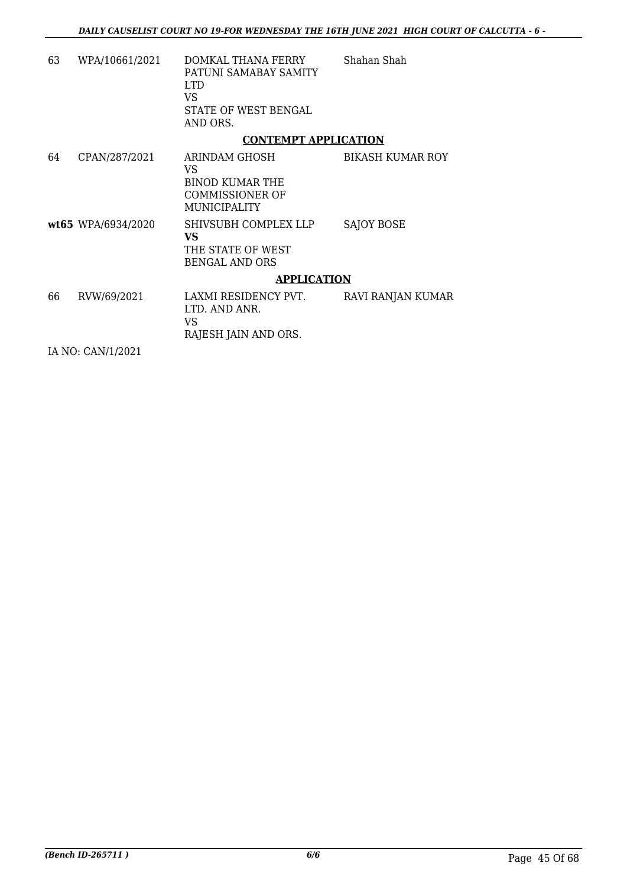| | | | |
|---|---|---|---|
| 63 | WPA/10661/2021 | DOMKAL THANA FERRY PATUNI SAMABAY SAMITY LTD<br>VS<br>STATE OF WEST BENGAL AND ORS. | Shahan Shah |

**CONTEMPT APPLICATION**

| | | | |
|---|---|---|---|
| 64 | CPAN/287/2021 | ARINDAM GHOSH<br>VS<br>BINOD KUMAR THE COMMISSIONER OF MUNICIPALITY | BIKASH KUMAR ROY |
| **wt65** | WPA/6934/2020 | SHIVSUBH COMPLEX LLP<br>**VS**<br>THE STATE OF WEST BENGAL AND ORS | SAJOY BOSE |

**APPLICATION**

| | | | |
|---|---|---|---|
| 66 | RVW/69/2021 | LAXMI RESIDENCY PVT. LTD. AND ANR.<br>VS<br>RAJESH JAIN AND ORS. | RAVI RANJAN KUMAR |

IA NO: CAN/1/2021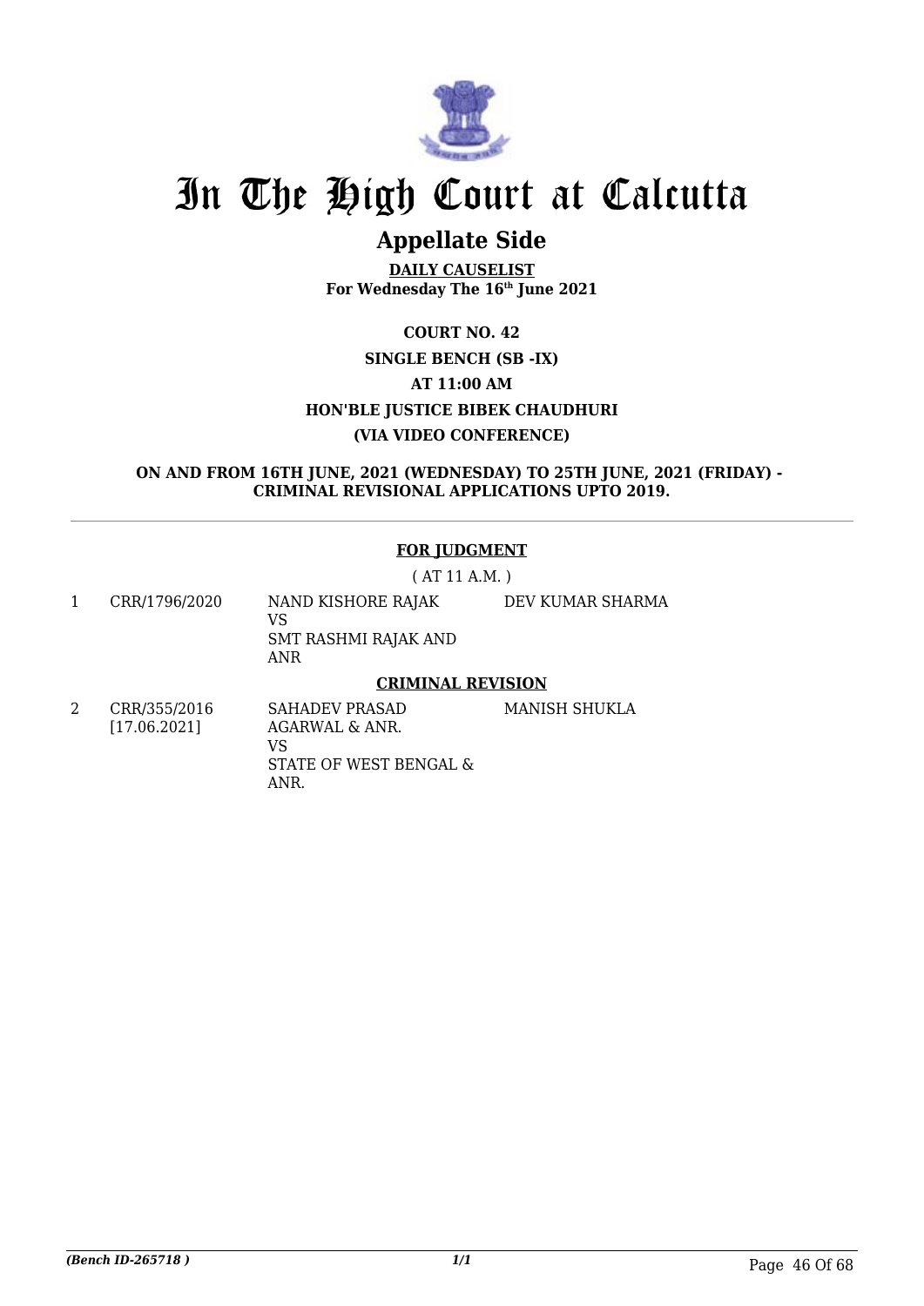# In The High Court at Calcutta

## Appellate Side

**DAILY CAUSELIST**
**For Wednesday The 16th June 2021**

**COURT NO. 42**
**SINGLE BENCH (SB -IX)**
**AT 11:00 AM**
**HON'BLE JUSTICE BIBEK CHAUDHURI**
**(VIA VIDEO CONFERENCE)**

**ON AND FROM 16TH JUNE, 2021 (WEDNESDAY) TO 25TH JUNE, 2021 (FRIDAY) - CRIMINAL REVISIONAL APPLICATIONS UPTO 2019.**

**FOR JUDGMENT**

( AT 11 A.M. )

| | | | |
|---|---|---|---|
| 1 | CRR/1796/2020 | NAND KISHORE RAJAK VS SMT RASHMI RAJAK AND ANR | DEV KUMAR SHARMA |

**CRIMINAL REVISION**

| | | | |
|---|---|---|---|
| 2 | CRR/355/2016 [17.06.2021] | SAHADEV PRASAD AGARWAL & ANR. VS STATE OF WEST BENGAL & ANR. | MANISH SHUKLA |

*(Bench ID-265718 )* 1/1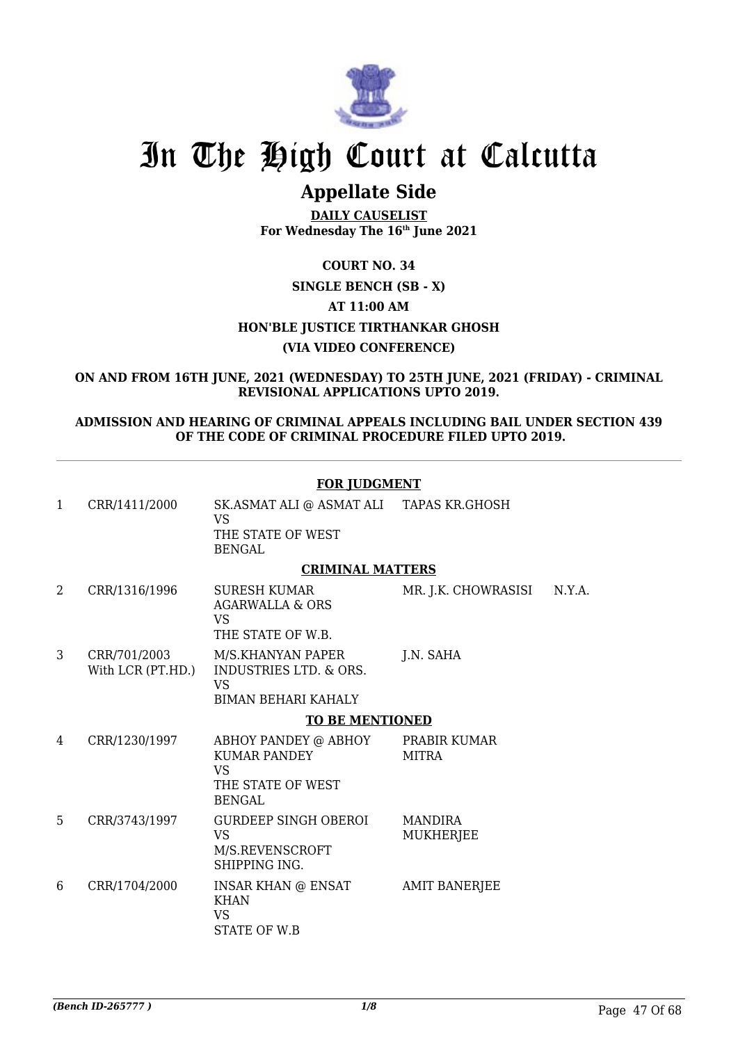# In The High Court at Calcutta

## Appellate Side

**DAILY CAUSELIST**
**For Wednesday The 16th June 2021**

**COURT NO. 34**

**SINGLE BENCH (SB - X)**

**AT 11:00 AM**

**HON'BLE JUSTICE TIRTHANKAR GHOSH**

**(VIA VIDEO CONFERENCE)**

**ON AND FROM 16TH JUNE, 2021 (WEDNESDAY) TO 25TH JUNE, 2021 (FRIDAY) - CRIMINAL REVISIONAL APPLICATIONS UPTO 2019.**

**ADMISSION AND HEARING OF CRIMINAL APPEALS INCLUDING BAIL UNDER SECTION 439 OF THE CODE OF CRIMINAL PROCEDURE FILED UPTO 2019.**

**FOR JUDGMENT**

| | | | | |
|---|---|---|---|---|
| 1 | CRR/1411/2000 | SK.ASMAT ALI @ ASMAT ALI VS THE STATE OF WEST BENGAL | TAPAS KR.GHOSH | |

**CRIMINAL MATTERS**

| | | | | |
|---|---|---|---|---|
| 2 | CRR/1316/1996 | SURESH KUMAR AGARWALLA & ORS VS THE STATE OF W.B. | MR. J.K. CHOWRASISI | N.Y.A. |
| 3 | CRR/701/2003 With LCR (PT.HD.) | M/S.KHANYAN PAPER INDUSTRIES LTD. & ORS. VS BIMAN BEHARI KAHALY | J.N. SAHA | |

**TO BE MENTIONED**

| | | | | |
|---|---|---|---|---|
| 4 | CRR/1230/1997 | ABHOY PANDEY @ ABHOY KUMAR PANDEY VS THE STATE OF WEST BENGAL | PRABIR KUMAR MITRA | |
| 5 | CRR/3743/1997 | GURDEEP SINGH OBEROI VS M/S.REVENSCROFT SHIPPING ING. | MANDIRA MUKHERJEE | |
| 6 | CRR/1704/2000 | INSAR KHAN @ ENSAT KHAN VS STATE OF W.B | AMIT BANERJEE | |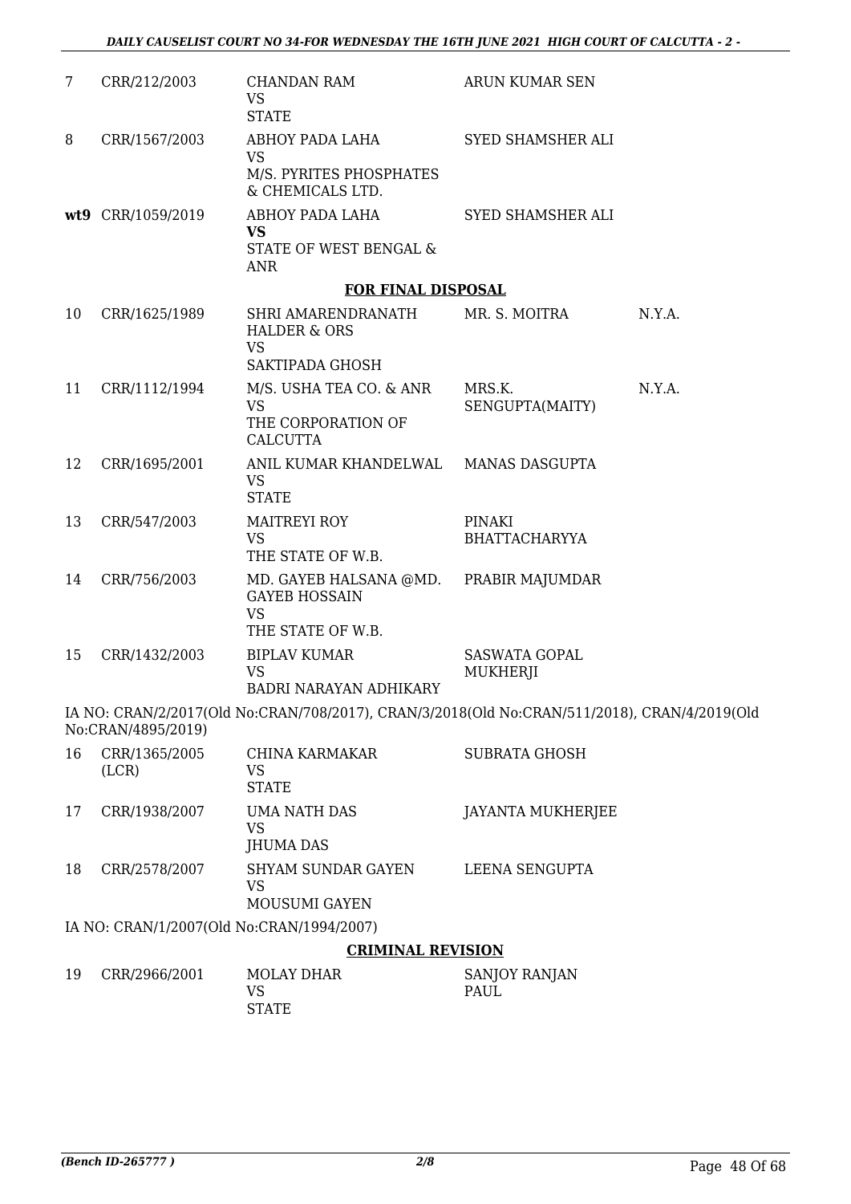| | | | | |
|---|---|---|---|---|
| 7 | CRR/212/2003 | CHANDAN RAM<br>VS<br>STATE | ARUN KUMAR SEN | |
| 8 | CRR/1567/2003 | ABHOY PADA LAHA<br>VS<br>M/S. PYRITES PHOSPHATES & CHEMICALS LTD. | SYED SHAMSHER ALI | |
| **wt9** | CRR/1059/2019 | ABHOY PADA LAHA<br>**VS**<br>STATE OF WEST BENGAL & ANR | SYED SHAMSHER ALI | |

### FOR FINAL DISPOSAL

| | | | | |
|---|---|---|---|---|
| 10 | CRR/1625/1989 | SHRI AMARENDRANATH HALDER & ORS<br>VS<br>SAKTIPADA GHOSH | MR. S. MOITRA | N.Y.A. |
| 11 | CRR/1112/1994 | M/S. USHA TEA CO. & ANR<br>VS<br>THE CORPORATION OF CALCUTTA | MRS.K. SENGUPTA(MAITY) | N.Y.A. |
| 12 | CRR/1695/2001 | ANIL KUMAR KHANDELWAL<br>VS<br>STATE | MANAS DASGUPTA | |
| 13 | CRR/547/2003 | MAITREYI ROY<br>VS<br>THE STATE OF W.B. | PINAKI BHATTACHARYYA | |
| 14 | CRR/756/2003 | MD. GAYEB HALSANA @MD. GAYEB HOSSAIN<br>VS<br>THE STATE OF W.B. | PRABIR MAJUMDAR | |
| 15 | CRR/1432/2003 | BIPLAV KUMAR<br>VS<br>BADRI NARAYAN ADHIKARY | SASWATA GOPAL MUKHERJI | |

IA NO: CRAN/2/2017(Old No:CRAN/708/2017), CRAN/3/2018(Old No:CRAN/511/2018), CRAN/4/2019(Old No:CRAN/4895/2019)

| | | | | |
|---|---|---|---|---|
| 16 | CRR/1365/2005 (LCR) | CHINA KARMAKAR<br>VS<br>STATE | SUBRATA GHOSH | |
| 17 | CRR/1938/2007 | UMA NATH DAS<br>VS<br>JHUMA DAS | JAYANTA MUKHERJEE | |
| 18 | CRR/2578/2007 | SHYAM SUNDAR GAYEN<br>VS<br>MOUSUMI GAYEN | LEENA SENGUPTA | |

IA NO: CRAN/1/2007(Old No:CRAN/1994/2007)

### CRIMINAL REVISION

| | | | | |
|---|---|---|---|---|
| 19 | CRR/2966/2001 | MOLAY DHAR<br>VS<br>STATE | SANJOY RANJAN PAUL | |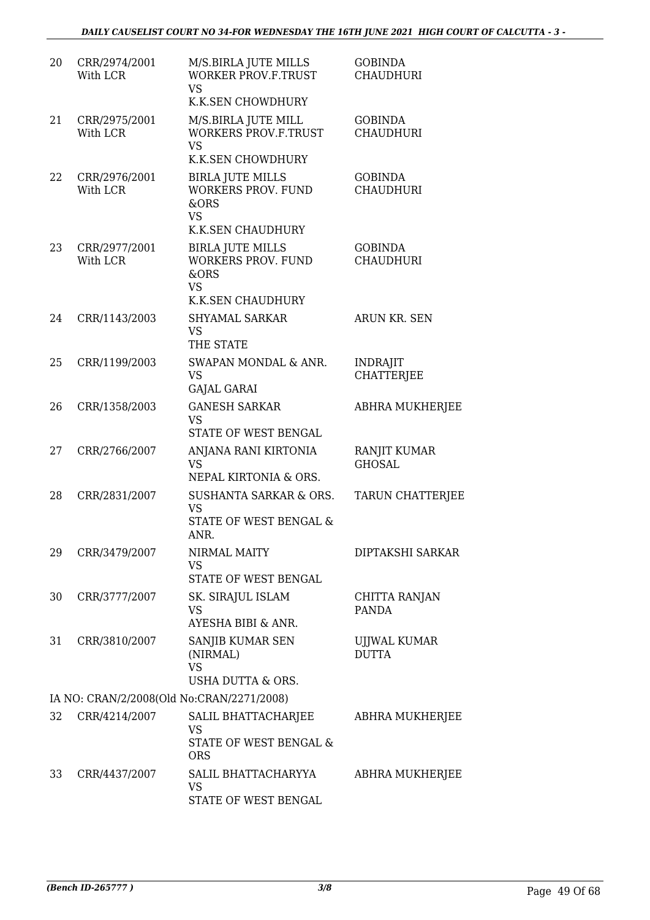| | | | |
|---|---|---|---|
| 20 | CRR/2974/2001 With LCR | M/S.BIRLA JUTE MILLS WORKER PROV.F.TRUST VS K.K.SEN CHOWDHURY | GOBINDA CHAUDHURI |
| 21 | CRR/2975/2001 With LCR | M/S.BIRLA JUTE MILL WORKERS PROV.F.TRUST VS K.K.SEN CHOWDHURY | GOBINDA CHAUDHURI |
| 22 | CRR/2976/2001 With LCR | BIRLA JUTE MILLS WORKERS PROV. FUND &ORS VS K.K.SEN CHAUDHURY | GOBINDA CHAUDHURI |
| 23 | CRR/2977/2001 With LCR | BIRLA JUTE MILLS WORKERS PROV. FUND &ORS VS K.K.SEN CHAUDHURY | GOBINDA CHAUDHURI |
| 24 | CRR/1143/2003 | SHYAMAL SARKAR VS THE STATE | ARUN KR. SEN |
| 25 | CRR/1199/2003 | SWAPAN MONDAL & ANR. VS GAJAL GARAI | INDRAJIT CHATTERJEE |
| 26 | CRR/1358/2003 | GANESH SARKAR VS STATE OF WEST BENGAL | ABHRA MUKHERJEE |
| 27 | CRR/2766/2007 | ANJANA RANI KIRTONIA VS NEPAL KIRTONIA & ORS. | RANJIT KUMAR GHOSAL |
| 28 | CRR/2831/2007 | SUSHANTA SARKAR & ORS. VS STATE OF WEST BENGAL & ANR. | TARUN CHATTERJEE |
| 29 | CRR/3479/2007 | NIRMAL MAITY VS STATE OF WEST BENGAL | DIPTAKSHI SARKAR |
| 30 | CRR/3777/2007 | SK. SIRAJUL ISLAM VS AYESHA BIBI & ANR. | CHITTA RANJAN PANDA |
| 31 | CRR/3810/2007 | SANJIB KUMAR SEN (NIRMAL) VS USHA DUTTA & ORS. | UJJWAL KUMAR DUTTA |
| | IA NO: CRAN/2/2008(Old No:CRAN/2271/2008) | | |
| 32 | CRR/4214/2007 | SALIL BHATTACHARJEE VS STATE OF WEST BENGAL & ORS | ABHRA MUKHERJEE |
| 33 | CRR/4437/2007 | SALIL BHATTACHARYYA VS STATE OF WEST BENGAL | ABHRA MUKHERJEE |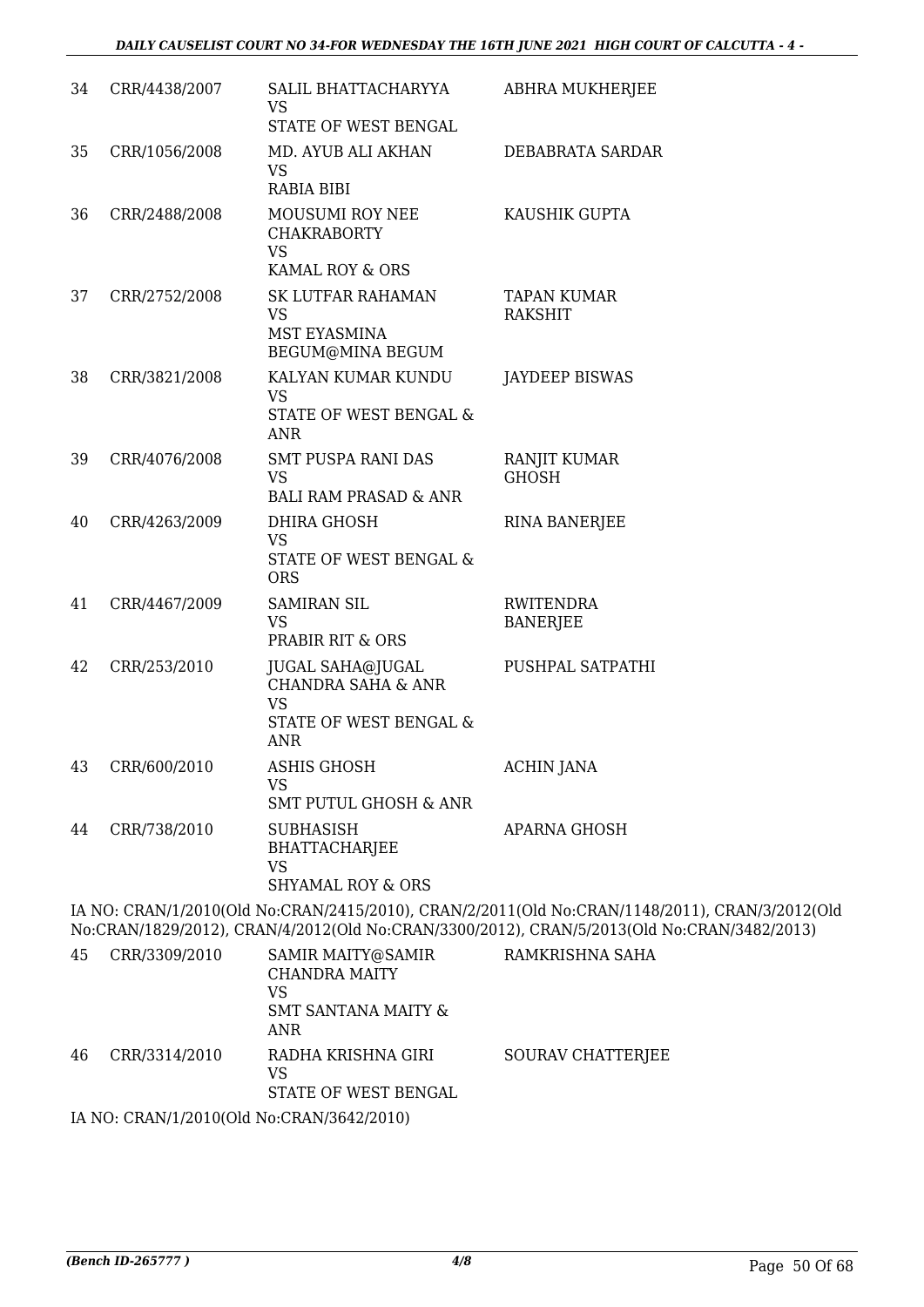| 34 | CRR/4438/2007 | SALIL BHATTACHARYYA VS STATE OF WEST BENGAL | ABHRA MUKHERJEE |
|---|---|---|---|
| 35 | CRR/1056/2008 | MD. AYUB ALI AKHAN VS RABIA BIBI | DEBABRATA SARDAR |
| 36 | CRR/2488/2008 | MOUSUMI ROY NEE CHAKRABORTY VS KAMAL ROY & ORS | KAUSHIK GUPTA |
| 37 | CRR/2752/2008 | SK LUTFAR RAHAMAN VS MST EYASMINA BEGUM@MINA BEGUM | TAPAN KUMAR RAKSHIT |
| 38 | CRR/3821/2008 | KALYAN KUMAR KUNDU VS STATE OF WEST BENGAL & ANR | JAYDEEP BISWAS |
| 39 | CRR/4076/2008 | SMT PUSPA RANI DAS VS BALI RAM PRASAD & ANR | RANJIT KUMAR GHOSH |
| 40 | CRR/4263/2009 | DHIRA GHOSH VS STATE OF WEST BENGAL & ORS | RINA BANERJEE |
| 41 | CRR/4467/2009 | SAMIRAN SIL VS PRABIR RIT & ORS | RWITENDRA BANERJEE |
| 42 | CRR/253/2010 | JUGAL SAHA@JUGAL CHANDRA SAHA & ANR VS STATE OF WEST BENGAL & ANR | PUSHPAL SATPATHI |
| 43 | CRR/600/2010 | ASHIS GHOSH VS SMT PUTUL GHOSH & ANR | ACHIN JANA |
| 44 | CRR/738/2010 | SUBHASISH BHATTACHARJEE VS SHYAMAL ROY & ORS | APARNA GHOSH |

IA NO: CRAN/1/2010(Old No:CRAN/2415/2010), CRAN/2/2011(Old No:CRAN/1148/2011), CRAN/3/2012(Old No:CRAN/1829/2012), CRAN/4/2012(Old No:CRAN/3300/2012), CRAN/5/2013(Old No:CRAN/3482/2013)

| 45 | CRR/3309/2010 | SAMIR MAITY@SAMIR CHANDRA MAITY VS SMT SANTANA MAITY & ANR | RAMKRISHNA SAHA |
|---|---|---|---|
| 46 | CRR/3314/2010 | RADHA KRISHNA GIRI VS STATE OF WEST BENGAL | SOURAV CHATTERJEE |

IA NO: CRAN/1/2010(Old No:CRAN/3642/2010)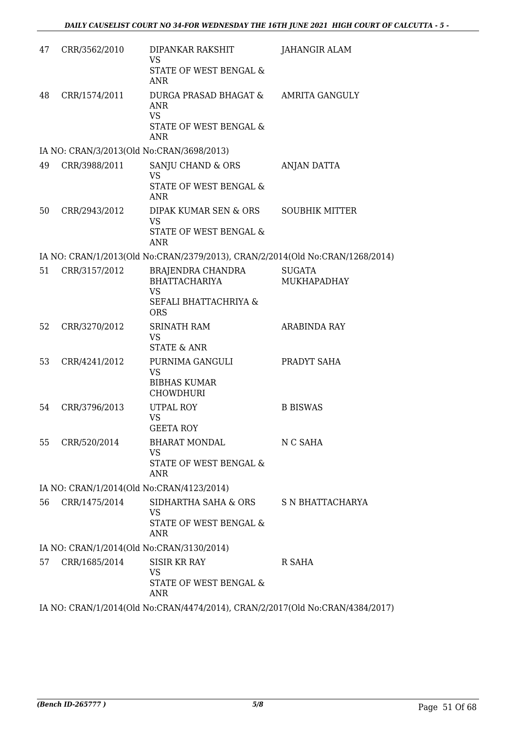| | | | |
|---|---|---|---|
| 47 | CRR/3562/2010 | DIPANKAR RAKSHIT<br>VS<br>STATE OF WEST BENGAL & ANR | JAHANGIR ALAM |
| 48 | CRR/1574/2011 | DURGA PRASAD BHAGAT & ANR<br>VS<br>STATE OF WEST BENGAL & ANR | AMRITA GANGULY |

IA NO: CRAN/3/2013(Old No:CRAN/3698/2013)

| | | | |
|---|---|---|---|
| 49 | CRR/3988/2011 | SANJU CHAND & ORS<br>VS<br>STATE OF WEST BENGAL & ANR | ANJAN DATTA |
| 50 | CRR/2943/2012 | DIPAK KUMAR SEN & ORS<br>VS<br>STATE OF WEST BENGAL & ANR | SOUBHIK MITTER |

IA NO: CRAN/1/2013(Old No:CRAN/2379/2013), CRAN/2/2014(Old No:CRAN/1268/2014)

| | | | |
|---|---|---|---|
| 51 | CRR/3157/2012 | BRAJENDRA CHANDRA BHATTACHARIYA<br>VS<br>SEFALI BHATTACHRIYA & ORS | SUGATA MUKHAPADHAY |
| 52 | CRR/3270/2012 | SRINATH RAM<br>VS<br>STATE & ANR | ARABINDA RAY |
| 53 | CRR/4241/2012 | PURNIMA GANGULI<br>VS<br>BIBHAS KUMAR CHOWDHURI | PRADYT SAHA |
| 54 | CRR/3796/2013 | UTPAL ROY<br>VS<br>GEETA ROY | B BISWAS |
| 55 | CRR/520/2014 | BHARAT MONDAL<br>VS<br>STATE OF WEST BENGAL & ANR | N C SAHA |

IA NO: CRAN/1/2014(Old No:CRAN/4123/2014)

| | | | |
|---|---|---|---|
| 56 | CRR/1475/2014 | SIDHARTHA SAHA & ORS<br>VS<br>STATE OF WEST BENGAL & ANR | S N BHATTACHARYA |

IA NO: CRAN/1/2014(Old No:CRAN/3130/2014)

| | | | |
|---|---|---|---|
| 57 | CRR/1685/2014 | SISIR KR RAY<br>VS<br>STATE OF WEST BENGAL & ANR | R SAHA |

IA NO: CRAN/1/2014(Old No:CRAN/4474/2014), CRAN/2/2017(Old No:CRAN/4384/2017)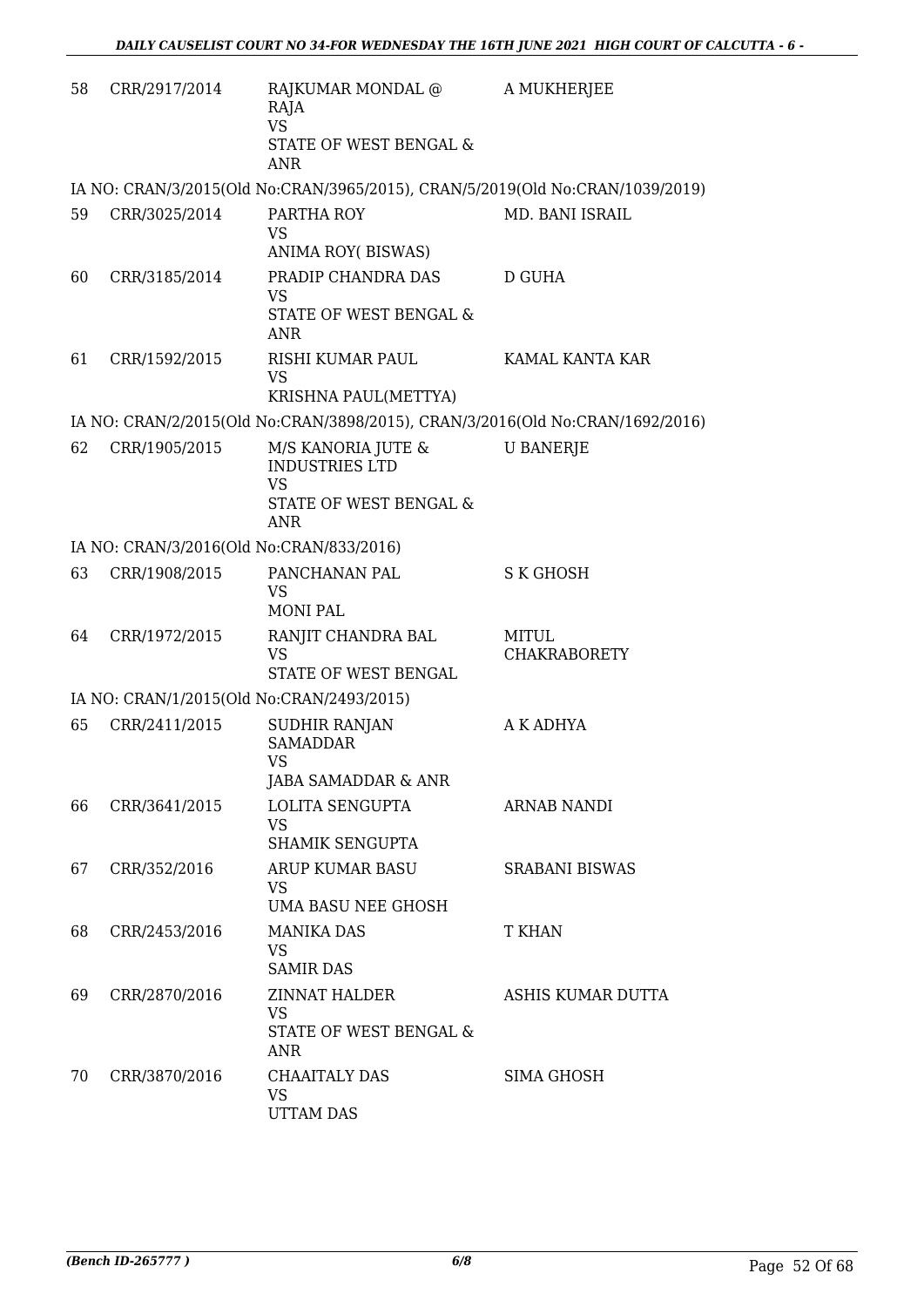| | | | |
|---|---|---|---|
| 58 | CRR/2917/2014 | RAJKUMAR MONDAL @ RAJA<br>VS<br>STATE OF WEST BENGAL & ANR | A MUKHERJEE |

IA NO: CRAN/3/2015(Old No:CRAN/3965/2015), CRAN/5/2019(Old No:CRAN/1039/2019)

| | | | |
|---|---|---|---|
| 59 | CRR/3025/2014 | PARTHA ROY<br>VS<br>ANIMA ROY( BISWAS) | MD. BANI ISRAIL |
| 60 | CRR/3185/2014 | PRADIP CHANDRA DAS<br>VS<br>STATE OF WEST BENGAL & ANR | D GUHA |
| 61 | CRR/1592/2015 | RISHI KUMAR PAUL<br>VS<br>KRISHNA PAUL(METTYA) | KAMAL KANTA KAR |

IA NO: CRAN/2/2015(Old No:CRAN/3898/2015), CRAN/3/2016(Old No:CRAN/1692/2016)

| | | | |
|---|---|---|---|
| 62 | CRR/1905/2015 | M/S KANORIA JUTE & INDUSTRIES LTD<br>VS<br>STATE OF WEST BENGAL & ANR | U BANERJE |

IA NO: CRAN/3/2016(Old No:CRAN/833/2016)

| | | | |
|---|---|---|---|
| 63 | CRR/1908/2015 | PANCHANAN PAL<br>VS<br>MONI PAL | S K GHOSH |
| 64 | CRR/1972/2015 | RANJIT CHANDRA BAL<br>VS<br>STATE OF WEST BENGAL | MITUL CHAKRABORETY |

IA NO: CRAN/1/2015(Old No:CRAN/2493/2015)

| | | | |
|---|---|---|---|
| 65 | CRR/2411/2015 | SUDHIR RANJAN SAMADDAR<br>VS<br>JABA SAMADDAR & ANR | A K ADHYA |
| 66 | CRR/3641/2015 | LOLITA SENGUPTA<br>VS<br>SHAMIK SENGUPTA | ARNAB NANDI |
| 67 | CRR/352/2016 | ARUP KUMAR BASU<br>VS<br>UMA BASU NEE GHOSH | SRABANI BISWAS |
| 68 | CRR/2453/2016 | MANIKA DAS<br>VS<br>SAMIR DAS | T KHAN |
| 69 | CRR/2870/2016 | ZINNAT HALDER<br>VS<br>STATE OF WEST BENGAL & ANR | ASHIS KUMAR DUTTA |
| 70 | CRR/3870/2016 | CHAAITALY DAS<br>VS<br>UTTAM DAS | SIMA GHOSH |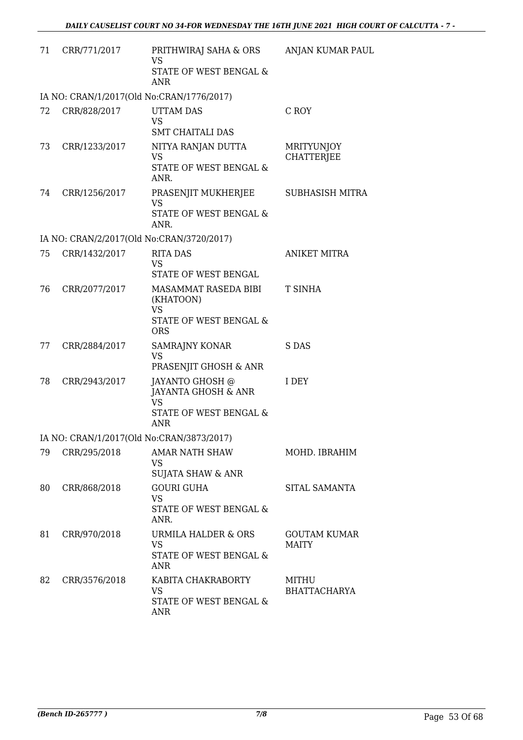| | | | |
|---|---|---|---|
| 71 | CRR/771/2017 | PRITHWIRAJ SAHA & ORS<br>VS<br>STATE OF WEST BENGAL & ANR | ANJAN KUMAR PAUL |
| | IA NO: CRAN/1/2017(Old No:CRAN/1776/2017) | | |
| 72 | CRR/828/2017 | UTTAM DAS<br>VS<br>SMT CHAITALI DAS | C ROY |
| 73 | CRR/1233/2017 | NITYA RANJAN DUTTA<br>VS<br>STATE OF WEST BENGAL & ANR. | MRITYUNJOY CHATTERJEE |
| 74 | CRR/1256/2017 | PRASENJIT MUKHERJEE<br>VS<br>STATE OF WEST BENGAL & ANR. | SUBHASISH MITRA |
| | IA NO: CRAN/2/2017(Old No:CRAN/3720/2017) | | |
| 75 | CRR/1432/2017 | RITA DAS<br>VS<br>STATE OF WEST BENGAL | ANIKET MITRA |
| 76 | CRR/2077/2017 | MASAMMAT RASEDA BIBI (KHATOON)<br>VS<br>STATE OF WEST BENGAL & ORS | T SINHA |
| 77 | CRR/2884/2017 | SAMRAJNY KONAR<br>VS<br>PRASENJIT GHOSH & ANR | S DAS |
| 78 | CRR/2943/2017 | JAYANTO GHOSH @ JAYANTA GHOSH & ANR<br>VS<br>STATE OF WEST BENGAL & ANR | I DEY |
| | IA NO: CRAN/1/2017(Old No:CRAN/3873/2017) | | |
| 79 | CRR/295/2018 | AMAR NATH SHAW<br>VS<br>SUJATA SHAW & ANR | MOHD. IBRAHIM |
| 80 | CRR/868/2018 | GOURI GUHA<br>VS<br>STATE OF WEST BENGAL & ANR. | SITAL SAMANTA |
| 81 | CRR/970/2018 | URMILA HALDER & ORS<br>VS<br>STATE OF WEST BENGAL & ANR | GOUTAM KUMAR MAITY |
| 82 | CRR/3576/2018 | KABITA CHAKRABORTY<br>VS<br>STATE OF WEST BENGAL & ANR | MITHU BHATTACHARYA |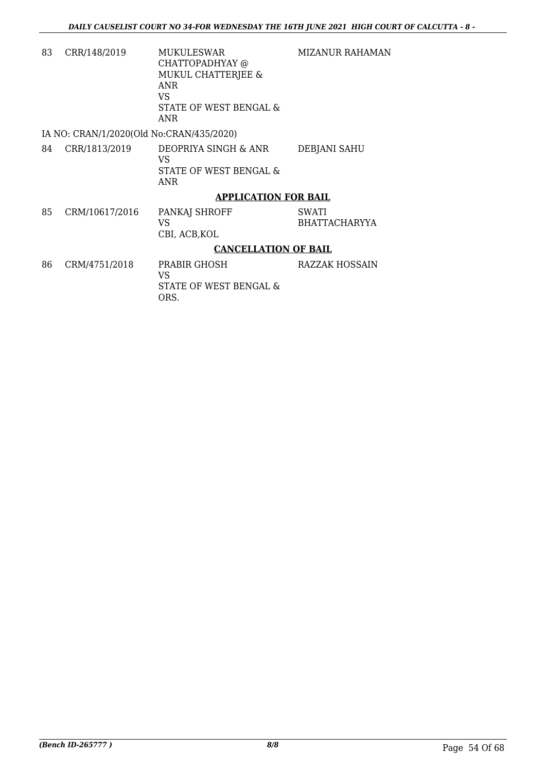| | | | |
|---|---|---|---|
| 83 | CRR/148/2019 | MUKULESWAR CHATTOPADHYAY @ MUKUL CHATTERJEE & ANR<br>VS<br>STATE OF WEST BENGAL & ANR | MIZANUR RAHAMAN |

IA NO: CRAN/1/2020(Old No:CRAN/435/2020)

| | | | |
|---|---|---|---|
| 84 | CRR/1813/2019 | DEOPRIYA SINGH & ANR<br>VS<br>STATE OF WEST BENGAL & ANR | DEBJANI SAHU |

**APPLICATION FOR BAIL**

| | | | |
|---|---|---|---|
| 85 | CRM/10617/2016 | PANKAJ SHROFF<br>VS<br>CBI, ACB,KOL | SWATI BHATTACHARYYA |

**CANCELLATION OF BAIL**

| | | | |
|---|---|---|---|
| 86 | CRM/4751/2018 | PRABIR GHOSH<br>VS<br>STATE OF WEST BENGAL & ORS. | RAZZAK HOSSAIN |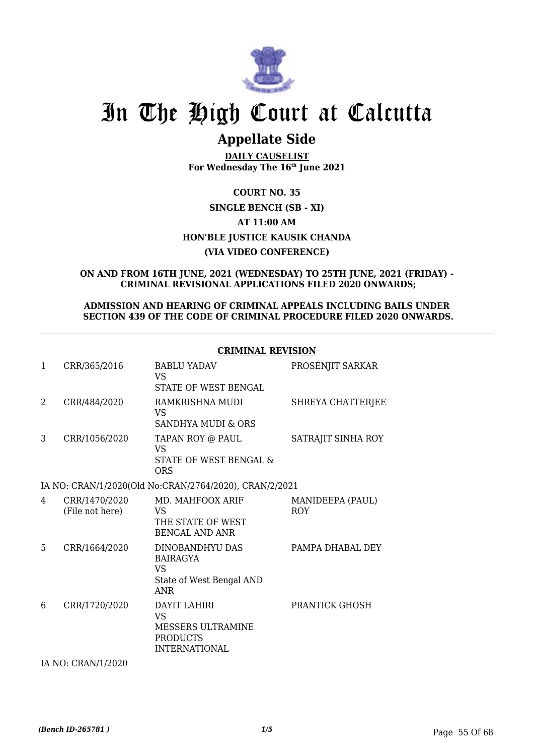# In The High Court at Calcutta

## Appellate Side

**DAILY CAUSELIST**
**For Wednesday The 16th June 2021**

**COURT NO. 35**

**SINGLE BENCH (SB - XI)**

**AT 11:00 AM**

**HON'BLE JUSTICE KAUSIK CHANDA**

**(VIA VIDEO CONFERENCE)**

**ON AND FROM 16TH JUNE, 2021 (WEDNESDAY) TO 25TH JUNE, 2021 (FRIDAY) - CRIMINAL REVISIONAL APPLICATIONS FILED 2020 ONWARDS;**

**ADMISSION AND HEARING OF CRIMINAL APPEALS INCLUDING BAILS UNDER SECTION 439 OF THE CODE OF CRIMINAL PROCEDURE FILED 2020 ONWARDS.**

**CRIMINAL REVISION**

| | | | |
|---|---|---|---|
| 1 | CRR/365/2016 | BABLU YADAV<br>VS<br>STATE OF WEST BENGAL | PROSENJIT SARKAR |
| 2 | CRR/484/2020 | RAMKRISHNA MUDI<br>VS<br>SANDHYA MUDI & ORS | SHREYA CHATTERJEE |
| 3 | CRR/1056/2020 | TAPAN ROY @ PAUL<br>VS<br>STATE OF WEST BENGAL & ORS | SATRAJIT SINHA ROY |
| | IA NO: CRAN/1/2020(Old No:CRAN/2764/2020), CRAN/2/2021 | | |
| 4 | CRR/1470/2020<br>(File not here) | MD. MAHFOOX ARIF<br>VS<br>THE STATE OF WEST BENGAL AND ANR | MANIDEEPA (PAUL) ROY |
| 5 | CRR/1664/2020 | DINOBANDHYU DAS BAIRAGYA<br>VS<br>State of West Bengal AND ANR | PAMPA DHABAL DEY |
| 6 | CRR/1720/2020 | DAYIT LAHIRI<br>VS<br>MESSERS ULTRAMINE PRODUCTS INTERNATIONAL | PRANTICK GHOSH |
| | IA NO: CRAN/1/2020 | | |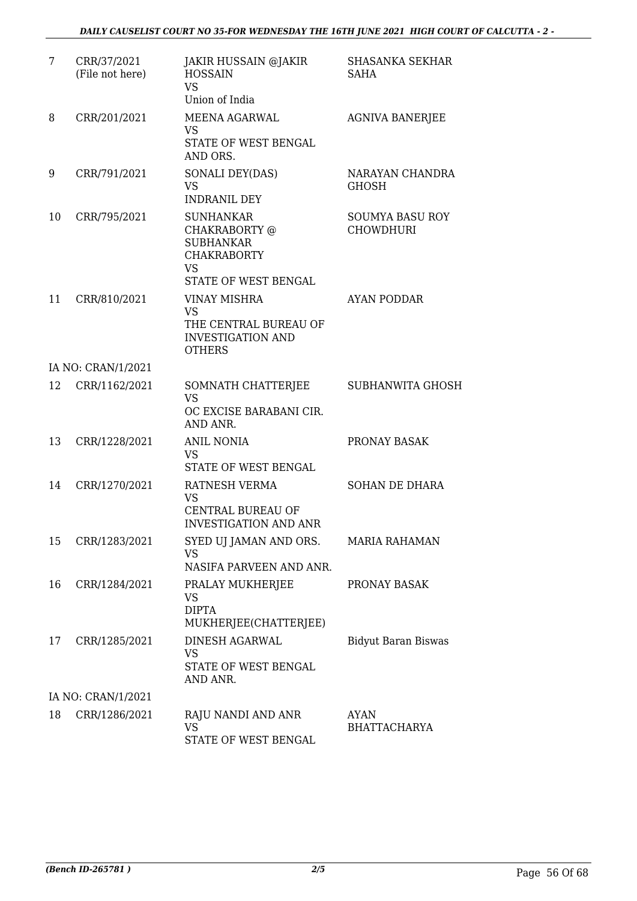| | | | |
|---|---|---|---|
| 7 | CRR/37/2021 (File not here) | JAKIR HUSSAIN @JAKIR HOSSAIN VS Union of India | SHASANKA SEKHAR SAHA |
| 8 | CRR/201/2021 | MEENA AGARWAL VS STATE OF WEST BENGAL AND ORS. | AGNIVA BANERJEE |
| 9 | CRR/791/2021 | SONALI DEY(DAS) VS INDRANIL DEY | NARAYAN CHANDRA GHOSH |
| 10 | CRR/795/2021 | SUNHANKAR CHAKRABORTY @ SUBHANKAR CHAKRABORTY VS STATE OF WEST BENGAL | SOUMYA BASU ROY CHOWDHURI |
| 11 | CRR/810/2021 | VINAY MISHRA VS THE CENTRAL BUREAU OF INVESTIGATION AND OTHERS | AYAN PODDAR |
| | IA NO: CRAN/1/2021 | | |
| 12 | CRR/1162/2021 | SOMNATH CHATTERJEE VS OC EXCISE BARABANI CIR. AND ANR. | SUBHANWITA GHOSH |
| 13 | CRR/1228/2021 | ANIL NONIA VS STATE OF WEST BENGAL | PRONAY BASAK |
| 14 | CRR/1270/2021 | RATNESH VERMA VS CENTRAL BUREAU OF INVESTIGATION AND ANR | SOHAN DE DHARA |
| 15 | CRR/1283/2021 | SYED UJ JAMAN AND ORS. VS NASIFA PARVEEN AND ANR. | MARIA RAHAMAN |
| 16 | CRR/1284/2021 | PRALAY MUKHERJEE VS DIPTA MUKHERJEE(CHATTERJEE) | PRONAY BASAK |
| 17 | CRR/1285/2021 | DINESH AGARWAL VS STATE OF WEST BENGAL AND ANR. | Bidyut Baran Biswas |
| | IA NO: CRAN/1/2021 | | |
| 18 | CRR/1286/2021 | RAJU NANDI AND ANR VS STATE OF WEST BENGAL | AYAN BHATTACHARYA |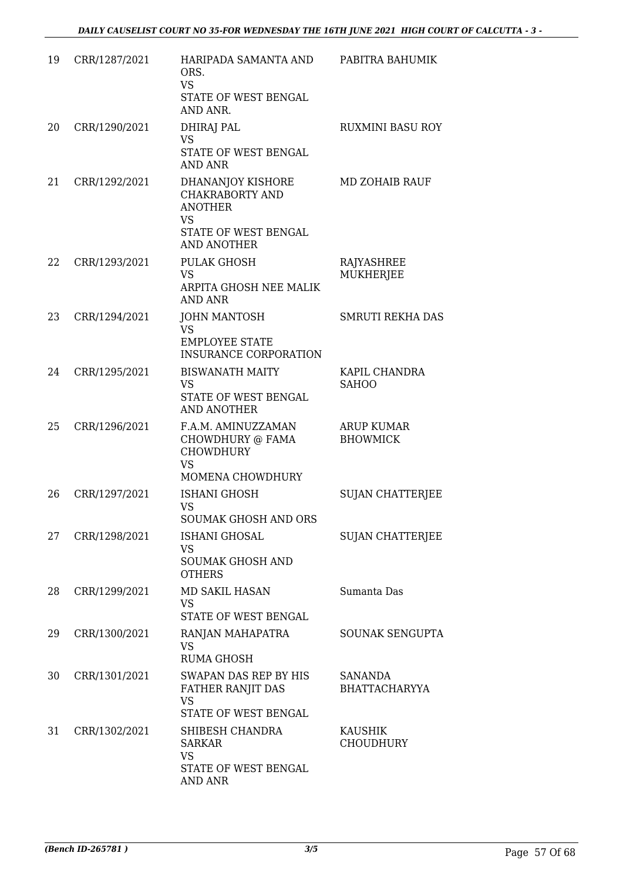| 19 | CRR/1287/2021 | HARIPADA SAMANTA AND ORS.<br>VS<br>STATE OF WEST BENGAL AND ANR. | PABITRA BAHUMIK |
|---|---|---|---|
| 20 | CRR/1290/2021 | DHIRAJ PAL<br>VS<br>STATE OF WEST BENGAL AND ANR | RUXMINI BASU ROY |
| 21 | CRR/1292/2021 | DHANANJOY KISHORE CHAKRABORTY AND ANOTHER<br>VS<br>STATE OF WEST BENGAL AND ANOTHER | MD ZOHAIB RAUF |
| 22 | CRR/1293/2021 | PULAK GHOSH<br>VS<br>ARPITA GHOSH NEE MALIK AND ANR | RAJYASHREE MUKHERJEE |
| 23 | CRR/1294/2021 | JOHN MANTOSH<br>VS<br>EMPLOYEE STATE INSURANCE CORPORATION | SMRUTI REKHA DAS |
| 24 | CRR/1295/2021 | BISWANATH MAITY<br>VS<br>STATE OF WEST BENGAL AND ANOTHER | KAPIL CHANDRA SAHOO |
| 25 | CRR/1296/2021 | F.A.M. AMINUZZAMAN CHOWDHURY @ FAMA CHOWDHURY<br>VS<br>MOMENA CHOWDHURY | ARUP KUMAR BHOWMICK |
| 26 | CRR/1297/2021 | ISHANI GHOSH<br>VS<br>SOUMAK GHOSH AND ORS | SUJAN CHATTERJEE |
| 27 | CRR/1298/2021 | ISHANI GHOSAL<br>VS<br>SOUMAK GHOSH AND OTHERS | SUJAN CHATTERJEE |
| 28 | CRR/1299/2021 | MD SAKIL HASAN<br>VS<br>STATE OF WEST BENGAL | Sumanta Das |
| 29 | CRR/1300/2021 | RANJAN MAHAPATRA<br>VS<br>RUMA GHOSH | SOUNAK SENGUPTA |
| 30 | CRR/1301/2021 | SWAPAN DAS REP BY HIS FATHER RANJIT DAS<br>VS<br>STATE OF WEST BENGAL | SANANDA BHATTACHARYYA |
| 31 | CRR/1302/2021 | SHIBESH CHANDRA SARKAR<br>VS<br>STATE OF WEST BENGAL AND ANR | KAUSHIK CHOUDHURY |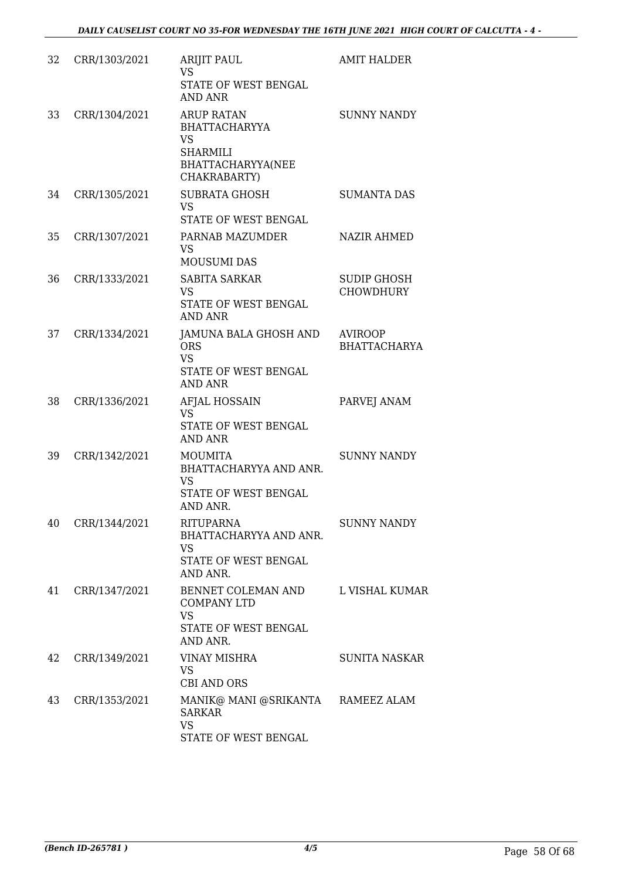| | | | |
|---|---|---|---|
| 32 | CRR/1303/2021 | ARIJIT PAUL<br>VS<br>STATE OF WEST BENGAL AND ANR | AMIT HALDER |
| 33 | CRR/1304/2021 | ARUP RATAN BHATTACHARYYA<br>VS<br>SHARMILI BHATTACHARYYA(NEE CHAKRABARTY) | SUNNY NANDY |
| 34 | CRR/1305/2021 | SUBRATA GHOSH<br>VS<br>STATE OF WEST BENGAL | SUMANTA DAS |
| 35 | CRR/1307/2021 | PARNAB MAZUMDER<br>VS<br>MOUSUMI DAS | NAZIR AHMED |
| 36 | CRR/1333/2021 | SABITA SARKAR<br>VS<br>STATE OF WEST BENGAL AND ANR | SUDIP GHOSH CHOWDHURY |
| 37 | CRR/1334/2021 | JAMUNA BALA GHOSH AND ORS<br>VS<br>STATE OF WEST BENGAL AND ANR | AVIROOP BHATTACHARYA |
| 38 | CRR/1336/2021 | AFJAL HOSSAIN<br>VS<br>STATE OF WEST BENGAL AND ANR | PARVEJ ANAM |
| 39 | CRR/1342/2021 | MOUMITA BHATTACHARYYA AND ANR.<br>VS<br>STATE OF WEST BENGAL AND ANR. | SUNNY NANDY |
| 40 | CRR/1344/2021 | RITUPARNA BHATTACHARYYA AND ANR.<br>VS<br>STATE OF WEST BENGAL AND ANR. | SUNNY NANDY |
| 41 | CRR/1347/2021 | BENNET COLEMAN AND COMPANY LTD<br>VS<br>STATE OF WEST BENGAL AND ANR. | L VISHAL KUMAR |
| 42 | CRR/1349/2021 | VINAY MISHRA<br>VS<br>CBI AND ORS | SUNITA NASKAR |
| 43 | CRR/1353/2021 | MANIK@ MANI @SRIKANTA SARKAR<br>VS<br>STATE OF WEST BENGAL | RAMEEZ ALAM |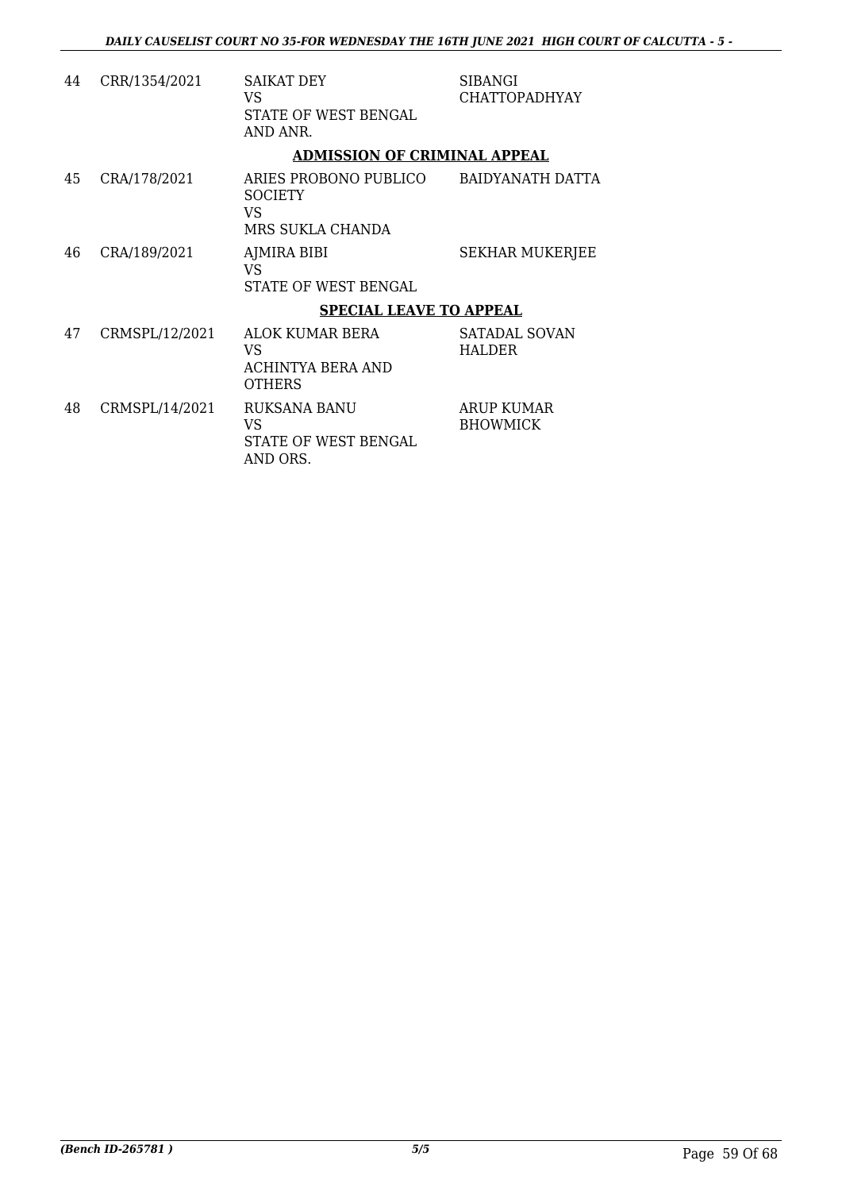| | | | |
|---|---|---|---|
| 44 | CRR/1354/2021 | SAIKAT DEY<br>VS<br>STATE OF WEST BENGAL AND ANR. | SIBANGI CHATTOPADHYAY |

**ADMISSION OF CRIMINAL APPEAL**

| | | | |
|---|---|---|---|
| 45 | CRA/178/2021 | ARIES PROBONO PUBLICO SOCIETY<br>VS<br>MRS SUKLA CHANDA | BAIDYANATH DATTA |
| 46 | CRA/189/2021 | AJMIRA BIBI<br>VS<br>STATE OF WEST BENGAL | SEKHAR MUKERJEE |

**SPECIAL LEAVE TO APPEAL**

| | | | |
|---|---|---|---|
| 47 | CRMSPL/12/2021 | ALOK KUMAR BERA<br>VS<br>ACHINTYA BERA AND OTHERS | SATADAL SOVAN HALDER |
| 48 | CRMSPL/14/2021 | RUKSANA BANU<br>VS<br>STATE OF WEST BENGAL AND ORS. | ARUP KUMAR BHOWMICK |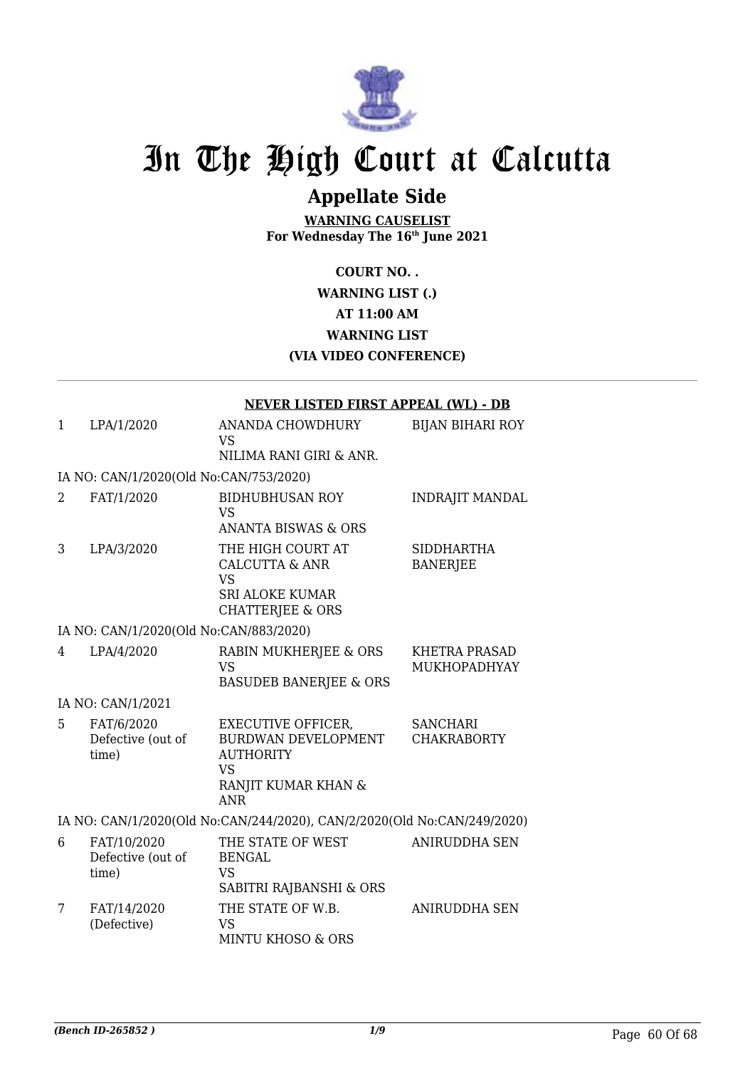# In The High Court at Calcutta

## Appellate Side

**WARNING CAUSELIST**
**For Wednesday The 16th June 2021**

**COURT NO. .**
**WARNING LIST (.)**
**AT 11:00 AM**
**WARNING LIST**
**(VIA VIDEO CONFERENCE)**

**NEVER LISTED FIRST APPEAL (WL) - DB**

| | | | |
|---|---|---|---|
| 1 | LPA/1/2020 | ANANDA CHOWDHURY VS NILIMA RANI GIRI & ANR. | BIJAN BIHARI ROY |
| | IA NO: CAN/1/2020(Old No:CAN/753/2020) | | |
| 2 | FAT/1/2020 | BIDHUBHUSAN ROY VS ANANTA BISWAS & ORS | INDRAJIT MANDAL |
| 3 | LPA/3/2020 | THE HIGH COURT AT CALCUTTA & ANR VS SRI ALOKE KUMAR CHATTERJEE & ORS | SIDDHARTHA BANERJEE |
| | IA NO: CAN/1/2020(Old No:CAN/883/2020) | | |
| 4 | LPA/4/2020 | RABIN MUKHERJEE & ORS VS BASUDEB BANERJEE & ORS | KHETRA PRASAD MUKHOPADHYAY |
| | IA NO: CAN/1/2021 | | |
| 5 | FAT/6/2020 Defective (out of time) | EXECUTIVE OFFICER, BURDWAN DEVELOPMENT AUTHORITY VS RANJIT KUMAR KHAN & ANR | SANCHARI CHAKRABORTY |
| | IA NO: CAN/1/2020(Old No:CAN/244/2020), CAN/2/2020(Old No:CAN/249/2020) | | |
| 6 | FAT/10/2020 Defective (out of time) | THE STATE OF WEST BENGAL VS SABITRI RAJBANSHI & ORS | ANIRUDDHA SEN |
| 7 | FAT/14/2020 (Defective) | THE STATE OF W.B. VS MINTU KHOSO & ORS | ANIRUDDHA SEN |

*(Bench ID-265852 )* 1/9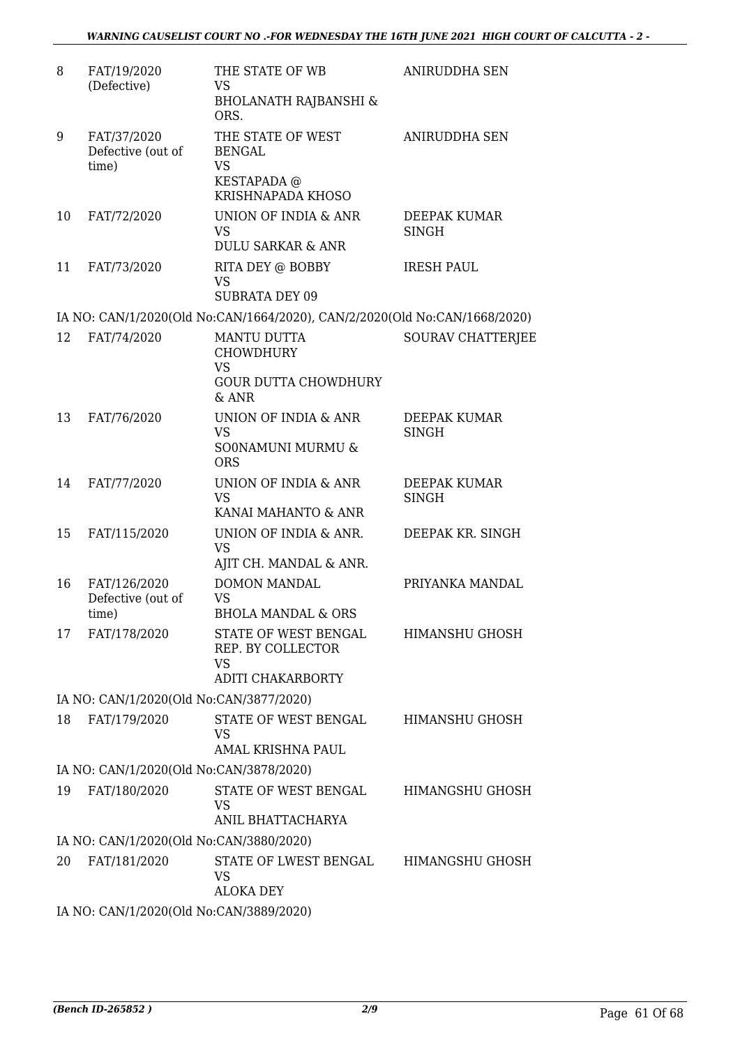| 8 | FAT/19/2020 (Defective) | THE STATE OF WB VS BHOLANATH RAJBANSHI & ORS. | ANIRUDDHA SEN |
|---|---|---|---|
| 9 | FAT/37/2020 Defective (out of time) | THE STATE OF WEST BENGAL VS KESTAPADA @ KRISHNAPADA KHOSO | ANIRUDDHA SEN |
| 10 | FAT/72/2020 | UNION OF INDIA & ANR VS DULU SARKAR & ANR | DEEPAK KUMAR SINGH |
| 11 | FAT/73/2020 | RITA DEY @ BOBBY VS SUBRATA DEY 09 | IRESH PAUL |
| | IA NO: CAN/1/2020(Old No:CAN/1664/2020), CAN/2/2020(Old No:CAN/1668/2020) | | |
| 12 | FAT/74/2020 | MANTU DUTTA CHOWDHURY VS GOUR DUTTA CHOWDHURY & ANR | SOURAV CHATTERJEE |
| 13 | FAT/76/2020 | UNION OF INDIA & ANR VS SO0NAMUNI MURMU & ORS | DEEPAK KUMAR SINGH |
| 14 | FAT/77/2020 | UNION OF INDIA & ANR VS KANAI MAHANTO & ANR | DEEPAK KUMAR SINGH |
| 15 | FAT/115/2020 | UNION OF INDIA & ANR. VS AJIT CH. MANDAL & ANR. | DEEPAK KR. SINGH |
| 16 | FAT/126/2020 Defective (out of time) | DOMON MANDAL VS BHOLA MANDAL & ORS | PRIYANKA MANDAL |
| 17 | FAT/178/2020 | STATE OF WEST BENGAL REP. BY COLLECTOR VS ADITI CHAKARBORTY | HIMANSHU GHOSH |
| | IA NO: CAN/1/2020(Old No:CAN/3877/2020) | | |
| 18 | FAT/179/2020 | STATE OF WEST BENGAL VS AMAL KRISHNA PAUL | HIMANSHU GHOSH |
| | IA NO: CAN/1/2020(Old No:CAN/3878/2020) | | |
| 19 | FAT/180/2020 | STATE OF WEST BENGAL VS ANIL BHATTACHARYA | HIMANGSHU GHOSH |
| | IA NO: CAN/1/2020(Old No:CAN/3880/2020) | | |
| 20 | FAT/181/2020 | STATE OF LWEST BENGAL VS ALOKA DEY | HIMANGSHU GHOSH |
| | IA NO: CAN/1/2020(Old No:CAN/3889/2020) | | |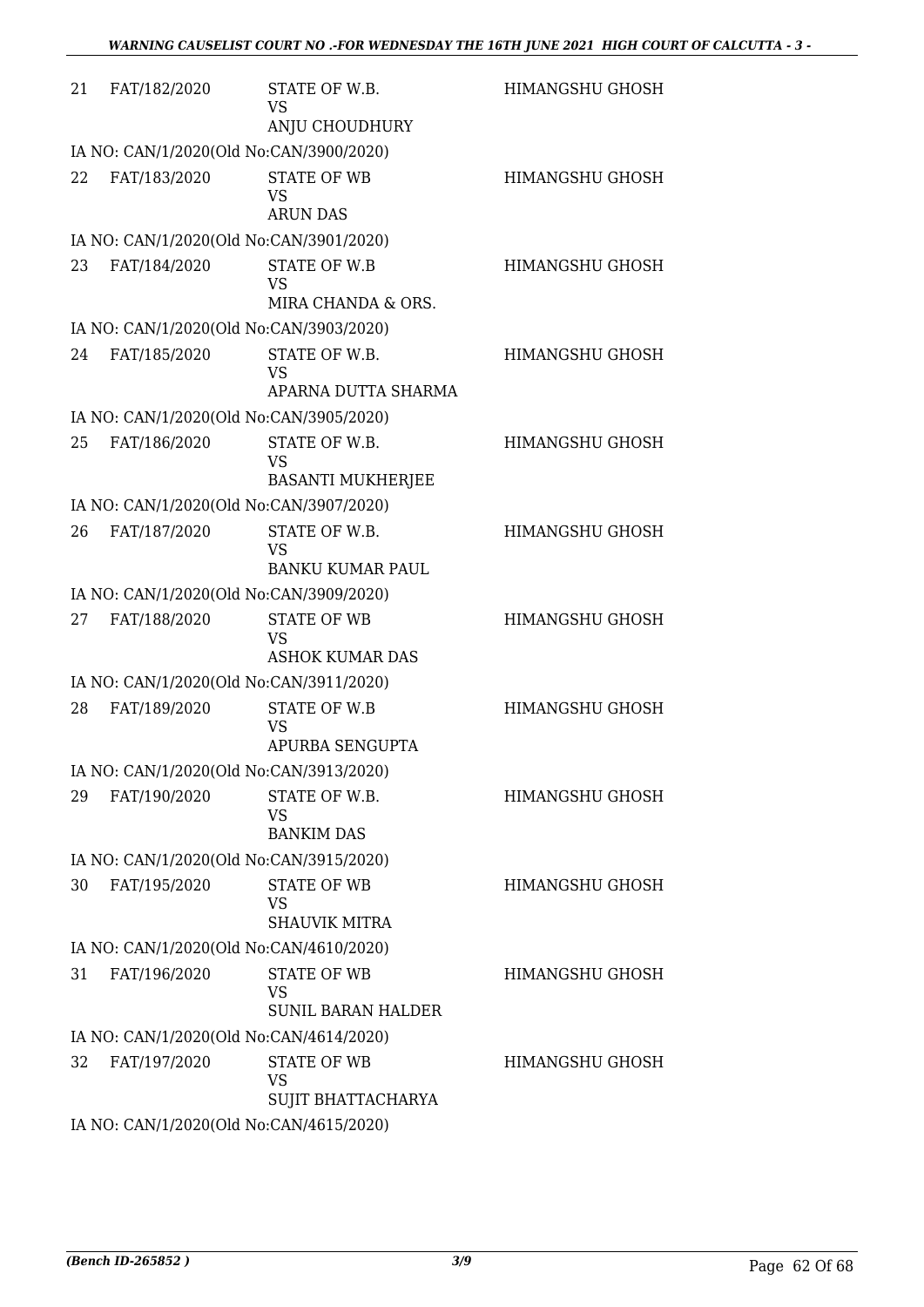| | | | |
|---|---|---|---|
| 21 | FAT/182/2020 | STATE OF W.B.<br>VS<br>ANJU CHOUDHURY | HIMANGSHU GHOSH |
| IA NO: CAN/1/2020(Old No:CAN/3900/2020) | | | |
| 22 | FAT/183/2020 | STATE OF WB<br>VS<br>ARUN DAS | HIMANGSHU GHOSH |
| IA NO: CAN/1/2020(Old No:CAN/3901/2020) | | | |
| 23 | FAT/184/2020 | STATE OF W.B<br>VS<br>MIRA CHANDA & ORS. | HIMANGSHU GHOSH |
| IA NO: CAN/1/2020(Old No:CAN/3903/2020) | | | |
| 24 | FAT/185/2020 | STATE OF W.B.<br>VS<br>APARNA DUTTA SHARMA | HIMANGSHU GHOSH |
| IA NO: CAN/1/2020(Old No:CAN/3905/2020) | | | |
| 25 | FAT/186/2020 | STATE OF W.B.<br>VS<br>BASANTI MUKHERJEE | HIMANGSHU GHOSH |
| IA NO: CAN/1/2020(Old No:CAN/3907/2020) | | | |
| 26 | FAT/187/2020 | STATE OF W.B.<br>VS<br>BANKU KUMAR PAUL | HIMANGSHU GHOSH |
| IA NO: CAN/1/2020(Old No:CAN/3909/2020) | | | |
| 27 | FAT/188/2020 | STATE OF WB<br>VS<br>ASHOK KUMAR DAS | HIMANGSHU GHOSH |
| IA NO: CAN/1/2020(Old No:CAN/3911/2020) | | | |
| 28 | FAT/189/2020 | STATE OF W.B<br>VS<br>APURBA SENGUPTA | HIMANGSHU GHOSH |
| IA NO: CAN/1/2020(Old No:CAN/3913/2020) | | | |
| 29 | FAT/190/2020 | STATE OF W.B.<br>VS<br>BANKIM DAS | HIMANGSHU GHOSH |
| IA NO: CAN/1/2020(Old No:CAN/3915/2020) | | | |
| 30 | FAT/195/2020 | STATE OF WB<br>VS<br>SHAUVIK MITRA | HIMANGSHU GHOSH |
| IA NO: CAN/1/2020(Old No:CAN/4610/2020) | | | |
| 31 | FAT/196/2020 | STATE OF WB<br>VS<br>SUNIL BARAN HALDER | HIMANGSHU GHOSH |
| IA NO: CAN/1/2020(Old No:CAN/4614/2020) | | | |
| 32 | FAT/197/2020 | STATE OF WB<br>VS<br>SUJIT BHATTACHARYA | HIMANGSHU GHOSH |
| IA NO: CAN/1/2020(Old No:CAN/4615/2020) | | | |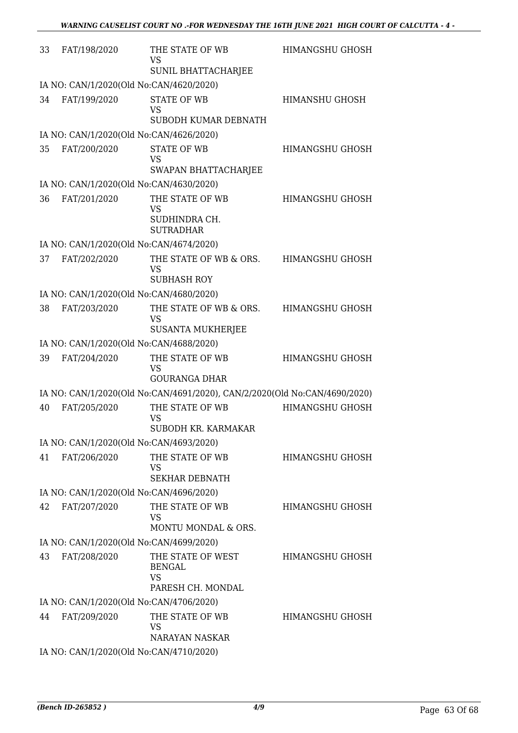| | | | |
|---|---|---|---|
| 33 | FAT/198/2020 | THE STATE OF WB<br>VS<br>SUNIL BHATTACHARJEE | HIMANGSHU GHOSH |
| IA NO: CAN/1/2020(Old No:CAN/4620/2020) | | | |
| 34 | FAT/199/2020 | STATE OF WB<br>VS<br>SUBODH KUMAR DEBNATH | HIMANSHU GHOSH |
| IA NO: CAN/1/2020(Old No:CAN/4626/2020) | | | |
| 35 | FAT/200/2020 | STATE OF WB<br>VS<br>SWAPAN BHATTACHARJEE | HIMANGSHU GHOSH |
| IA NO: CAN/1/2020(Old No:CAN/4630/2020) | | | |
| 36 | FAT/201/2020 | THE STATE OF WB<br>VS<br>SUDHINDRA CH.<br>SUTRADHAR | HIMANGSHU GHOSH |
| IA NO: CAN/1/2020(Old No:CAN/4674/2020) | | | |
| 37 | FAT/202/2020 | THE STATE OF WB & ORS.<br>VS<br>SUBHASH ROY | HIMANGSHU GHOSH |
| IA NO: CAN/1/2020(Old No:CAN/4680/2020) | | | |
| 38 | FAT/203/2020 | THE STATE OF WB & ORS.<br>VS<br>SUSANTA MUKHERJEE | HIMANGSHU GHOSH |
| IA NO: CAN/1/2020(Old No:CAN/4688/2020) | | | |
| 39 | FAT/204/2020 | THE STATE OF WB<br>VS<br>GOURANGA DHAR | HIMANGSHU GHOSH |
| IA NO: CAN/1/2020(Old No:CAN/4691/2020), CAN/2/2020(Old No:CAN/4690/2020) | | | |
| 40 | FAT/205/2020 | THE STATE OF WB<br>VS<br>SUBODH KR. KARMAKAR | HIMANGSHU GHOSH |
| IA NO: CAN/1/2020(Old No:CAN/4693/2020) | | | |
| 41 | FAT/206/2020 | THE STATE OF WB<br>VS<br>SEKHAR DEBNATH | HIMANGSHU GHOSH |
| IA NO: CAN/1/2020(Old No:CAN/4696/2020) | | | |
| 42 | FAT/207/2020 | THE STATE OF WB<br>VS<br>MONTU MONDAL & ORS. | HIMANGSHU GHOSH |
| IA NO: CAN/1/2020(Old No:CAN/4699/2020) | | | |
| 43 | FAT/208/2020 | THE STATE OF WEST<br>BENGAL<br>VS<br>PARESH CH. MONDAL | HIMANGSHU GHOSH |
| IA NO: CAN/1/2020(Old No:CAN/4706/2020) | | | |
| 44 | FAT/209/2020 | THE STATE OF WB<br>VS<br>NARAYAN NASKAR | HIMANGSHU GHOSH |
| IA NO: CAN/1/2020(Old No:CAN/4710/2020) | | | |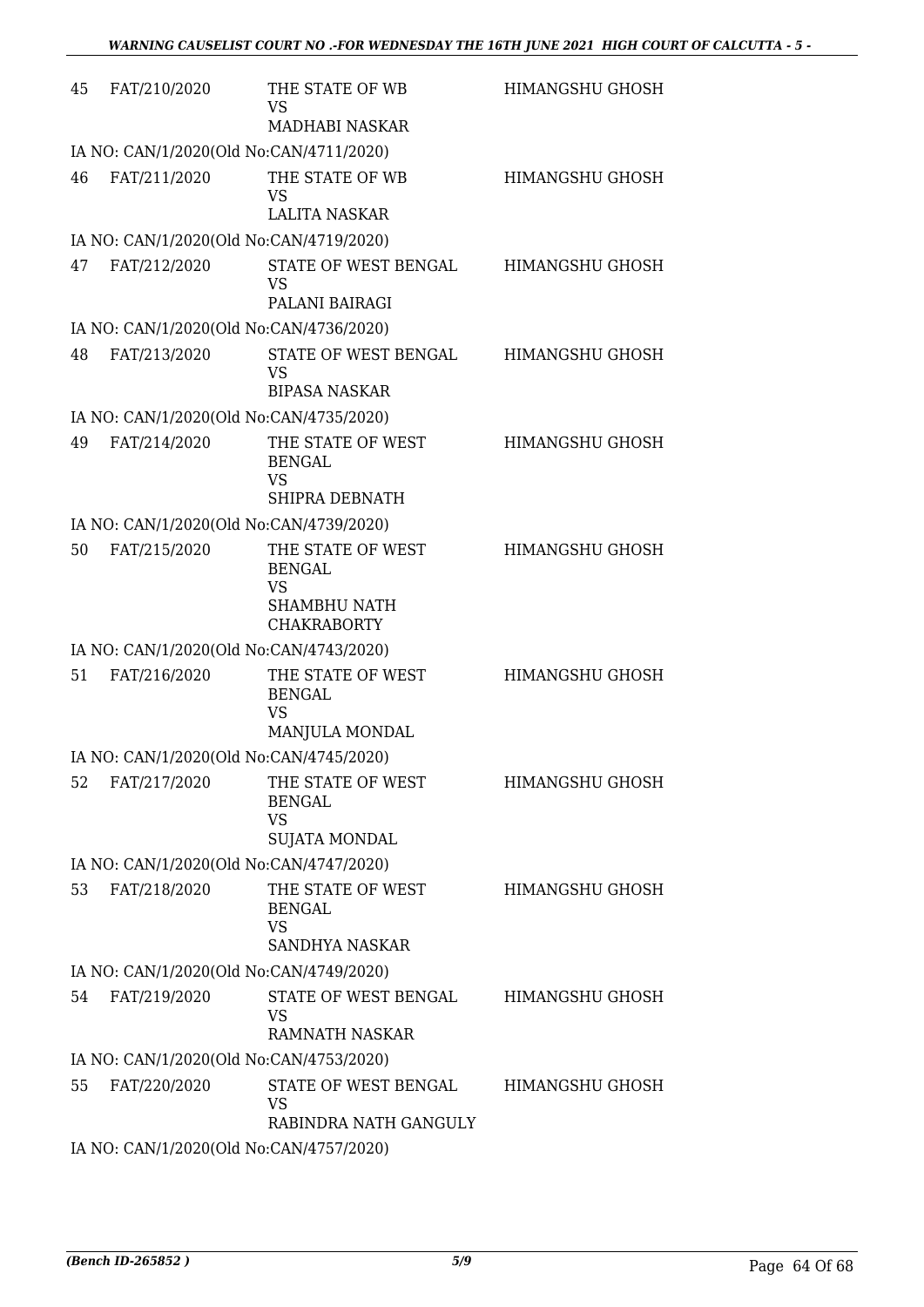| | | | |
|---|---|---|---|
| 45 | FAT/210/2020 | THE STATE OF WB<br>VS<br>MADHABI NASKAR | HIMANGSHU GHOSH |
| IA NO: CAN/1/2020(Old No:CAN/4711/2020) | | | |
| 46 | FAT/211/2020 | THE STATE OF WB<br>VS<br>LALITA NASKAR | HIMANGSHU GHOSH |
| IA NO: CAN/1/2020(Old No:CAN/4719/2020) | | | |
| 47 | FAT/212/2020 | STATE OF WEST BENGAL<br>VS<br>PALANI BAIRAGI | HIMANGSHU GHOSH |
| IA NO: CAN/1/2020(Old No:CAN/4736/2020) | | | |
| 48 | FAT/213/2020 | STATE OF WEST BENGAL<br>VS<br>BIPASA NASKAR | HIMANGSHU GHOSH |
| IA NO: CAN/1/2020(Old No:CAN/4735/2020) | | | |
| 49 | FAT/214/2020 | THE STATE OF WEST BENGAL<br>VS<br>SHIPRA DEBNATH | HIMANGSHU GHOSH |
| IA NO: CAN/1/2020(Old No:CAN/4739/2020) | | | |
| 50 | FAT/215/2020 | THE STATE OF WEST BENGAL<br>VS<br>SHAMBHU NATH CHAKRABORTY | HIMANGSHU GHOSH |
| IA NO: CAN/1/2020(Old No:CAN/4743/2020) | | | |
| 51 | FAT/216/2020 | THE STATE OF WEST BENGAL<br>VS<br>MANJULA MONDAL | HIMANGSHU GHOSH |
| IA NO: CAN/1/2020(Old No:CAN/4745/2020) | | | |
| 52 | FAT/217/2020 | THE STATE OF WEST BENGAL<br>VS<br>SUJATA MONDAL | HIMANGSHU GHOSH |
| IA NO: CAN/1/2020(Old No:CAN/4747/2020) | | | |
| 53 | FAT/218/2020 | THE STATE OF WEST BENGAL<br>VS<br>SANDHYA NASKAR | HIMANGSHU GHOSH |
| IA NO: CAN/1/2020(Old No:CAN/4749/2020) | | | |
| 54 | FAT/219/2020 | STATE OF WEST BENGAL<br>VS<br>RAMNATH NASKAR | HIMANGSHU GHOSH |
| IA NO: CAN/1/2020(Old No:CAN/4753/2020) | | | |
| 55 | FAT/220/2020 | STATE OF WEST BENGAL<br>VS<br>RABINDRA NATH GANGULY | HIMANGSHU GHOSH |
| IA NO: CAN/1/2020(Old No:CAN/4757/2020) | | | |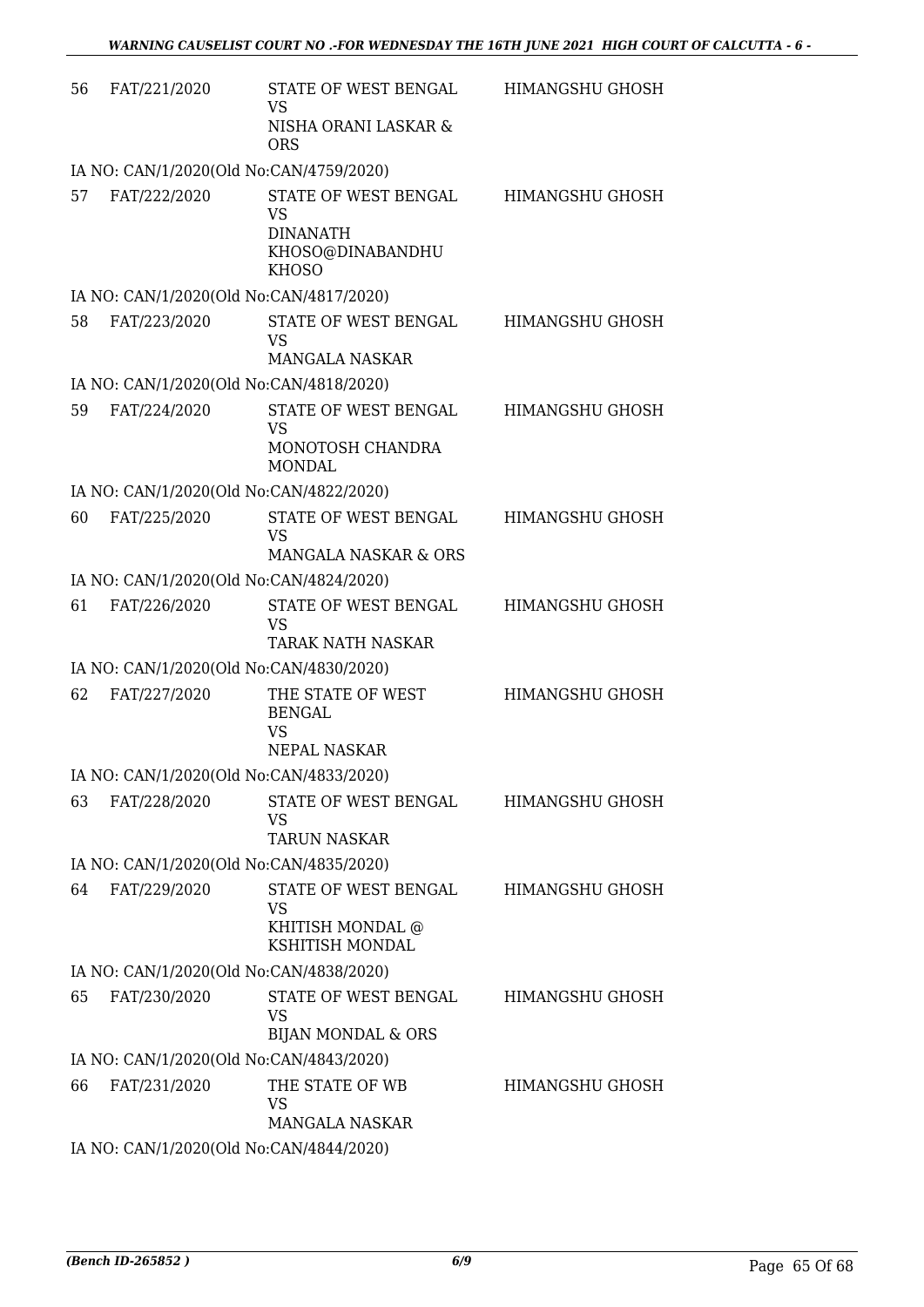| | | | |
|---|---|---|---|
| 56 | FAT/221/2020 | STATE OF WEST BENGAL VS NISHA ORANI LASKAR & ORS | HIMANGSHU GHOSH |
| | IA NO: CAN/1/2020(Old No:CAN/4759/2020) | | |
| 57 | FAT/222/2020 | STATE OF WEST BENGAL VS DINANATH KHOSO@DINABANDHU KHOSO | HIMANGSHU GHOSH |
| | IA NO: CAN/1/2020(Old No:CAN/4817/2020) | | |
| 58 | FAT/223/2020 | STATE OF WEST BENGAL VS MANGALA NASKAR | HIMANGSHU GHOSH |
| | IA NO: CAN/1/2020(Old No:CAN/4818/2020) | | |
| 59 | FAT/224/2020 | STATE OF WEST BENGAL VS MONOTOSH CHANDRA MONDAL | HIMANGSHU GHOSH |
| | IA NO: CAN/1/2020(Old No:CAN/4822/2020) | | |
| 60 | FAT/225/2020 | STATE OF WEST BENGAL VS MANGALA NASKAR & ORS | HIMANGSHU GHOSH |
| | IA NO: CAN/1/2020(Old No:CAN/4824/2020) | | |
| 61 | FAT/226/2020 | STATE OF WEST BENGAL VS TARAK NATH NASKAR | HIMANGSHU GHOSH |
| | IA NO: CAN/1/2020(Old No:CAN/4830/2020) | | |
| 62 | FAT/227/2020 | THE STATE OF WEST BENGAL VS NEPAL NASKAR | HIMANGSHU GHOSH |
| | IA NO: CAN/1/2020(Old No:CAN/4833/2020) | | |
| 63 | FAT/228/2020 | STATE OF WEST BENGAL VS TARUN NASKAR | HIMANGSHU GHOSH |
| | IA NO: CAN/1/2020(Old No:CAN/4835/2020) | | |
| 64 | FAT/229/2020 | STATE OF WEST BENGAL VS KHITISH MONDAL @ KSHITISH MONDAL | HIMANGSHU GHOSH |
| | IA NO: CAN/1/2020(Old No:CAN/4838/2020) | | |
| 65 | FAT/230/2020 | STATE OF WEST BENGAL VS BIJAN MONDAL & ORS | HIMANGSHU GHOSH |
| | IA NO: CAN/1/2020(Old No:CAN/4843/2020) | | |
| 66 | FAT/231/2020 | THE STATE OF WB VS MANGALA NASKAR | HIMANGSHU GHOSH |
| | IA NO: CAN/1/2020(Old No:CAN/4844/2020) | | |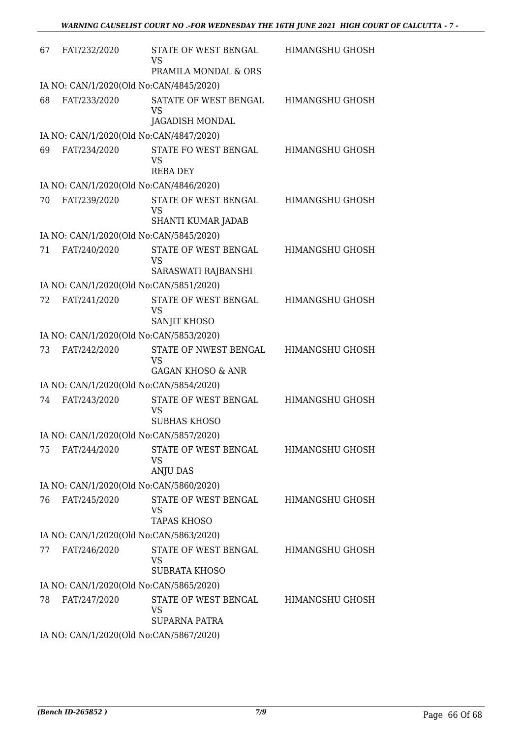| | | | |
|---|---|---|---|
| 67 | FAT/232/2020 | STATE OF WEST BENGAL<br>VS<br>PRAMILA MONDAL & ORS | HIMANGSHU GHOSH |
| | IA NO: CAN/1/2020(Old No:CAN/4845/2020) | | |
| 68 | FAT/233/2020 | SATATE OF WEST BENGAL<br>VS<br>JAGADISH MONDAL | HIMANGSHU GHOSH |
| | IA NO: CAN/1/2020(Old No:CAN/4847/2020) | | |
| 69 | FAT/234/2020 | STATE FO WEST BENGAL<br>VS<br>REBA DEY | HIMANGSHU GHOSH |
| | IA NO: CAN/1/2020(Old No:CAN/4846/2020) | | |
| 70 | FAT/239/2020 | STATE OF WEST BENGAL<br>VS<br>SHANTI KUMAR JADAB | HIMANGSHU GHOSH |
| | IA NO: CAN/1/2020(Old No:CAN/5845/2020) | | |
| 71 | FAT/240/2020 | STATE OF WEST BENGAL<br>VS<br>SARASWATI RAJBANSHI | HIMANGSHU GHOSH |
| | IA NO: CAN/1/2020(Old No:CAN/5851/2020) | | |
| 72 | FAT/241/2020 | STATE OF WEST BENGAL<br>VS<br>SANJIT KHOSO | HIMANGSHU GHOSH |
| | IA NO: CAN/1/2020(Old No:CAN/5853/2020) | | |
| 73 | FAT/242/2020 | STATE OF NWEST BENGAL<br>VS<br>GAGAN KHOSO & ANR | HIMANGSHU GHOSH |
| | IA NO: CAN/1/2020(Old No:CAN/5854/2020) | | |
| 74 | FAT/243/2020 | STATE OF WEST BENGAL<br>VS<br>SUBHAS KHOSO | HIMANGSHU GHOSH |
| | IA NO: CAN/1/2020(Old No:CAN/5857/2020) | | |
| 75 | FAT/244/2020 | STATE OF WEST BENGAL<br>VS<br>ANJU DAS | HIMANGSHU GHOSH |
| | IA NO: CAN/1/2020(Old No:CAN/5860/2020) | | |
| 76 | FAT/245/2020 | STATE OF WEST BENGAL<br>VS<br>TAPAS KHOSO | HIMANGSHU GHOSH |
| | IA NO: CAN/1/2020(Old No:CAN/5863/2020) | | |
| 77 | FAT/246/2020 | STATE OF WEST BENGAL<br>VS<br>SUBRATA KHOSO | HIMANGSHU GHOSH |
| | IA NO: CAN/1/2020(Old No:CAN/5865/2020) | | |
| 78 | FAT/247/2020 | STATE OF WEST BENGAL<br>VS<br>SUPARNA PATRA | HIMANGSHU GHOSH |
| | IA NO: CAN/1/2020(Old No:CAN/5867/2020) | | |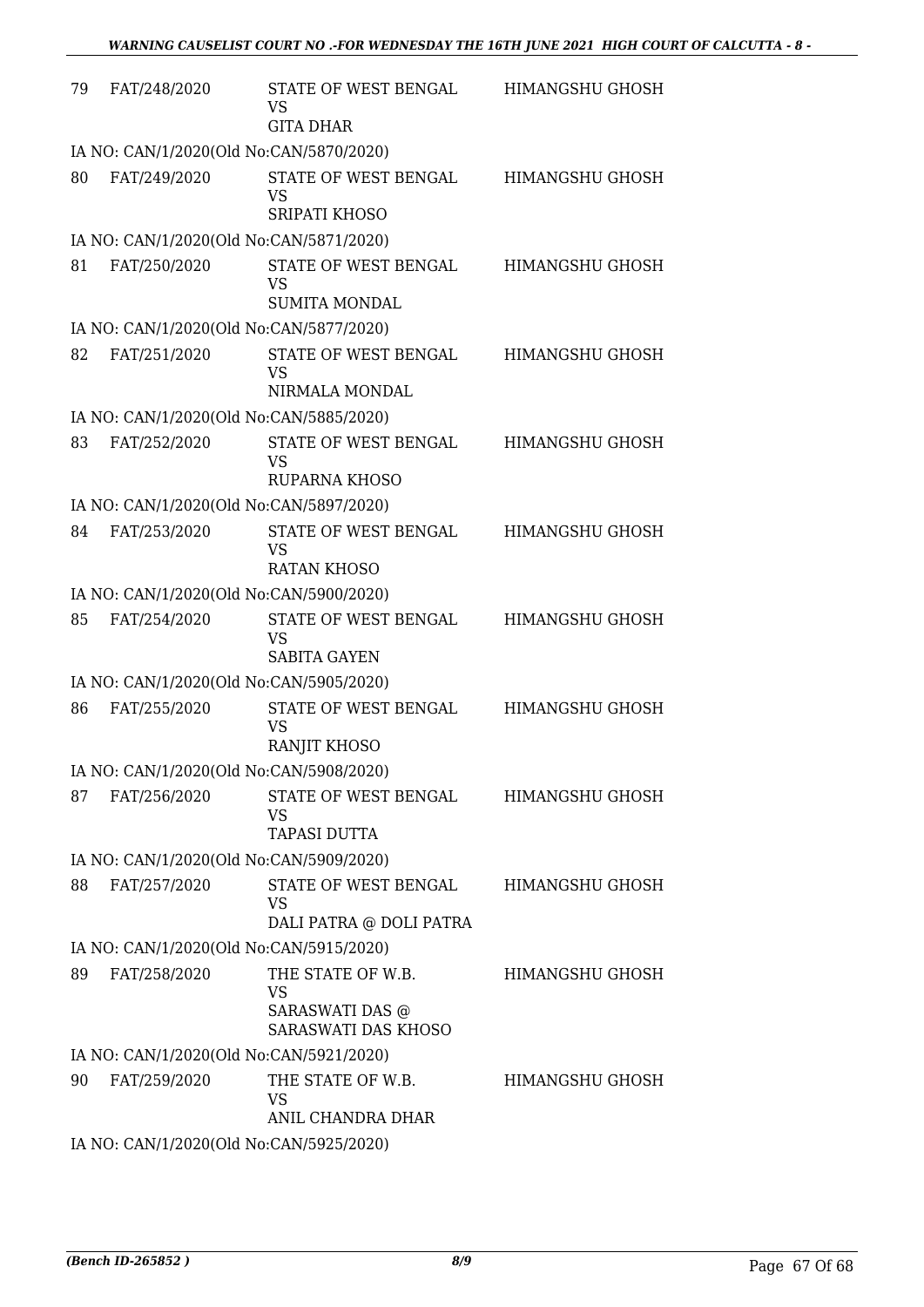| | | | |
|---|---|---|---|
| 79 | FAT/248/2020 | STATE OF WEST BENGAL<br>VS<br>GITA DHAR | HIMANGSHU GHOSH |
| | IA NO: CAN/1/2020(Old No:CAN/5870/2020) | | |
| 80 | FAT/249/2020 | STATE OF WEST BENGAL<br>VS<br>SRIPATI KHOSO | HIMANGSHU GHOSH |
| | IA NO: CAN/1/2020(Old No:CAN/5871/2020) | | |
| 81 | FAT/250/2020 | STATE OF WEST BENGAL<br>VS<br>SUMITA MONDAL | HIMANGSHU GHOSH |
| | IA NO: CAN/1/2020(Old No:CAN/5877/2020) | | |
| 82 | FAT/251/2020 | STATE OF WEST BENGAL<br>VS<br>NIRMALA MONDAL | HIMANGSHU GHOSH |
| | IA NO: CAN/1/2020(Old No:CAN/5885/2020) | | |
| 83 | FAT/252/2020 | STATE OF WEST BENGAL<br>VS<br>RUPARNA KHOSO | HIMANGSHU GHOSH |
| | IA NO: CAN/1/2020(Old No:CAN/5897/2020) | | |
| 84 | FAT/253/2020 | STATE OF WEST BENGAL<br>VS<br>RATAN KHOSO | HIMANGSHU GHOSH |
| | IA NO: CAN/1/2020(Old No:CAN/5900/2020) | | |
| 85 | FAT/254/2020 | STATE OF WEST BENGAL<br>VS<br>SABITA GAYEN | HIMANGSHU GHOSH |
| | IA NO: CAN/1/2020(Old No:CAN/5905/2020) | | |
| 86 | FAT/255/2020 | STATE OF WEST BENGAL<br>VS<br>RANJIT KHOSO | HIMANGSHU GHOSH |
| | IA NO: CAN/1/2020(Old No:CAN/5908/2020) | | |
| 87 | FAT/256/2020 | STATE OF WEST BENGAL<br>VS<br>TAPASI DUTTA | HIMANGSHU GHOSH |
| | IA NO: CAN/1/2020(Old No:CAN/5909/2020) | | |
| 88 | FAT/257/2020 | STATE OF WEST BENGAL<br>VS<br>DALI PATRA @ DOLI PATRA | HIMANGSHU GHOSH |
| | IA NO: CAN/1/2020(Old No:CAN/5915/2020) | | |
| 89 | FAT/258/2020 | THE STATE OF W.B.<br>VS<br>SARASWATI DAS @<br>SARASWATI DAS KHOSO | HIMANGSHU GHOSH |
| | IA NO: CAN/1/2020(Old No:CAN/5921/2020) | | |
| 90 | FAT/259/2020 | THE STATE OF W.B.<br>VS<br>ANIL CHANDRA DHAR | HIMANGSHU GHOSH |
| | IA NO: CAN/1/2020(Old No:CAN/5925/2020) | | |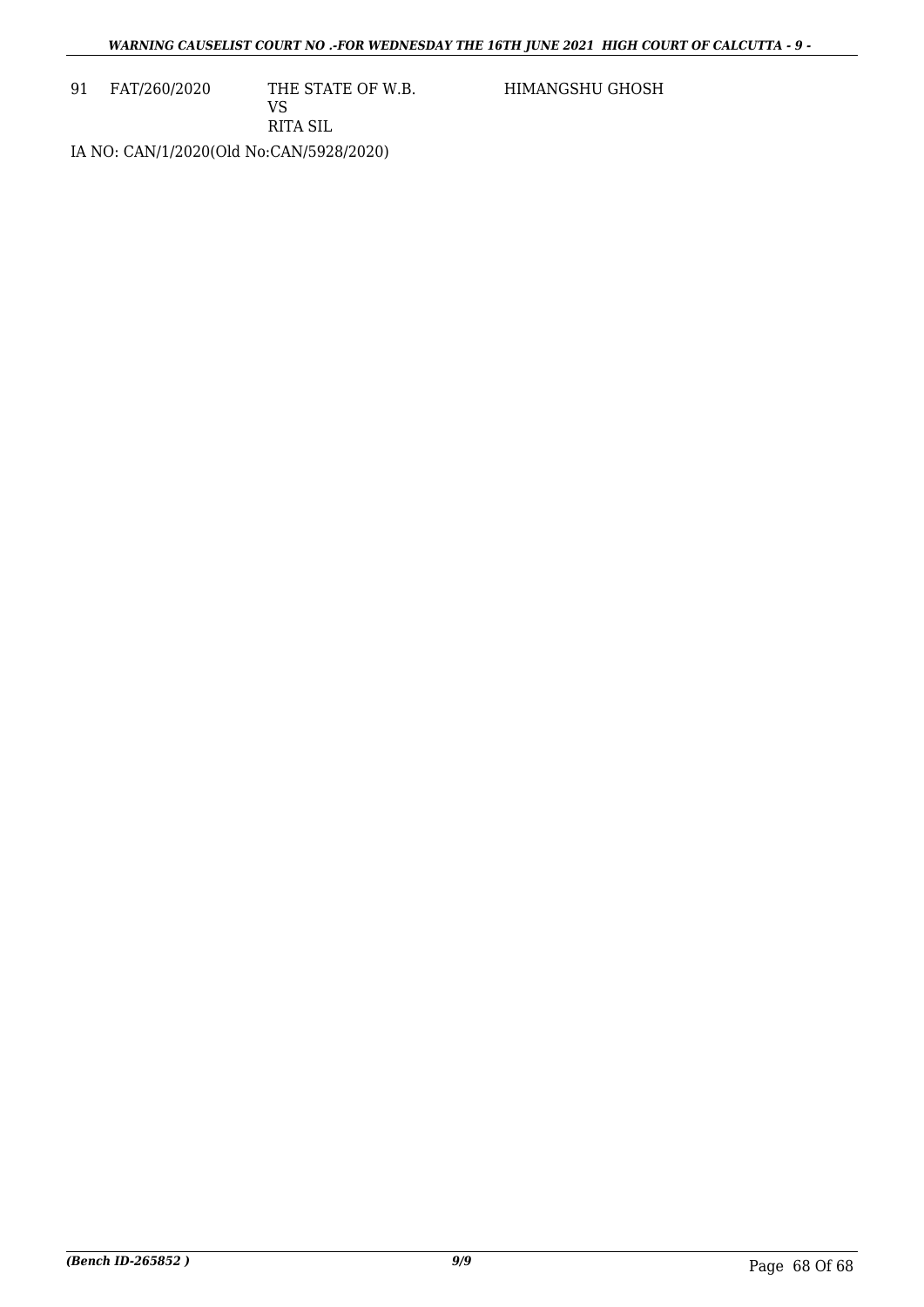| | | | |
|---|---|---|---|
| 91 | FAT/260/2020 | THE STATE OF W.B.<br>VS<br>RITA SIL | HIMANGSHU GHOSH |

IA NO: CAN/1/2020(Old No:CAN/5928/2020)